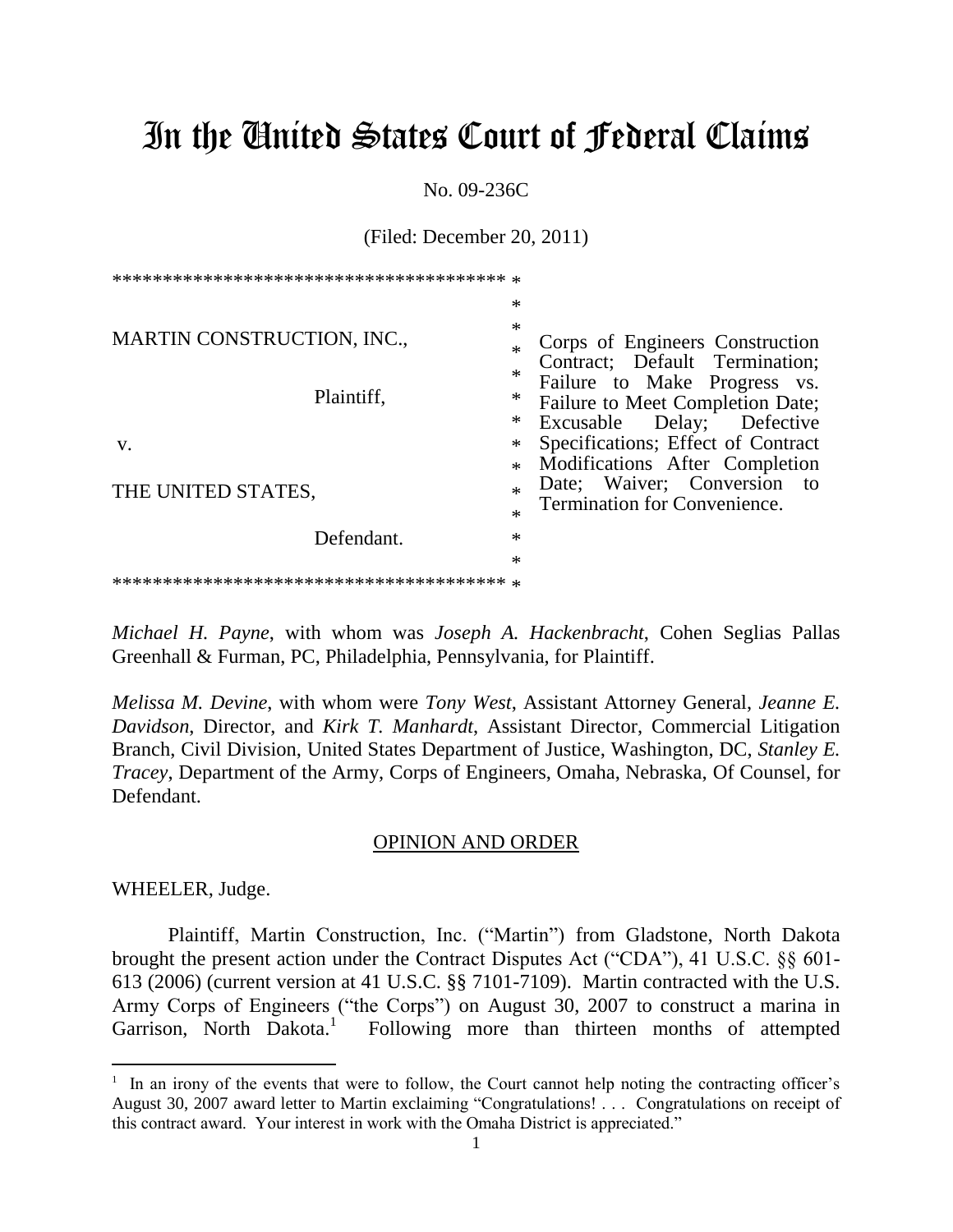# In the United States Court of Federal Claims

No. 09-236C

(Filed: December 20, 2011)

| | |
|---|---|
| MARTIN CONSTRUCTION, INC.,<br><br>Plaintiff,<br><br>v.<br><br>THE UNITED STATES,<br><br>Defendant. | Corps of Engineers Construction Contract; Default Termination; Failure to Make Progress vs. Failure to Meet Completion Date; Excusable Delay; Defective Specifications; Effect of Contract Modifications After Completion Date; Waiver; Conversion to Termination for Convenience. |

*Michael H. Payne*, with whom was *Joseph A. Hackenbracht*, Cohen Seglias Pallas Greenhall & Furman, PC, Philadelphia, Pennsylvania, for Plaintiff.

*Melissa M. Devine*, with whom were *Tony West*, Assistant Attorney General, *Jeanne E. Davidson*, Director, and *Kirk T. Manhardt*, Assistant Director, Commercial Litigation Branch, Civil Division, United States Department of Justice, Washington, DC, *Stanley E. Tracey*, Department of the Army, Corps of Engineers, Omaha, Nebraska, Of Counsel, for Defendant.

## OPINION AND ORDER

WHEELER, Judge.

Plaintiff, Martin Construction, Inc. ("Martin") from Gladstone, North Dakota brought the present action under the Contract Disputes Act ("CDA"), 41 U.S.C. §§ 601-613 (2006) (current version at 41 U.S.C. §§ 7101-7109). Martin contracted with the U.S. Army Corps of Engineers ("the Corps") on August 30, 2007 to construct a marina in Garrison, North Dakota.[1] Following more than thirteen months of attempted

[1] In an irony of the events that were to follow, the Court cannot help noting the contracting officer's August 30, 2007 award letter to Martin exclaiming "Congratulations! . . . Congratulations on receipt of this contract award. Your interest in work with the Omaha District is appreciated."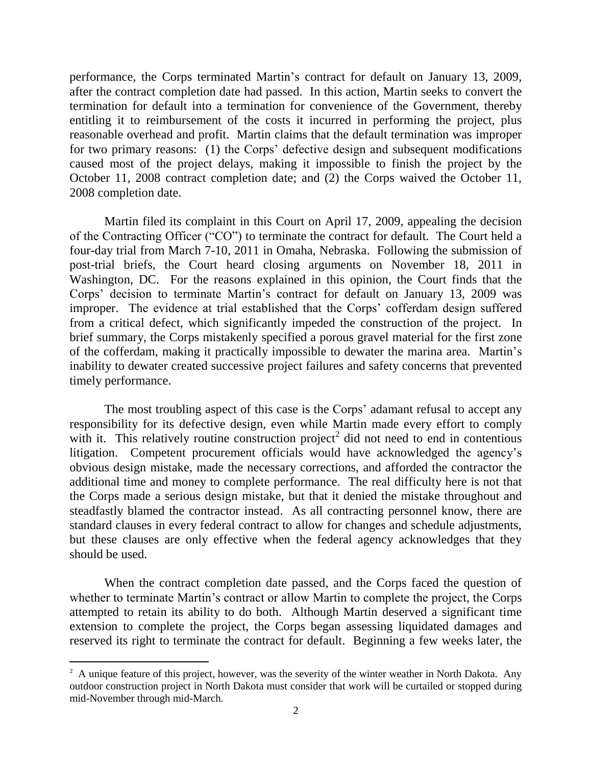performance, the Corps terminated Martin's contract for default on January 13, 2009, after the contract completion date had passed. In this action, Martin seeks to convert the termination for default into a termination for convenience of the Government, thereby entitling it to reimbursement of the costs it incurred in performing the project, plus reasonable overhead and profit. Martin claims that the default termination was improper for two primary reasons: (1) the Corps' defective design and subsequent modifications caused most of the project delays, making it impossible to finish the project by the October 11, 2008 contract completion date; and (2) the Corps waived the October 11, 2008 completion date.

Martin filed its complaint in this Court on April 17, 2009, appealing the decision of the Contracting Officer ("CO") to terminate the contract for default. The Court held a four-day trial from March 7-10, 2011 in Omaha, Nebraska. Following the submission of post-trial briefs, the Court heard closing arguments on November 18, 2011 in Washington, DC. For the reasons explained in this opinion, the Court finds that the Corps' decision to terminate Martin's contract for default on January 13, 2009 was improper. The evidence at trial established that the Corps' cofferdam design suffered from a critical defect, which significantly impeded the construction of the project. In brief summary, the Corps mistakenly specified a porous gravel material for the first zone of the cofferdam, making it practically impossible to dewater the marina area. Martin's inability to dewater created successive project failures and safety concerns that prevented timely performance.

The most troubling aspect of this case is the Corps' adamant refusal to accept any responsibility for its defective design, even while Martin made every effort to comply with it. This relatively routine construction project[2] did not need to end in contentious litigation. Competent procurement officials would have acknowledged the agency's obvious design mistake, made the necessary corrections, and afforded the contractor the additional time and money to complete performance. The real difficulty here is not that the Corps made a serious design mistake, but that it denied the mistake throughout and steadfastly blamed the contractor instead. As all contracting personnel know, there are standard clauses in every federal contract to allow for changes and schedule adjustments, but these clauses are only effective when the federal agency acknowledges that they should be used.

When the contract completion date passed, and the Corps faced the question of whether to terminate Martin's contract or allow Martin to complete the project, the Corps attempted to retain its ability to do both. Although Martin deserved a significant time extension to complete the project, the Corps began assessing liquidated damages and reserved its right to terminate the contract for default. Beginning a few weeks later, the

---

[2] A unique feature of this project, however, was the severity of the winter weather in North Dakota. Any outdoor construction project in North Dakota must consider that work will be curtailed or stopped during mid-November through mid-March.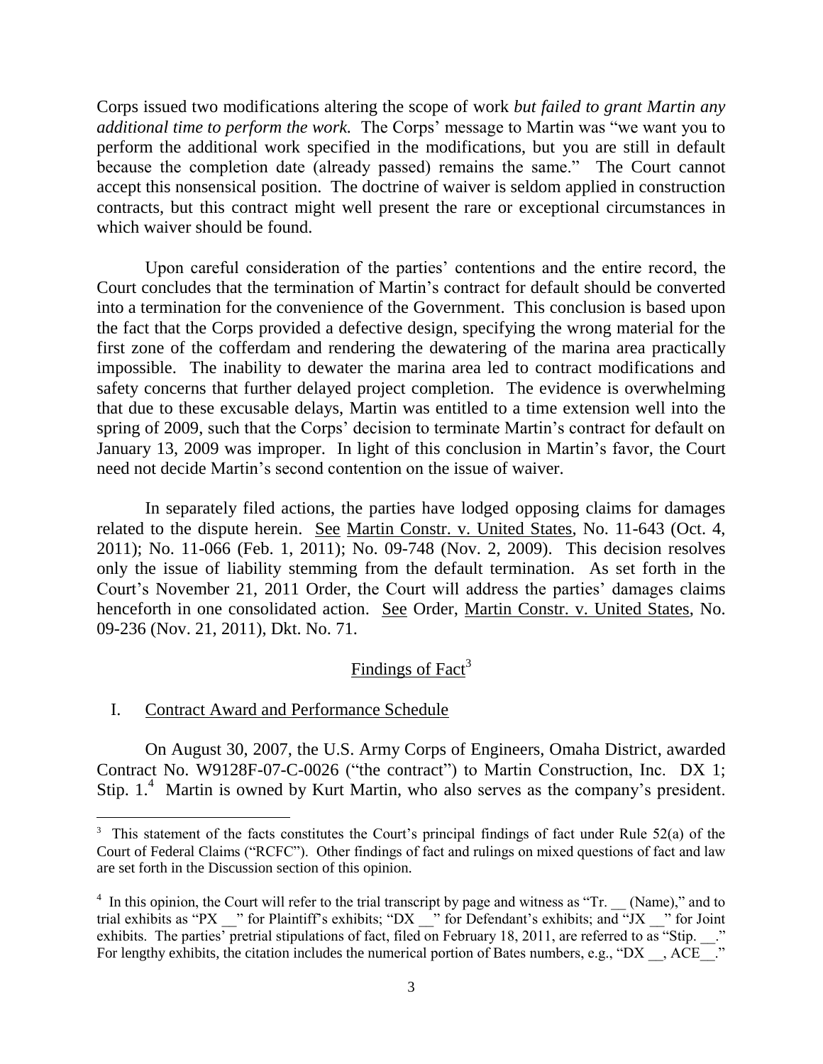Corps issued two modifications altering the scope of work *but failed to grant Martin any additional time to perform the work.* The Corps' message to Martin was "we want you to perform the additional work specified in the modifications, but you are still in default because the completion date (already passed) remains the same." The Court cannot accept this nonsensical position. The doctrine of waiver is seldom applied in construction contracts, but this contract might well present the rare or exceptional circumstances in which waiver should be found.

Upon careful consideration of the parties' contentions and the entire record, the Court concludes that the termination of Martin's contract for default should be converted into a termination for the convenience of the Government. This conclusion is based upon the fact that the Corps provided a defective design, specifying the wrong material for the first zone of the cofferdam and rendering the dewatering of the marina area practically impossible. The inability to dewater the marina area led to contract modifications and safety concerns that further delayed project completion. The evidence is overwhelming that due to these excusable delays, Martin was entitled to a time extension well into the spring of 2009, such that the Corps' decision to terminate Martin's contract for default on January 13, 2009 was improper. In light of this conclusion in Martin's favor, the Court need not decide Martin's second contention on the issue of waiver.

In separately filed actions, the parties have lodged opposing claims for damages related to the dispute herein. See Martin Constr. v. United States, No. 11-643 (Oct. 4, 2011); No. 11-066 (Feb. 1, 2011); No. 09-748 (Nov. 2, 2009). This decision resolves only the issue of liability stemming from the default termination. As set forth in the Court's November 21, 2011 Order, the Court will address the parties' damages claims henceforth in one consolidated action. See Order, Martin Constr. v. United States, No. 09-236 (Nov. 21, 2011), Dkt. No. 71.

## Findings of Fact[3]

### I. Contract Award and Performance Schedule

On August 30, 2007, the U.S. Army Corps of Engineers, Omaha District, awarded Contract No. W9128F-07-C-0026 ("the contract") to Martin Construction, Inc. DX 1; Stip. 1.[4] Martin is owned by Kurt Martin, who also serves as the company's president.

---

[3] This statement of the facts constitutes the Court's principal findings of fact under Rule 52(a) of the Court of Federal Claims ("RCFC"). Other findings of fact and rulings on mixed questions of fact and law are set forth in the Discussion section of this opinion.

[4] In this opinion, the Court will refer to the trial transcript by page and witness as "Tr. __ (Name)," and to trial exhibits as "PX __" for Plaintiff's exhibits; "DX __" for Defendant's exhibits; and "JX __" for Joint exhibits. The parties' pretrial stipulations of fact, filed on February 18, 2011, are referred to as "Stip. __." For lengthy exhibits, the citation includes the numerical portion of Bates numbers, e.g., "DX __, ACE__."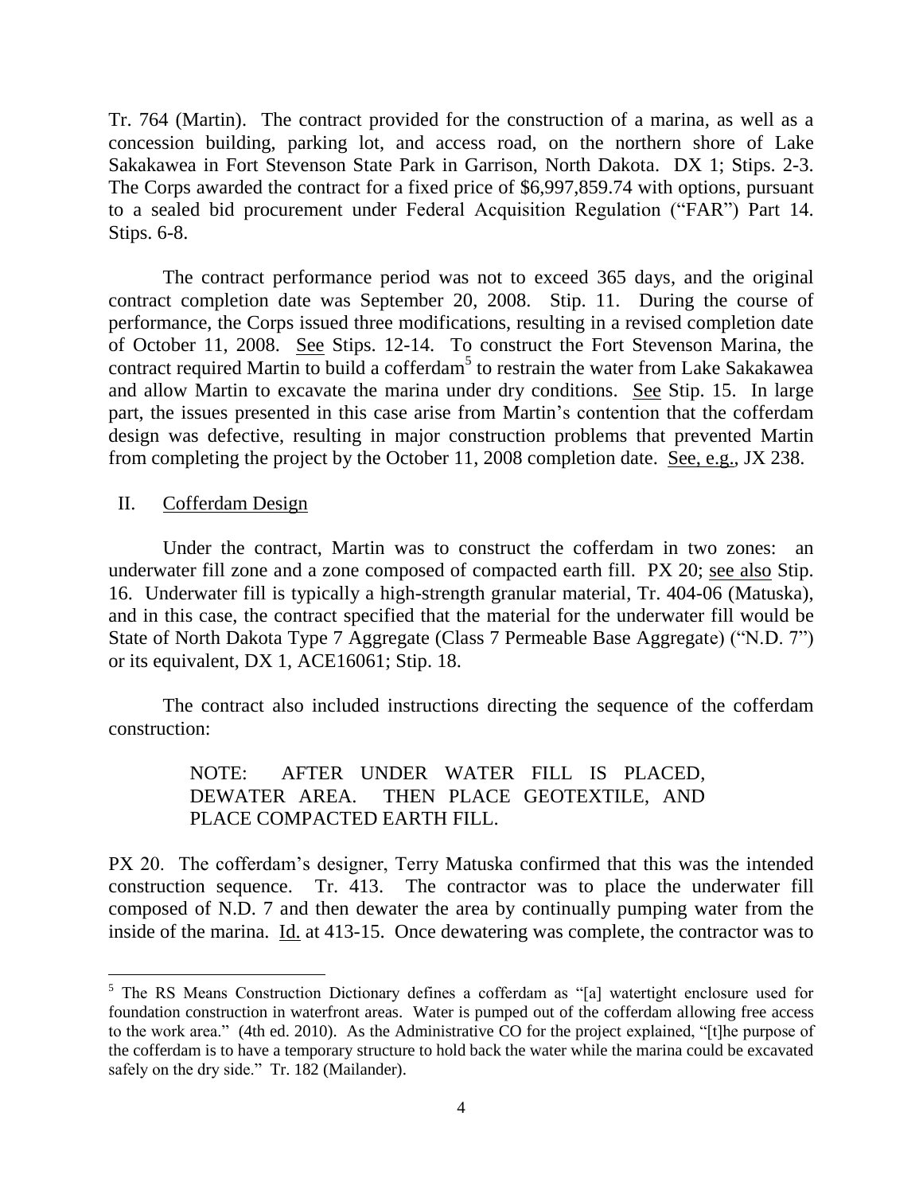Tr. 764 (Martin). The contract provided for the construction of a marina, as well as a concession building, parking lot, and access road, on the northern shore of Lake Sakakawea in Fort Stevenson State Park in Garrison, North Dakota. DX 1; Stips. 2-3. The Corps awarded the contract for a fixed price of $6,997,859.74 with options, pursuant to a sealed bid procurement under Federal Acquisition Regulation ("FAR") Part 14. Stips. 6-8.

The contract performance period was not to exceed 365 days, and the original contract completion date was September 20, 2008. Stip. 11. During the course of performance, the Corps issued three modifications, resulting in a revised completion date of October 11, 2008. See Stips. 12-14. To construct the Fort Stevenson Marina, the contract required Martin to build a cofferdam[5] to restrain the water from Lake Sakakawea and allow Martin to excavate the marina under dry conditions. See Stip. 15. In large part, the issues presented in this case arise from Martin's contention that the cofferdam design was defective, resulting in major construction problems that prevented Martin from completing the project by the October 11, 2008 completion date. See, e.g., JX 238.

## II. Cofferdam Design

Under the contract, Martin was to construct the cofferdam in two zones: an underwater fill zone and a zone composed of compacted earth fill. PX 20; see also Stip. 16. Underwater fill is typically a high-strength granular material, Tr. 404-06 (Matuska), and in this case, the contract specified that the material for the underwater fill would be State of North Dakota Type 7 Aggregate (Class 7 Permeable Base Aggregate) ("N.D. 7") or its equivalent, DX 1, ACE16061; Stip. 18.

The contract also included instructions directing the sequence of the cofferdam construction:

> NOTE: AFTER UNDER WATER FILL IS PLACED, DEWATER AREA. THEN PLACE GEOTEXTILE, AND PLACE COMPACTED EARTH FILL.

PX 20. The cofferdam's designer, Terry Matuska confirmed that this was the intended construction sequence. Tr. 413. The contractor was to place the underwater fill composed of N.D. 7 and then dewater the area by continually pumping water from the inside of the marina. Id. at 413-15. Once dewatering was complete, the contractor was to

---

[5] The RS Means Construction Dictionary defines a cofferdam as "[a] watertight enclosure used for foundation construction in waterfront areas. Water is pumped out of the cofferdam allowing free access to the work area." (4th ed. 2010). As the Administrative CO for the project explained, "[t]he purpose of the cofferdam is to have a temporary structure to hold back the water while the marina could be excavated safely on the dry side." Tr. 182 (Mailander).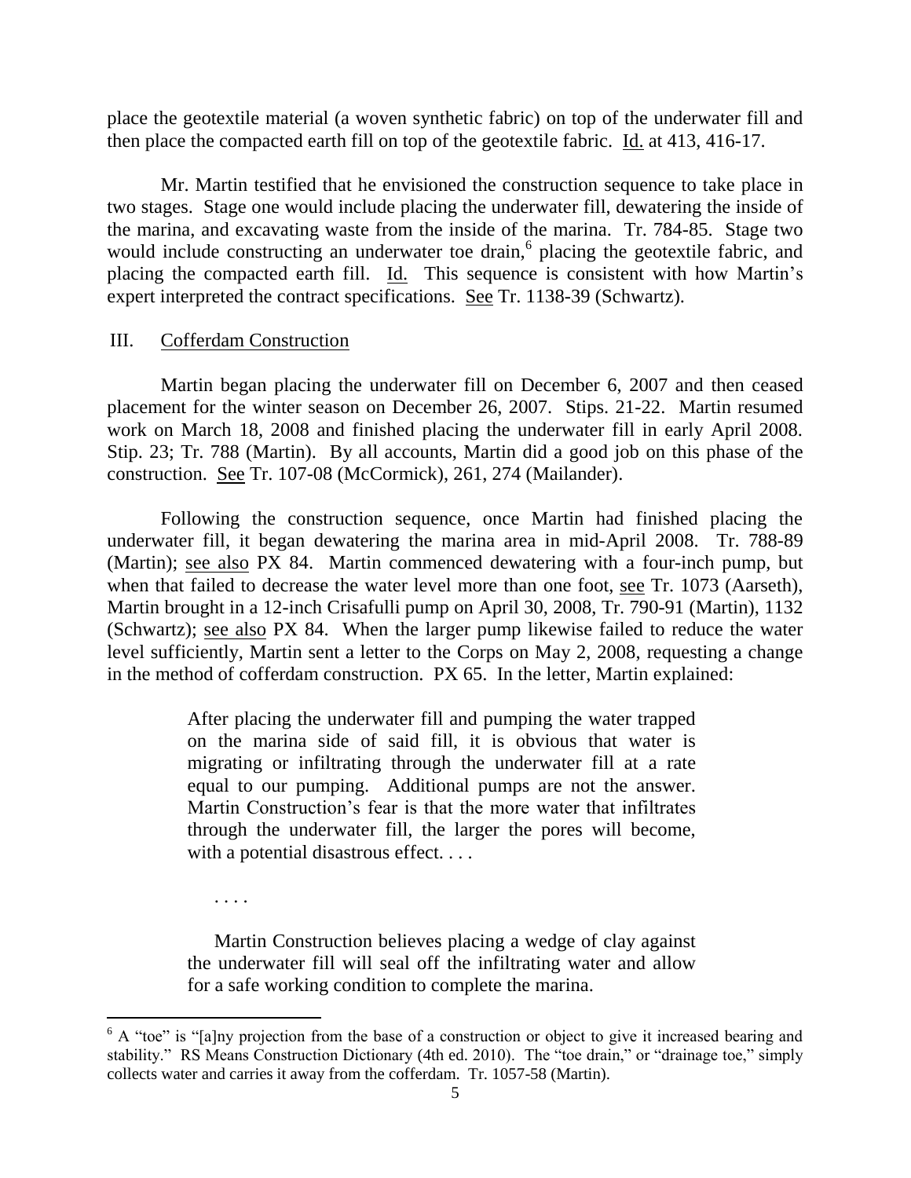place the geotextile material (a woven synthetic fabric) on top of the underwater fill and then place the compacted earth fill on top of the geotextile fabric. Id. at 413, 416-17.

Mr. Martin testified that he envisioned the construction sequence to take place in two stages. Stage one would include placing the underwater fill, dewatering the inside of the marina, and excavating waste from the inside of the marina. Tr. 784-85. Stage two would include constructing an underwater toe drain,[6] placing the geotextile fabric, and placing the compacted earth fill. Id. This sequence is consistent with how Martin's expert interpreted the contract specifications. See Tr. 1138-39 (Schwartz).

## III. Cofferdam Construction

Martin began placing the underwater fill on December 6, 2007 and then ceased placement for the winter season on December 26, 2007. Stips. 21-22. Martin resumed work on March 18, 2008 and finished placing the underwater fill in early April 2008. Stip. 23; Tr. 788 (Martin). By all accounts, Martin did a good job on this phase of the construction. See Tr. 107-08 (McCormick), 261, 274 (Mailander).

Following the construction sequence, once Martin had finished placing the underwater fill, it began dewatering the marina area in mid-April 2008. Tr. 788-89 (Martin); see also PX 84. Martin commenced dewatering with a four-inch pump, but when that failed to decrease the water level more than one foot, see Tr. 1073 (Aarseth), Martin brought in a 12-inch Crisafulli pump on April 30, 2008, Tr. 790-91 (Martin), 1132 (Schwartz); see also PX 84. When the larger pump likewise failed to reduce the water level sufficiently, Martin sent a letter to the Corps on May 2, 2008, requesting a change in the method of cofferdam construction. PX 65. In the letter, Martin explained:

> After placing the underwater fill and pumping the water trapped on the marina side of said fill, it is obvious that water is migrating or infiltrating through the underwater fill at a rate equal to our pumping. Additional pumps are not the answer. Martin Construction's fear is that the more water that infiltrates through the underwater fill, the larger the pores will become, with a potential disastrous effect. . . .
>
> . . . .
>
> Martin Construction believes placing a wedge of clay against the underwater fill will seal off the infiltrating water and allow for a safe working condition to complete the marina.

[6] A "toe" is "[a]ny projection from the base of a construction or object to give it increased bearing and stability." RS Means Construction Dictionary (4th ed. 2010). The "toe drain," or "drainage toe," simply collects water and carries it away from the cofferdam. Tr. 1057-58 (Martin).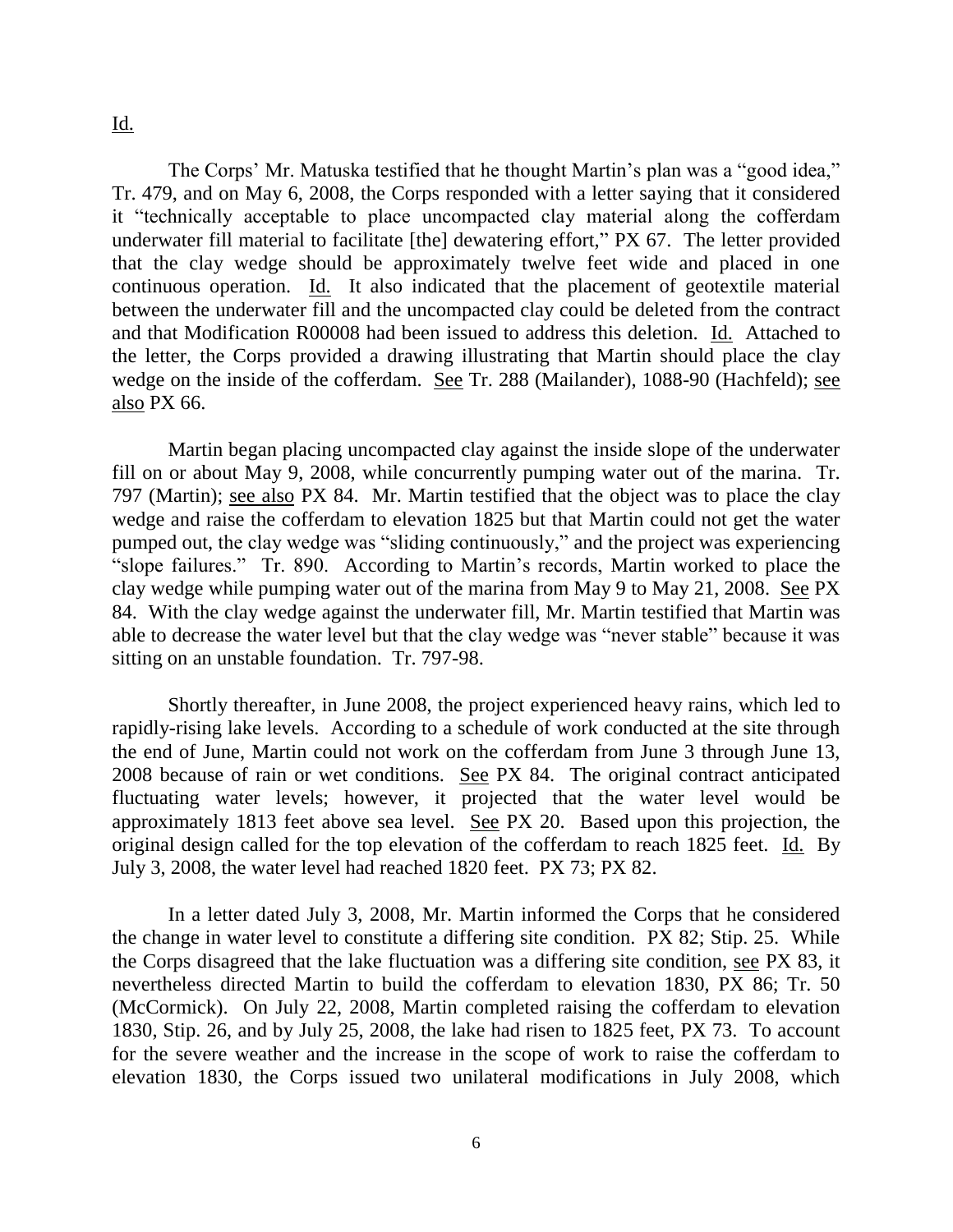Id.

The Corps' Mr. Matuska testified that he thought Martin's plan was a "good idea," Tr. 479, and on May 6, 2008, the Corps responded with a letter saying that it considered it "technically acceptable to place uncompacted clay material along the cofferdam underwater fill material to facilitate [the] dewatering effort," PX 67. The letter provided that the clay wedge should be approximately twelve feet wide and placed in one continuous operation. Id. It also indicated that the placement of geotextile material between the underwater fill and the uncompacted clay could be deleted from the contract and that Modification R00008 had been issued to address this deletion. Id. Attached to the letter, the Corps provided a drawing illustrating that Martin should place the clay wedge on the inside of the cofferdam. See Tr. 288 (Mailander), 1088-90 (Hachfeld); see also PX 66.

Martin began placing uncompacted clay against the inside slope of the underwater fill on or about May 9, 2008, while concurrently pumping water out of the marina. Tr. 797 (Martin); see also PX 84. Mr. Martin testified that the object was to place the clay wedge and raise the cofferdam to elevation 1825 but that Martin could not get the water pumped out, the clay wedge was "sliding continuously," and the project was experiencing "slope failures." Tr. 890. According to Martin's records, Martin worked to place the clay wedge while pumping water out of the marina from May 9 to May 21, 2008. See PX 84. With the clay wedge against the underwater fill, Mr. Martin testified that Martin was able to decrease the water level but that the clay wedge was "never stable" because it was sitting on an unstable foundation. Tr. 797-98.

Shortly thereafter, in June 2008, the project experienced heavy rains, which led to rapidly-rising lake levels. According to a schedule of work conducted at the site through the end of June, Martin could not work on the cofferdam from June 3 through June 13, 2008 because of rain or wet conditions. See PX 84. The original contract anticipated fluctuating water levels; however, it projected that the water level would be approximately 1813 feet above sea level. See PX 20. Based upon this projection, the original design called for the top elevation of the cofferdam to reach 1825 feet. Id. By July 3, 2008, the water level had reached 1820 feet. PX 73; PX 82.

In a letter dated July 3, 2008, Mr. Martin informed the Corps that he considered the change in water level to constitute a differing site condition. PX 82; Stip. 25. While the Corps disagreed that the lake fluctuation was a differing site condition, see PX 83, it nevertheless directed Martin to build the cofferdam to elevation 1830, PX 86; Tr. 50 (McCormick). On July 22, 2008, Martin completed raising the cofferdam to elevation 1830, Stip. 26, and by July 25, 2008, the lake had risen to 1825 feet, PX 73. To account for the severe weather and the increase in the scope of work to raise the cofferdam to elevation 1830, the Corps issued two unilateral modifications in July 2008, which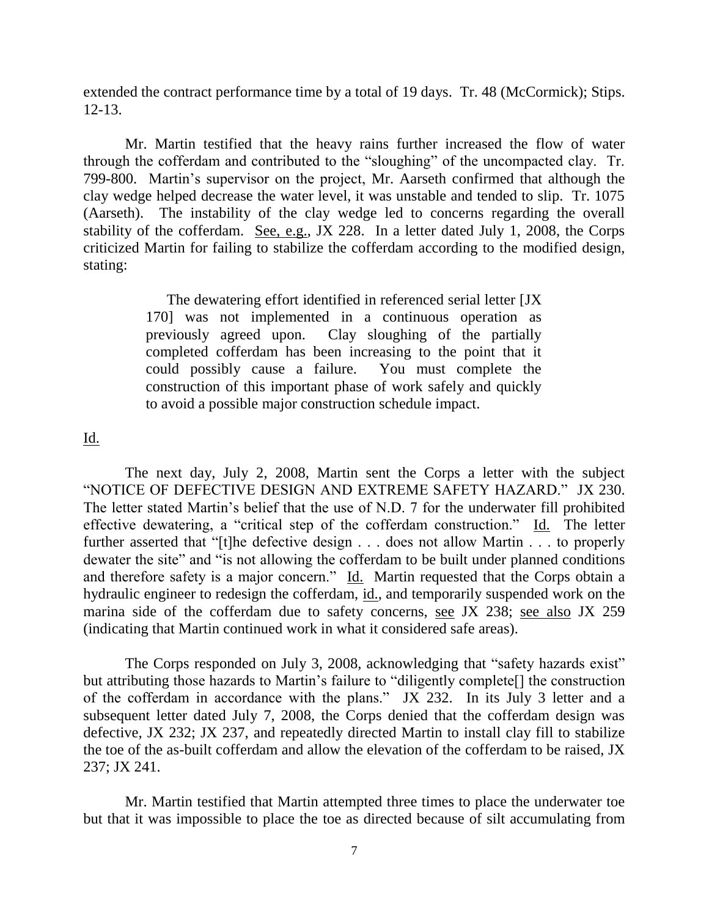extended the contract performance time by a total of 19 days. Tr. 48 (McCormick); Stips. 12-13.

Mr. Martin testified that the heavy rains further increased the flow of water through the cofferdam and contributed to the "sloughing" of the uncompacted clay. Tr. 799-800. Martin's supervisor on the project, Mr. Aarseth confirmed that although the clay wedge helped decrease the water level, it was unstable and tended to slip. Tr. 1075 (Aarseth). The instability of the clay wedge led to concerns regarding the overall stability of the cofferdam. See, e.g., JX 228. In a letter dated July 1, 2008, the Corps criticized Martin for failing to stabilize the cofferdam according to the modified design, stating:

> The dewatering effort identified in referenced serial letter [JX 170] was not implemented in a continuous operation as previously agreed upon. Clay sloughing of the partially completed cofferdam has been increasing to the point that it could possibly cause a failure. You must complete the construction of this important phase of work safely and quickly to avoid a possible major construction schedule impact.

Id.

The next day, July 2, 2008, Martin sent the Corps a letter with the subject "NOTICE OF DEFECTIVE DESIGN AND EXTREME SAFETY HAZARD." JX 230. The letter stated Martin's belief that the use of N.D. 7 for the underwater fill prohibited effective dewatering, a "critical step of the cofferdam construction." Id. The letter further asserted that "[t]he defective design . . . does not allow Martin . . . to properly dewater the site" and "is not allowing the cofferdam to be built under planned conditions and therefore safety is a major concern." Id. Martin requested that the Corps obtain a hydraulic engineer to redesign the cofferdam, id., and temporarily suspended work on the marina side of the cofferdam due to safety concerns, see JX 238; see also JX 259 (indicating that Martin continued work in what it considered safe areas).

The Corps responded on July 3, 2008, acknowledging that "safety hazards exist" but attributing those hazards to Martin's failure to "diligently complete[] the construction of the cofferdam in accordance with the plans." JX 232. In its July 3 letter and a subsequent letter dated July 7, 2008, the Corps denied that the cofferdam design was defective, JX 232; JX 237, and repeatedly directed Martin to install clay fill to stabilize the toe of the as-built cofferdam and allow the elevation of the cofferdam to be raised, JX 237; JX 241.

Mr. Martin testified that Martin attempted three times to place the underwater toe but that it was impossible to place the toe as directed because of silt accumulating from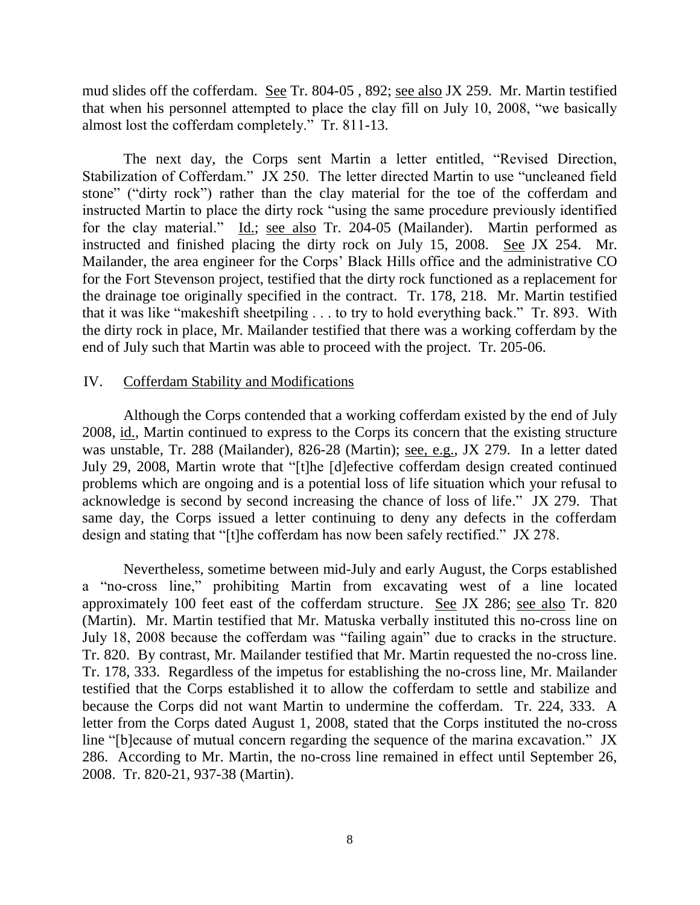mud slides off the cofferdam. See Tr. 804-05 , 892; see also JX 259. Mr. Martin testified that when his personnel attempted to place the clay fill on July 10, 2008, "we basically almost lost the cofferdam completely." Tr. 811-13.

The next day, the Corps sent Martin a letter entitled, "Revised Direction, Stabilization of Cofferdam." JX 250. The letter directed Martin to use "uncleaned field stone" ("dirty rock") rather than the clay material for the toe of the cofferdam and instructed Martin to place the dirty rock "using the same procedure previously identified for the clay material." Id.; see also Tr. 204-05 (Mailander). Martin performed as instructed and finished placing the dirty rock on July 15, 2008. See JX 254. Mr. Mailander, the area engineer for the Corps' Black Hills office and the administrative CO for the Fort Stevenson project, testified that the dirty rock functioned as a replacement for the drainage toe originally specified in the contract. Tr. 178, 218. Mr. Martin testified that it was like "makeshift sheetpiling . . . to try to hold everything back." Tr. 893. With the dirty rock in place, Mr. Mailander testified that there was a working cofferdam by the end of July such that Martin was able to proceed with the project. Tr. 205-06.

## IV. Cofferdam Stability and Modifications

Although the Corps contended that a working cofferdam existed by the end of July 2008, id., Martin continued to express to the Corps its concern that the existing structure was unstable, Tr. 288 (Mailander), 826-28 (Martin); see, e.g., JX 279. In a letter dated July 29, 2008, Martin wrote that "[t]he [d]efective cofferdam design created continued problems which are ongoing and is a potential loss of life situation which your refusal to acknowledge is second by second increasing the chance of loss of life." JX 279. That same day, the Corps issued a letter continuing to deny any defects in the cofferdam design and stating that "[t]he cofferdam has now been safely rectified." JX 278.

Nevertheless, sometime between mid-July and early August, the Corps established a "no-cross line," prohibiting Martin from excavating west of a line located approximately 100 feet east of the cofferdam structure. See JX 286; see also Tr. 820 (Martin). Mr. Martin testified that Mr. Matuska verbally instituted this no-cross line on July 18, 2008 because the cofferdam was "failing again" due to cracks in the structure. Tr. 820. By contrast, Mr. Mailander testified that Mr. Martin requested the no-cross line. Tr. 178, 333. Regardless of the impetus for establishing the no-cross line, Mr. Mailander testified that the Corps established it to allow the cofferdam to settle and stabilize and because the Corps did not want Martin to undermine the cofferdam. Tr. 224, 333. A letter from the Corps dated August 1, 2008, stated that the Corps instituted the no-cross line "[b]ecause of mutual concern regarding the sequence of the marina excavation." JX 286. According to Mr. Martin, the no-cross line remained in effect until September 26, 2008. Tr. 820-21, 937-38 (Martin).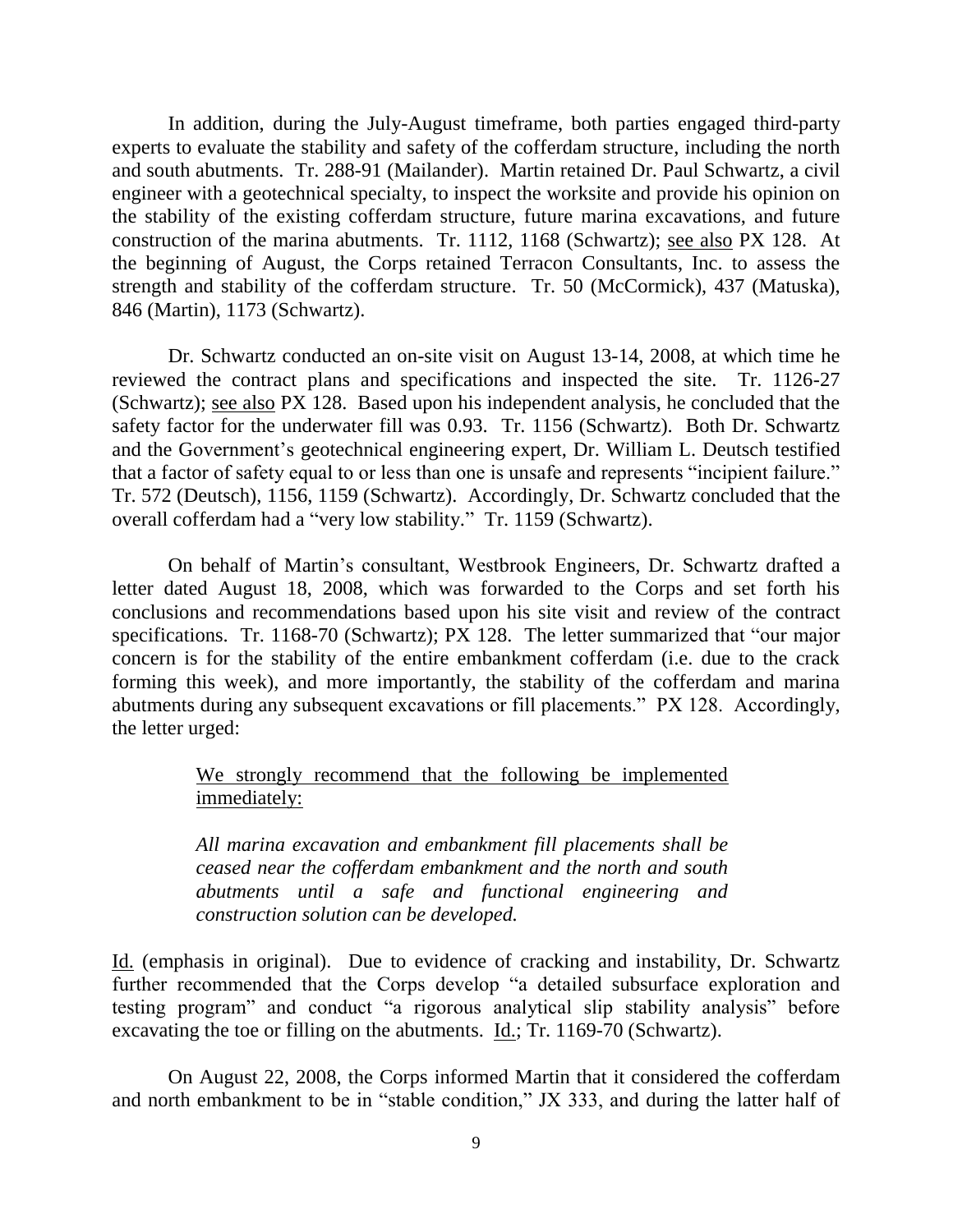In addition, during the July-August timeframe, both parties engaged third-party experts to evaluate the stability and safety of the cofferdam structure, including the north and south abutments. Tr. 288-91 (Mailander). Martin retained Dr. Paul Schwartz, a civil engineer with a geotechnical specialty, to inspect the worksite and provide his opinion on the stability of the existing cofferdam structure, future marina excavations, and future construction of the marina abutments. Tr. 1112, 1168 (Schwartz); see also PX 128. At the beginning of August, the Corps retained Terracon Consultants, Inc. to assess the strength and stability of the cofferdam structure. Tr. 50 (McCormick), 437 (Matuska), 846 (Martin), 1173 (Schwartz).

Dr. Schwartz conducted an on-site visit on August 13-14, 2008, at which time he reviewed the contract plans and specifications and inspected the site. Tr. 1126-27 (Schwartz); see also PX 128. Based upon his independent analysis, he concluded that the safety factor for the underwater fill was 0.93. Tr. 1156 (Schwartz). Both Dr. Schwartz and the Government's geotechnical engineering expert, Dr. William L. Deutsch testified that a factor of safety equal to or less than one is unsafe and represents "incipient failure." Tr. 572 (Deutsch), 1156, 1159 (Schwartz). Accordingly, Dr. Schwartz concluded that the overall cofferdam had a "very low stability." Tr. 1159 (Schwartz).

On behalf of Martin's consultant, Westbrook Engineers, Dr. Schwartz drafted a letter dated August 18, 2008, which was forwarded to the Corps and set forth his conclusions and recommendations based upon his site visit and review of the contract specifications. Tr. 1168-70 (Schwartz); PX 128. The letter summarized that "our major concern is for the stability of the entire embankment cofferdam (i.e. due to the crack forming this week), and more importantly, the stability of the cofferdam and marina abutments during any subsequent excavations or fill placements." PX 128. Accordingly, the letter urged:

> We strongly recommend that the following be implemented immediately:
>
> *All marina excavation and embankment fill placements shall be ceased near the cofferdam embankment and the north and south abutments until a safe and functional engineering and construction solution can be developed.*

Id. (emphasis in original). Due to evidence of cracking and instability, Dr. Schwartz further recommended that the Corps develop "a detailed subsurface exploration and testing program" and conduct "a rigorous analytical slip stability analysis" before excavating the toe or filling on the abutments. Id.; Tr. 1169-70 (Schwartz).

On August 22, 2008, the Corps informed Martin that it considered the cofferdam and north embankment to be in "stable condition," JX 333, and during the latter half of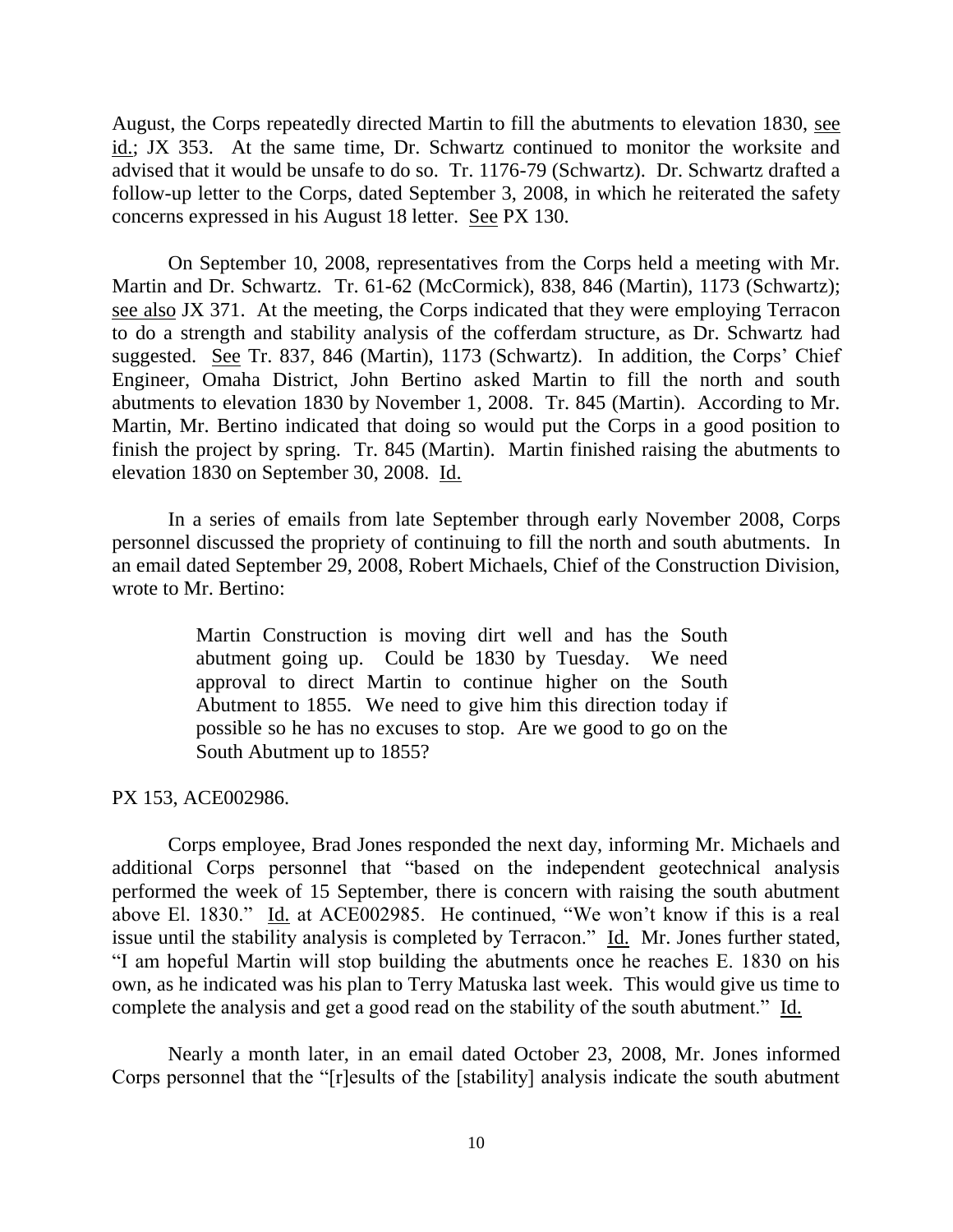August, the Corps repeatedly directed Martin to fill the abutments to elevation 1830, see id.; JX 353. At the same time, Dr. Schwartz continued to monitor the worksite and advised that it would be unsafe to do so. Tr. 1176-79 (Schwartz). Dr. Schwartz drafted a follow-up letter to the Corps, dated September 3, 2008, in which he reiterated the safety concerns expressed in his August 18 letter. See PX 130.

On September 10, 2008, representatives from the Corps held a meeting with Mr. Martin and Dr. Schwartz. Tr. 61-62 (McCormick), 838, 846 (Martin), 1173 (Schwartz); see also JX 371. At the meeting, the Corps indicated that they were employing Terracon to do a strength and stability analysis of the cofferdam structure, as Dr. Schwartz had suggested. See Tr. 837, 846 (Martin), 1173 (Schwartz). In addition, the Corps' Chief Engineer, Omaha District, John Bertino asked Martin to fill the north and south abutments to elevation 1830 by November 1, 2008. Tr. 845 (Martin). According to Mr. Martin, Mr. Bertino indicated that doing so would put the Corps in a good position to finish the project by spring. Tr. 845 (Martin). Martin finished raising the abutments to elevation 1830 on September 30, 2008. Id.

In a series of emails from late September through early November 2008, Corps personnel discussed the propriety of continuing to fill the north and south abutments. In an email dated September 29, 2008, Robert Michaels, Chief of the Construction Division, wrote to Mr. Bertino:

> Martin Construction is moving dirt well and has the South abutment going up. Could be 1830 by Tuesday. We need approval to direct Martin to continue higher on the South Abutment to 1855. We need to give him this direction today if possible so he has no excuses to stop. Are we good to go on the South Abutment up to 1855?

PX 153, ACE002986.

Corps employee, Brad Jones responded the next day, informing Mr. Michaels and additional Corps personnel that "based on the independent geotechnical analysis performed the week of 15 September, there is concern with raising the south abutment above El. 1830." Id. at ACE002985. He continued, "We won't know if this is a real issue until the stability analysis is completed by Terracon." Id. Mr. Jones further stated, "I am hopeful Martin will stop building the abutments once he reaches E. 1830 on his own, as he indicated was his plan to Terry Matuska last week. This would give us time to complete the analysis and get a good read on the stability of the south abutment." Id.

Nearly a month later, in an email dated October 23, 2008, Mr. Jones informed Corps personnel that the "[r]esults of the [stability] analysis indicate the south abutment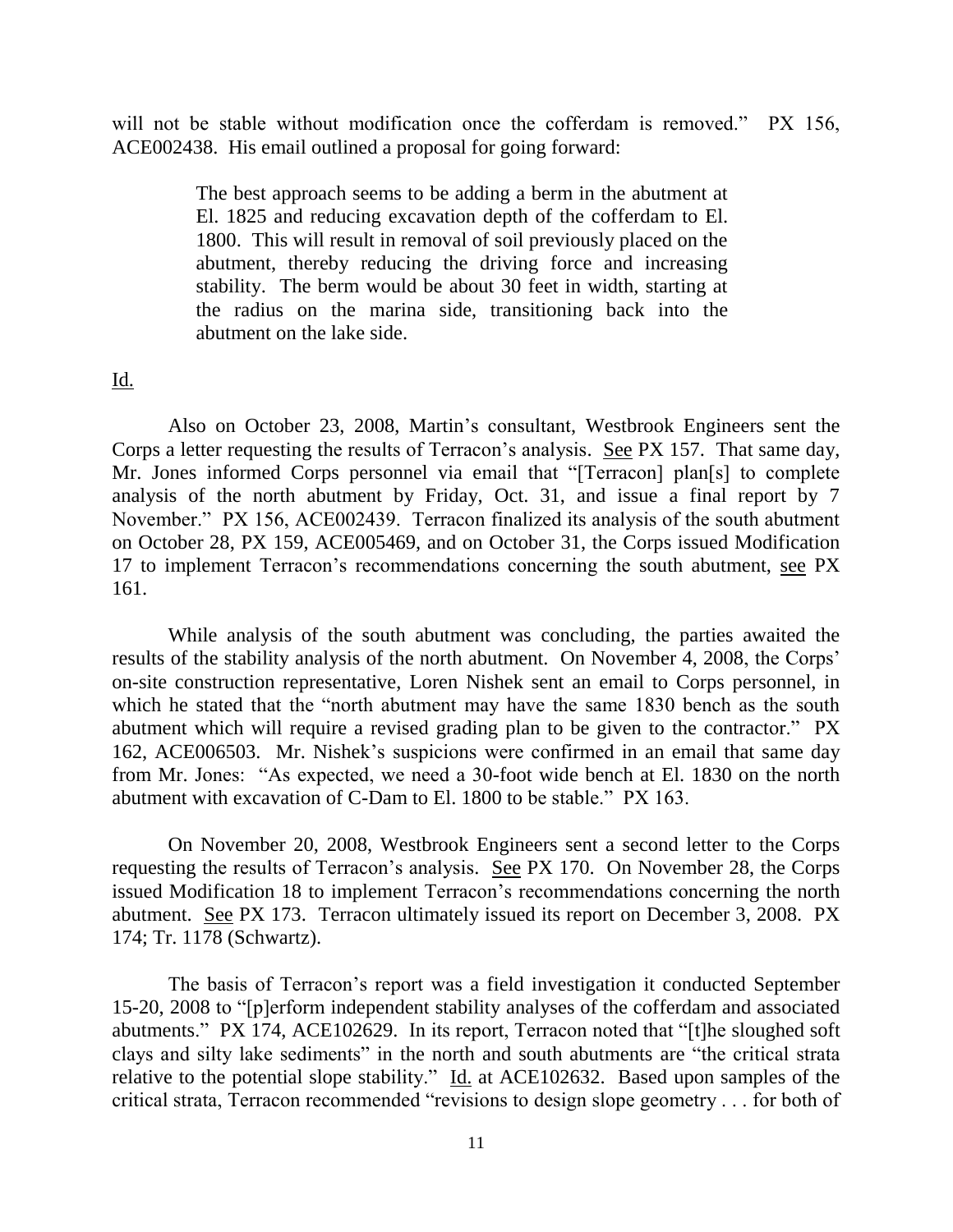will not be stable without modification once the cofferdam is removed." PX 156, ACE002438. His email outlined a proposal for going forward:

> The best approach seems to be adding a berm in the abutment at El. 1825 and reducing excavation depth of the cofferdam to El. 1800. This will result in removal of soil previously placed on the abutment, thereby reducing the driving force and increasing stability. The berm would be about 30 feet in width, starting at the radius on the marina side, transitioning back into the abutment on the lake side.

Id.

Also on October 23, 2008, Martin's consultant, Westbrook Engineers sent the Corps a letter requesting the results of Terracon's analysis. See PX 157. That same day, Mr. Jones informed Corps personnel via email that "[Terracon] plan[s] to complete analysis of the north abutment by Friday, Oct. 31, and issue a final report by 7 November." PX 156, ACE002439. Terracon finalized its analysis of the south abutment on October 28, PX 159, ACE005469, and on October 31, the Corps issued Modification 17 to implement Terracon's recommendations concerning the south abutment, see PX 161.

While analysis of the south abutment was concluding, the parties awaited the results of the stability analysis of the north abutment. On November 4, 2008, the Corps' on-site construction representative, Loren Nishek sent an email to Corps personnel, in which he stated that the "north abutment may have the same 1830 bench as the south abutment which will require a revised grading plan to be given to the contractor." PX 162, ACE006503. Mr. Nishek's suspicions were confirmed in an email that same day from Mr. Jones: "As expected, we need a 30-foot wide bench at El. 1830 on the north abutment with excavation of C-Dam to El. 1800 to be stable." PX 163.

On November 20, 2008, Westbrook Engineers sent a second letter to the Corps requesting the results of Terracon's analysis. See PX 170. On November 28, the Corps issued Modification 18 to implement Terracon's recommendations concerning the north abutment. See PX 173. Terracon ultimately issued its report on December 3, 2008. PX 174; Tr. 1178 (Schwartz).

The basis of Terracon's report was a field investigation it conducted September 15-20, 2008 to "[p]erform independent stability analyses of the cofferdam and associated abutments." PX 174, ACE102629. In its report, Terracon noted that "[t]he sloughed soft clays and silty lake sediments" in the north and south abutments are "the critical strata relative to the potential slope stability." Id. at ACE102632. Based upon samples of the critical strata, Terracon recommended "revisions to design slope geometry . . . for both of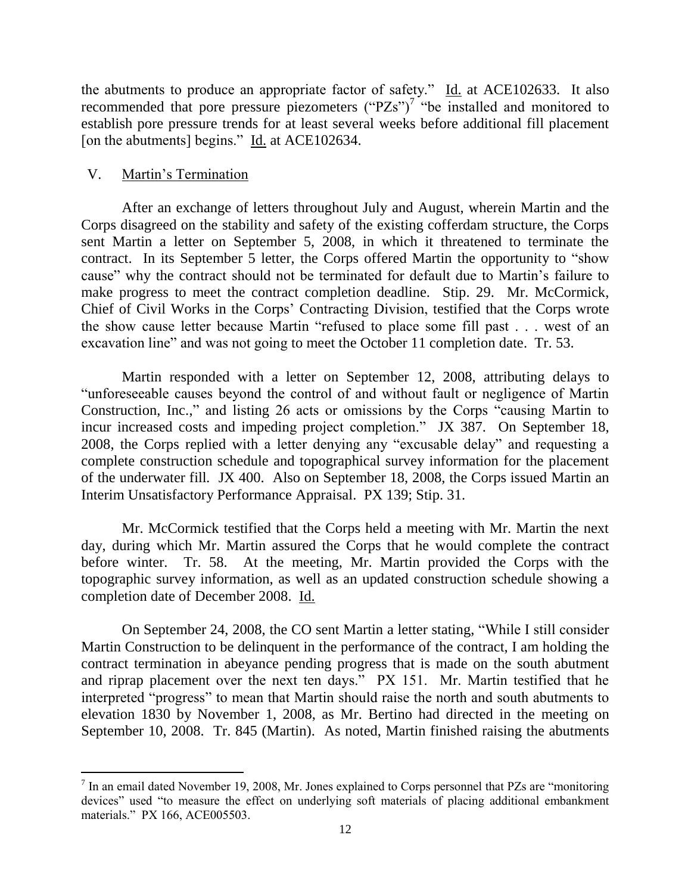the abutments to produce an appropriate factor of safety." Id. at ACE102633. It also recommended that pore pressure piezometers ("PZs")[7] "be installed and monitored to establish pore pressure trends for at least several weeks before additional fill placement [on the abutments] begins." Id. at ACE102634.

## V. Martin's Termination

After an exchange of letters throughout July and August, wherein Martin and the Corps disagreed on the stability and safety of the existing cofferdam structure, the Corps sent Martin a letter on September 5, 2008, in which it threatened to terminate the contract. In its September 5 letter, the Corps offered Martin the opportunity to "show cause" why the contract should not be terminated for default due to Martin's failure to make progress to meet the contract completion deadline. Stip. 29. Mr. McCormick, Chief of Civil Works in the Corps' Contracting Division, testified that the Corps wrote the show cause letter because Martin "refused to place some fill past . . . west of an excavation line" and was not going to meet the October 11 completion date. Tr. 53.

Martin responded with a letter on September 12, 2008, attributing delays to "unforeseeable causes beyond the control of and without fault or negligence of Martin Construction, Inc.," and listing 26 acts or omissions by the Corps "causing Martin to incur increased costs and impeding project completion." JX 387. On September 18, 2008, the Corps replied with a letter denying any "excusable delay" and requesting a complete construction schedule and topographical survey information for the placement of the underwater fill. JX 400. Also on September 18, 2008, the Corps issued Martin an Interim Unsatisfactory Performance Appraisal. PX 139; Stip. 31.

Mr. McCormick testified that the Corps held a meeting with Mr. Martin the next day, during which Mr. Martin assured the Corps that he would complete the contract before winter. Tr. 58. At the meeting, Mr. Martin provided the Corps with the topographic survey information, as well as an updated construction schedule showing a completion date of December 2008. Id.

On September 24, 2008, the CO sent Martin a letter stating, "While I still consider Martin Construction to be delinquent in the performance of the contract, I am holding the contract termination in abeyance pending progress that is made on the south abutment and riprap placement over the next ten days." PX 151. Mr. Martin testified that he interpreted "progress" to mean that Martin should raise the north and south abutments to elevation 1830 by November 1, 2008, as Mr. Bertino had directed in the meeting on September 10, 2008. Tr. 845 (Martin). As noted, Martin finished raising the abutments

[7] In an email dated November 19, 2008, Mr. Jones explained to Corps personnel that PZs are "monitoring devices" used "to measure the effect on underlying soft materials of placing additional embankment materials." PX 166, ACE005503.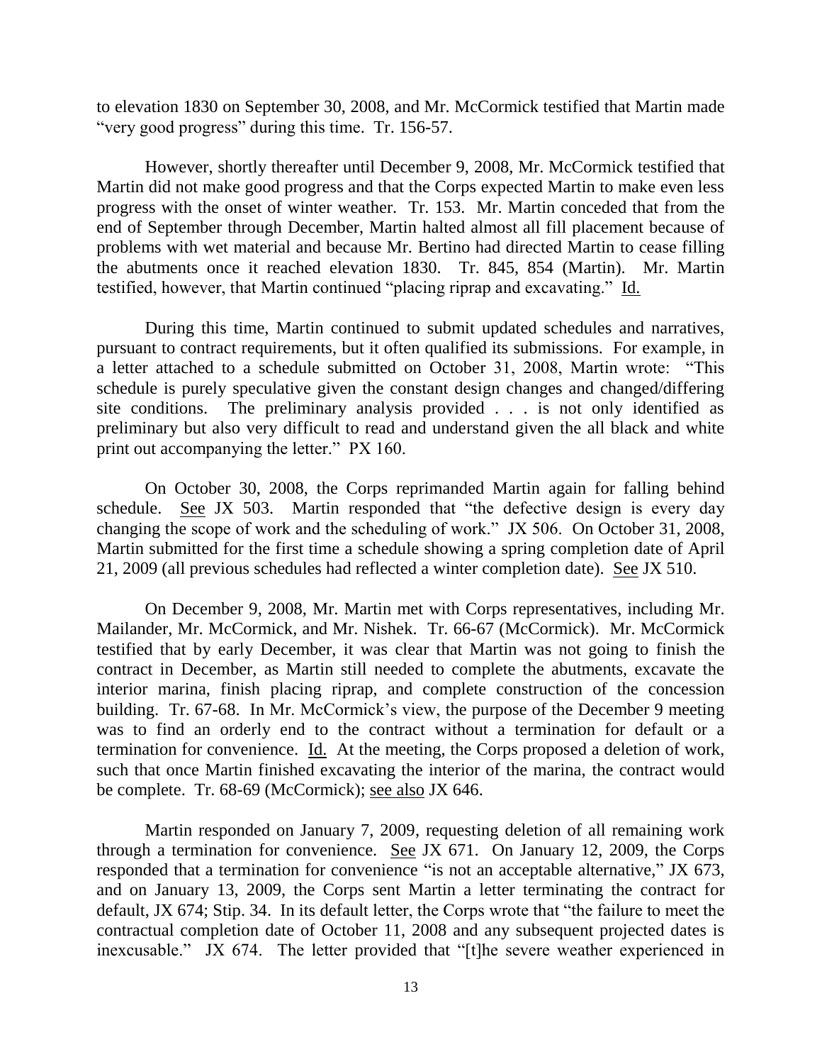to elevation 1830 on September 30, 2008, and Mr. McCormick testified that Martin made "very good progress" during this time. Tr. 156-57.

However, shortly thereafter until December 9, 2008, Mr. McCormick testified that Martin did not make good progress and that the Corps expected Martin to make even less progress with the onset of winter weather. Tr. 153. Mr. Martin conceded that from the end of September through December, Martin halted almost all fill placement because of problems with wet material and because Mr. Bertino had directed Martin to cease filling the abutments once it reached elevation 1830. Tr. 845, 854 (Martin). Mr. Martin testified, however, that Martin continued "placing riprap and excavating." Id.

During this time, Martin continued to submit updated schedules and narratives, pursuant to contract requirements, but it often qualified its submissions. For example, in a letter attached to a schedule submitted on October 31, 2008, Martin wrote: "This schedule is purely speculative given the constant design changes and changed/differing site conditions. The preliminary analysis provided . . . is not only identified as preliminary but also very difficult to read and understand given the all black and white print out accompanying the letter." PX 160.

On October 30, 2008, the Corps reprimanded Martin again for falling behind schedule. See JX 503. Martin responded that "the defective design is every day changing the scope of work and the scheduling of work." JX 506. On October 31, 2008, Martin submitted for the first time a schedule showing a spring completion date of April 21, 2009 (all previous schedules had reflected a winter completion date). See JX 510.

On December 9, 2008, Mr. Martin met with Corps representatives, including Mr. Mailander, Mr. McCormick, and Mr. Nishek. Tr. 66-67 (McCormick). Mr. McCormick testified that by early December, it was clear that Martin was not going to finish the contract in December, as Martin still needed to complete the abutments, excavate the interior marina, finish placing riprap, and complete construction of the concession building. Tr. 67-68. In Mr. McCormick's view, the purpose of the December 9 meeting was to find an orderly end to the contract without a termination for default or a termination for convenience. Id. At the meeting, the Corps proposed a deletion of work, such that once Martin finished excavating the interior of the marina, the contract would be complete. Tr. 68-69 (McCormick); see also JX 646.

Martin responded on January 7, 2009, requesting deletion of all remaining work through a termination for convenience. See JX 671. On January 12, 2009, the Corps responded that a termination for convenience "is not an acceptable alternative," JX 673, and on January 13, 2009, the Corps sent Martin a letter terminating the contract for default, JX 674; Stip. 34. In its default letter, the Corps wrote that "the failure to meet the contractual completion date of October 11, 2008 and any subsequent projected dates is inexcusable." JX 674. The letter provided that "[t]he severe weather experienced in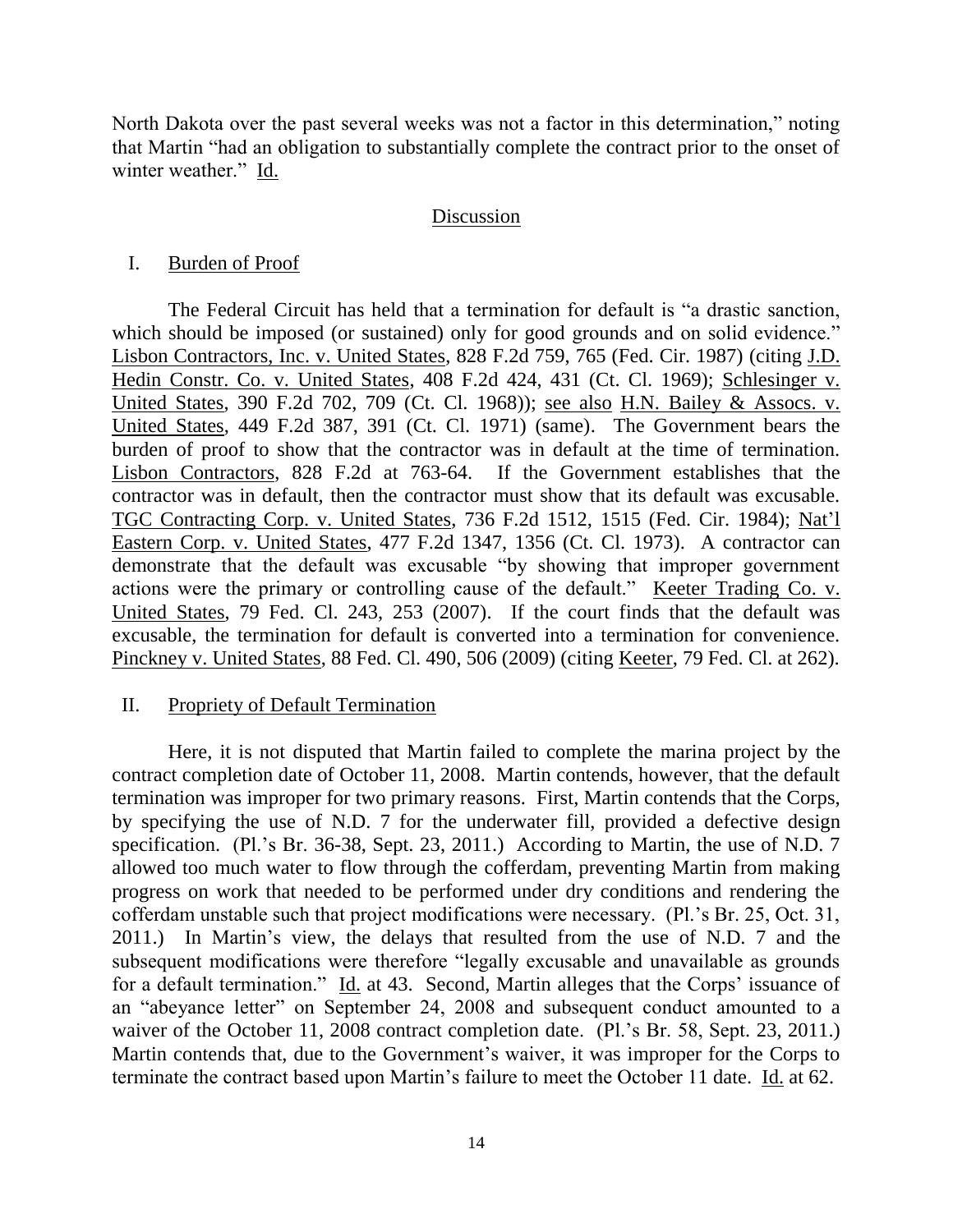North Dakota over the past several weeks was not a factor in this determination," noting that Martin "had an obligation to substantially complete the contract prior to the onset of winter weather." Id.

## Discussion

### I. Burden of Proof

The Federal Circuit has held that a termination for default is "a drastic sanction, which should be imposed (or sustained) only for good grounds and on solid evidence." Lisbon Contractors, Inc. v. United States, 828 F.2d 759, 765 (Fed. Cir. 1987) (citing J.D. Hedin Constr. Co. v. United States, 408 F.2d 424, 431 (Ct. Cl. 1969); Schlesinger v. United States, 390 F.2d 702, 709 (Ct. Cl. 1968)); see also H.N. Bailey & Assocs. v. United States, 449 F.2d 387, 391 (Ct. Cl. 1971) (same). The Government bears the burden of proof to show that the contractor was in default at the time of termination. Lisbon Contractors, 828 F.2d at 763-64. If the Government establishes that the contractor was in default, then the contractor must show that its default was excusable. TGC Contracting Corp. v. United States, 736 F.2d 1512, 1515 (Fed. Cir. 1984); Nat'l Eastern Corp. v. United States, 477 F.2d 1347, 1356 (Ct. Cl. 1973). A contractor can demonstrate that the default was excusable "by showing that improper government actions were the primary or controlling cause of the default." Keeter Trading Co. v. United States, 79 Fed. Cl. 243, 253 (2007). If the court finds that the default was excusable, the termination for default is converted into a termination for convenience. Pinckney v. United States, 88 Fed. Cl. 490, 506 (2009) (citing Keeter, 79 Fed. Cl. at 262).

### II. Propriety of Default Termination

Here, it is not disputed that Martin failed to complete the marina project by the contract completion date of October 11, 2008. Martin contends, however, that the default termination was improper for two primary reasons. First, Martin contends that the Corps, by specifying the use of N.D. 7 for the underwater fill, provided a defective design specification. (Pl.'s Br. 36-38, Sept. 23, 2011.) According to Martin, the use of N.D. 7 allowed too much water to flow through the cofferdam, preventing Martin from making progress on work that needed to be performed under dry conditions and rendering the cofferdam unstable such that project modifications were necessary. (Pl.'s Br. 25, Oct. 31, 2011.) In Martin's view, the delays that resulted from the use of N.D. 7 and the subsequent modifications were therefore "legally excusable and unavailable as grounds for a default termination." Id. at 43. Second, Martin alleges that the Corps' issuance of an "abeyance letter" on September 24, 2008 and subsequent conduct amounted to a waiver of the October 11, 2008 contract completion date. (Pl.'s Br. 58, Sept. 23, 2011.) Martin contends that, due to the Government's waiver, it was improper for the Corps to terminate the contract based upon Martin's failure to meet the October 11 date. Id. at 62.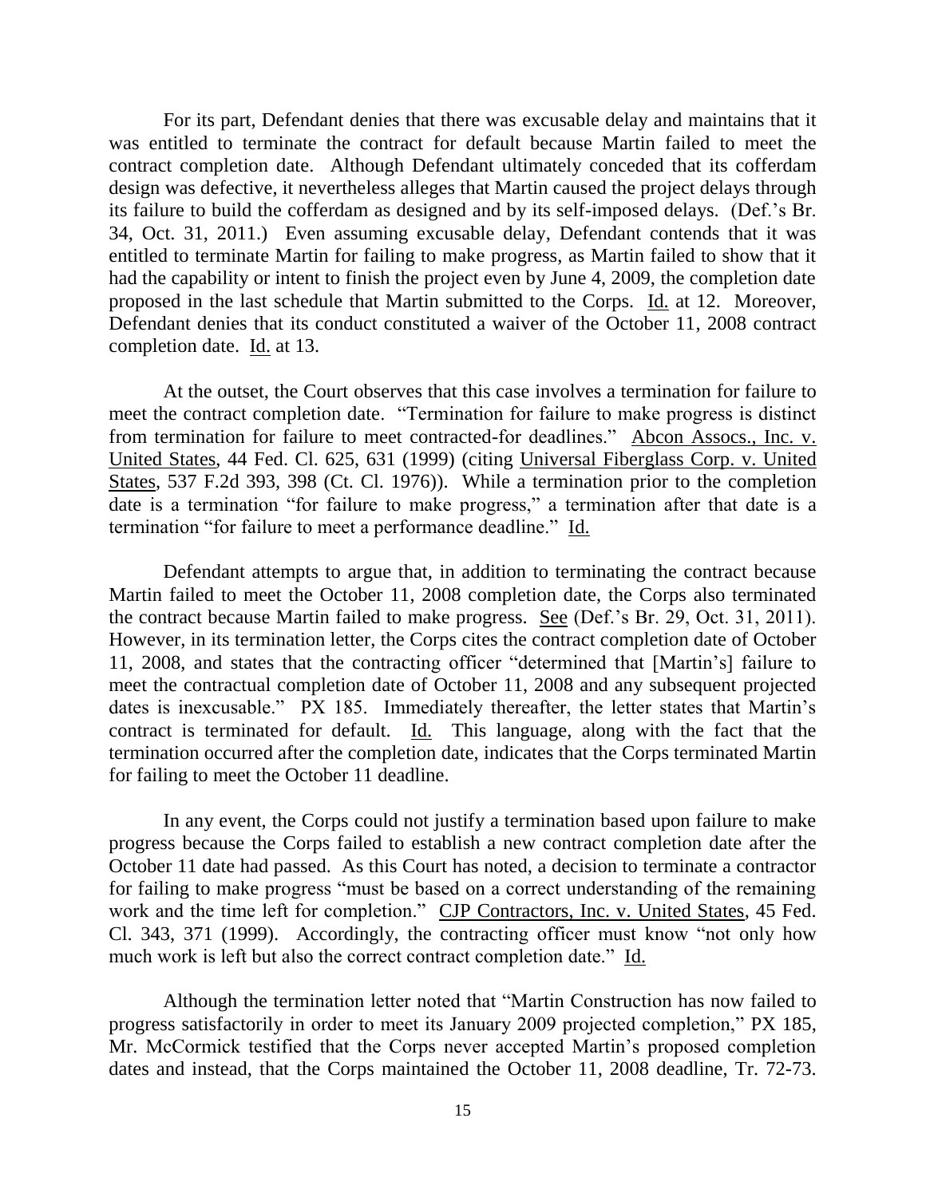For its part, Defendant denies that there was excusable delay and maintains that it was entitled to terminate the contract for default because Martin failed to meet the contract completion date. Although Defendant ultimately conceded that its cofferdam design was defective, it nevertheless alleges that Martin caused the project delays through its failure to build the cofferdam as designed and by its self-imposed delays. (Def.'s Br. 34, Oct. 31, 2011.) Even assuming excusable delay, Defendant contends that it was entitled to terminate Martin for failing to make progress, as Martin failed to show that it had the capability or intent to finish the project even by June 4, 2009, the completion date proposed in the last schedule that Martin submitted to the Corps. Id. at 12. Moreover, Defendant denies that its conduct constituted a waiver of the October 11, 2008 contract completion date. Id. at 13.

At the outset, the Court observes that this case involves a termination for failure to meet the contract completion date. "Termination for failure to make progress is distinct from termination for failure to meet contracted-for deadlines." Abcon Assocs., Inc. v. United States, 44 Fed. Cl. 625, 631 (1999) (citing Universal Fiberglass Corp. v. United States, 537 F.2d 393, 398 (Ct. Cl. 1976)). While a termination prior to the completion date is a termination "for failure to make progress," a termination after that date is a termination "for failure to meet a performance deadline." Id.

Defendant attempts to argue that, in addition to terminating the contract because Martin failed to meet the October 11, 2008 completion date, the Corps also terminated the contract because Martin failed to make progress. See (Def.'s Br. 29, Oct. 31, 2011). However, in its termination letter, the Corps cites the contract completion date of October 11, 2008, and states that the contracting officer "determined that [Martin's] failure to meet the contractual completion date of October 11, 2008 and any subsequent projected dates is inexcusable." PX 185. Immediately thereafter, the letter states that Martin's contract is terminated for default. Id. This language, along with the fact that the termination occurred after the completion date, indicates that the Corps terminated Martin for failing to meet the October 11 deadline.

In any event, the Corps could not justify a termination based upon failure to make progress because the Corps failed to establish a new contract completion date after the October 11 date had passed. As this Court has noted, a decision to terminate a contractor for failing to make progress "must be based on a correct understanding of the remaining work and the time left for completion." CJP Contractors, Inc. v. United States, 45 Fed. Cl. 343, 371 (1999). Accordingly, the contracting officer must know "not only how much work is left but also the correct contract completion date." Id.

Although the termination letter noted that "Martin Construction has now failed to progress satisfactorily in order to meet its January 2009 projected completion," PX 185, Mr. McCormick testified that the Corps never accepted Martin's proposed completion dates and instead, that the Corps maintained the October 11, 2008 deadline, Tr. 72-73.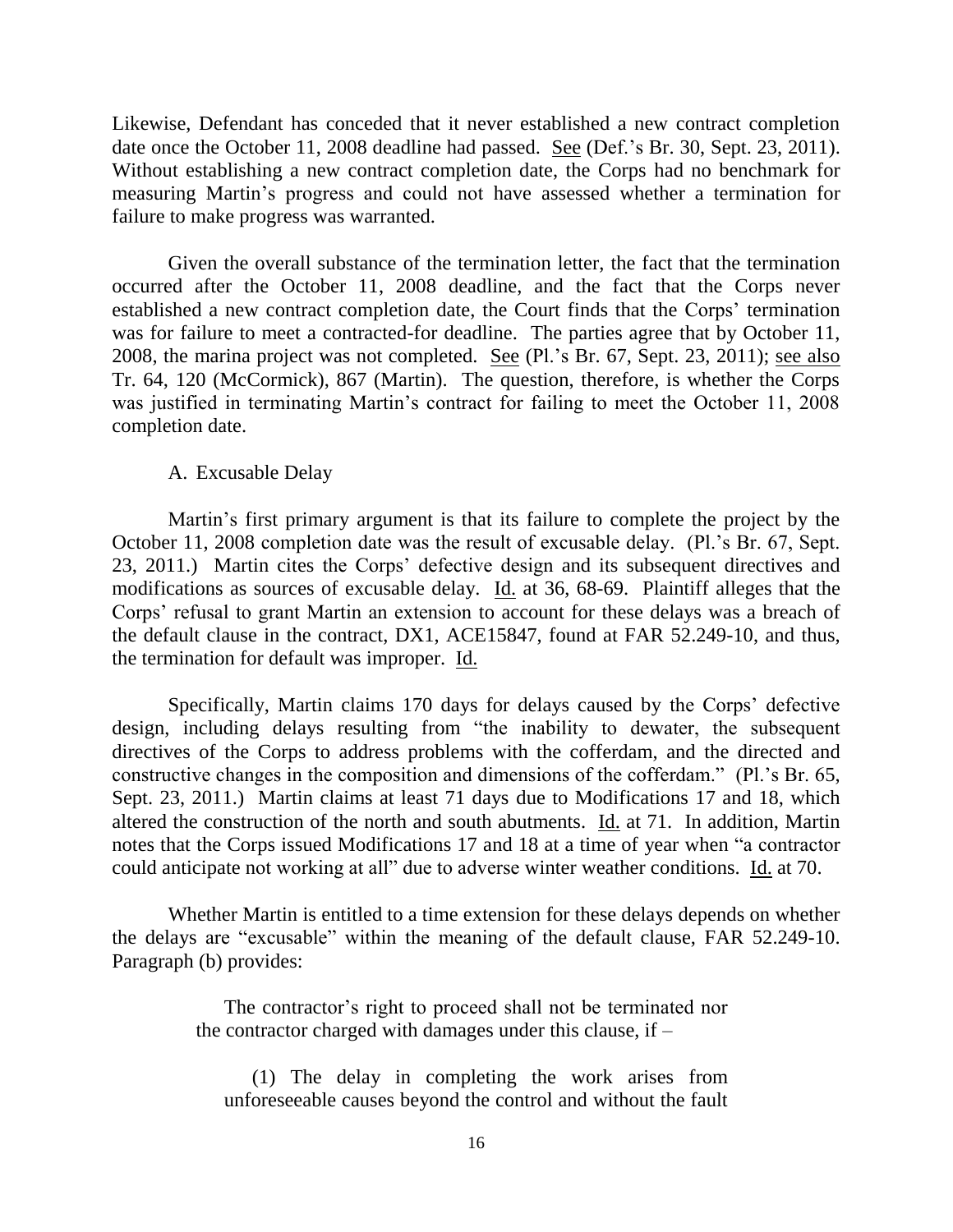Likewise, Defendant has conceded that it never established a new contract completion date once the October 11, 2008 deadline had passed. See (Def.'s Br. 30, Sept. 23, 2011). Without establishing a new contract completion date, the Corps had no benchmark for measuring Martin's progress and could not have assessed whether a termination for failure to make progress was warranted.

Given the overall substance of the termination letter, the fact that the termination occurred after the October 11, 2008 deadline, and the fact that the Corps never established a new contract completion date, the Court finds that the Corps' termination was for failure to meet a contracted-for deadline. The parties agree that by October 11, 2008, the marina project was not completed. See (Pl.'s Br. 67, Sept. 23, 2011); see also Tr. 64, 120 (McCormick), 867 (Martin). The question, therefore, is whether the Corps was justified in terminating Martin's contract for failing to meet the October 11, 2008 completion date.

A. Excusable Delay

Martin's first primary argument is that its failure to complete the project by the October 11, 2008 completion date was the result of excusable delay. (Pl.'s Br. 67, Sept. 23, 2011.) Martin cites the Corps' defective design and its subsequent directives and modifications as sources of excusable delay. Id. at 36, 68-69. Plaintiff alleges that the Corps' refusal to grant Martin an extension to account for these delays was a breach of the default clause in the contract, DX1, ACE15847, found at FAR 52.249-10, and thus, the termination for default was improper. Id.

Specifically, Martin claims 170 days for delays caused by the Corps' defective design, including delays resulting from "the inability to dewater, the subsequent directives of the Corps to address problems with the cofferdam, and the directed and constructive changes in the composition and dimensions of the cofferdam." (Pl.'s Br. 65, Sept. 23, 2011.) Martin claims at least 71 days due to Modifications 17 and 18, which altered the construction of the north and south abutments. Id. at 71. In addition, Martin notes that the Corps issued Modifications 17 and 18 at a time of year when "a contractor could anticipate not working at all" due to adverse winter weather conditions. Id. at 70.

Whether Martin is entitled to a time extension for these delays depends on whether the delays are "excusable" within the meaning of the default clause, FAR 52.249-10. Paragraph (b) provides:

> The contractor's right to proceed shall not be terminated nor the contractor charged with damages under this clause, if –
>
> (1) The delay in completing the work arises from unforeseeable causes beyond the control and without the fault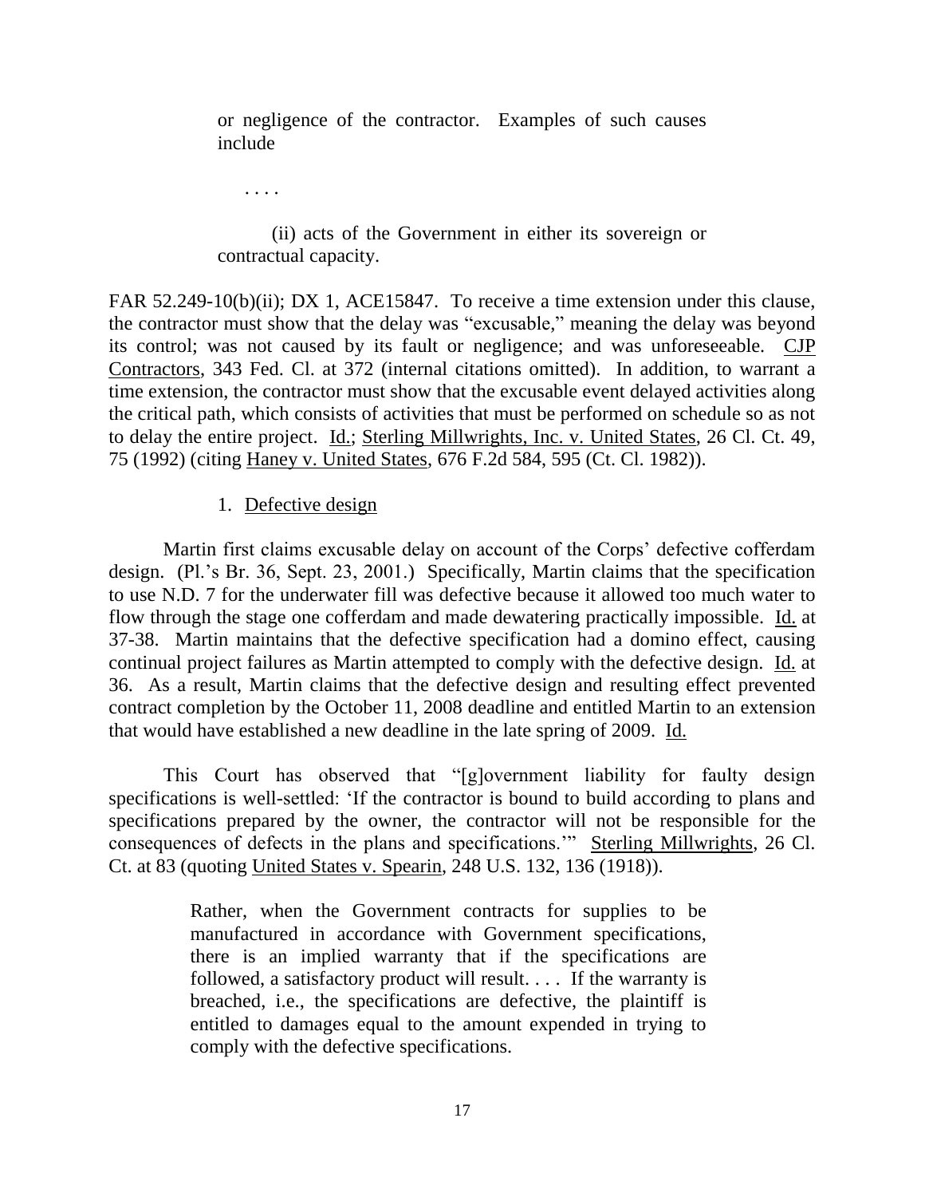> or negligence of the contractor. Examples of such causes include
>
> . . . .
>
> (ii) acts of the Government in either its sovereign or contractual capacity.

FAR 52.249-10(b)(ii); DX 1, ACE15847. To receive a time extension under this clause, the contractor must show that the delay was "excusable," meaning the delay was beyond its control; was not caused by its fault or negligence; and was unforeseeable. CJP Contractors, 343 Fed. Cl. at 372 (internal citations omitted). In addition, to warrant a time extension, the contractor must show that the excusable event delayed activities along the critical path, which consists of activities that must be performed on schedule so as not to delay the entire project. Id.; Sterling Millwrights, Inc. v. United States, 26 Cl. Ct. 49, 75 (1992) (citing Haney v. United States, 676 F.2d 584, 595 (Ct. Cl. 1982)).

1. Defective design

Martin first claims excusable delay on account of the Corps' defective cofferdam design. (Pl.'s Br. 36, Sept. 23, 2001.) Specifically, Martin claims that the specification to use N.D. 7 for the underwater fill was defective because it allowed too much water to flow through the stage one cofferdam and made dewatering practically impossible. Id. at 37-38. Martin maintains that the defective specification had a domino effect, causing continual project failures as Martin attempted to comply with the defective design. Id. at 36. As a result, Martin claims that the defective design and resulting effect prevented contract completion by the October 11, 2008 deadline and entitled Martin to an extension that would have established a new deadline in the late spring of 2009. Id.

This Court has observed that "[g]overnment liability for faulty design specifications is well-settled: 'If the contractor is bound to build according to plans and specifications prepared by the owner, the contractor will not be responsible for the consequences of defects in the plans and specifications.'" Sterling Millwrights, 26 Cl. Ct. at 83 (quoting United States v. Spearin, 248 U.S. 132, 136 (1918)).

> Rather, when the Government contracts for supplies to be manufactured in accordance with Government specifications, there is an implied warranty that if the specifications are followed, a satisfactory product will result. . . . If the warranty is breached, i.e., the specifications are defective, the plaintiff is entitled to damages equal to the amount expended in trying to comply with the defective specifications.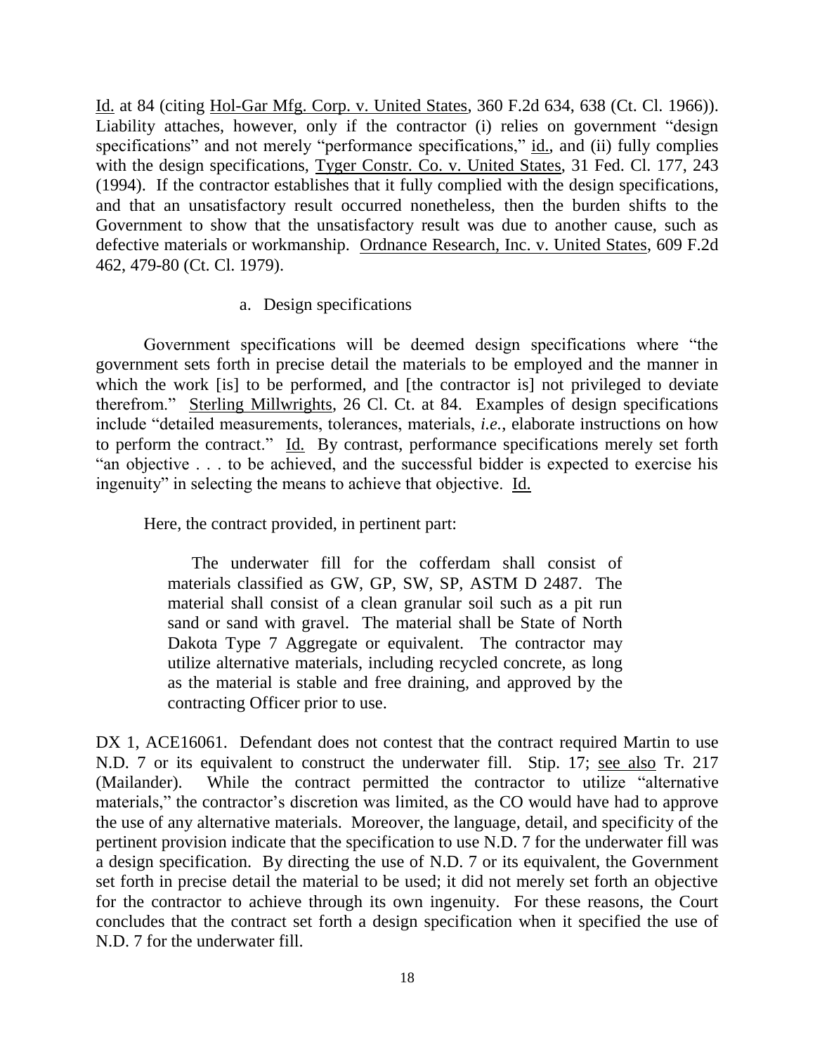Id. at 84 (citing Hol-Gar Mfg. Corp. v. United States, 360 F.2d 634, 638 (Ct. Cl. 1966)). Liability attaches, however, only if the contractor (i) relies on government "design specifications" and not merely "performance specifications," id., and (ii) fully complies with the design specifications, Tyger Constr. Co. v. United States, 31 Fed. Cl. 177, 243 (1994). If the contractor establishes that it fully complied with the design specifications, and that an unsatisfactory result occurred nonetheless, then the burden shifts to the Government to show that the unsatisfactory result was due to another cause, such as defective materials or workmanship. Ordnance Research, Inc. v. United States, 609 F.2d 462, 479-80 (Ct. Cl. 1979).

a. Design specifications

Government specifications will be deemed design specifications where "the government sets forth in precise detail the materials to be employed and the manner in which the work [is] to be performed, and [the contractor is] not privileged to deviate therefrom." Sterling Millwrights, 26 Cl. Ct. at 84. Examples of design specifications include "detailed measurements, tolerances, materials, *i.e.*, elaborate instructions on how to perform the contract." Id. By contrast, performance specifications merely set forth "an objective . . . to be achieved, and the successful bidder is expected to exercise his ingenuity" in selecting the means to achieve that objective. Id.

Here, the contract provided, in pertinent part:

> The underwater fill for the cofferdam shall consist of materials classified as GW, GP, SW, SP, ASTM D 2487. The material shall consist of a clean granular soil such as a pit run sand or sand with gravel. The material shall be State of North Dakota Type 7 Aggregate or equivalent. The contractor may utilize alternative materials, including recycled concrete, as long as the material is stable and free draining, and approved by the contracting Officer prior to use.

DX 1, ACE16061. Defendant does not contest that the contract required Martin to use N.D. 7 or its equivalent to construct the underwater fill. Stip. 17; see also Tr. 217 (Mailander). While the contract permitted the contractor to utilize "alternative materials," the contractor's discretion was limited, as the CO would have had to approve the use of any alternative materials. Moreover, the language, detail, and specificity of the pertinent provision indicate that the specification to use N.D. 7 for the underwater fill was a design specification. By directing the use of N.D. 7 or its equivalent, the Government set forth in precise detail the material to be used; it did not merely set forth an objective for the contractor to achieve through its own ingenuity. For these reasons, the Court concludes that the contract set forth a design specification when it specified the use of N.D. 7 for the underwater fill.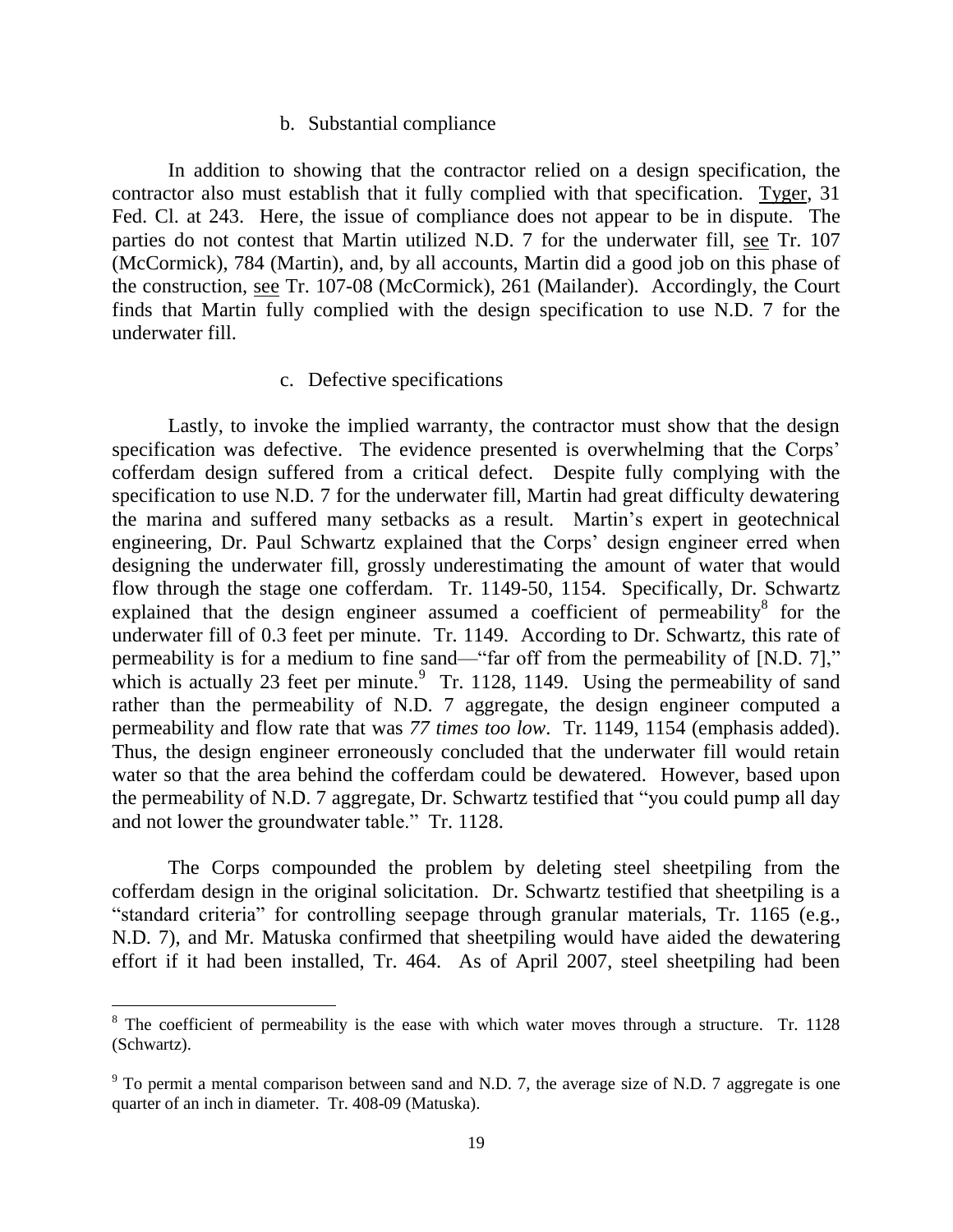### b. Substantial compliance

In addition to showing that the contractor relied on a design specification, the contractor also must establish that it fully complied with that specification. Tyger, 31 Fed. Cl. at 243. Here, the issue of compliance does not appear to be in dispute. The parties do not contest that Martin utilized N.D. 7 for the underwater fill, see Tr. 107 (McCormick), 784 (Martin), and, by all accounts, Martin did a good job on this phase of the construction, see Tr. 107-08 (McCormick), 261 (Mailander). Accordingly, the Court finds that Martin fully complied with the design specification to use N.D. 7 for the underwater fill.

### c. Defective specifications

Lastly, to invoke the implied warranty, the contractor must show that the design specification was defective. The evidence presented is overwhelming that the Corps' cofferdam design suffered from a critical defect. Despite fully complying with the specification to use N.D. 7 for the underwater fill, Martin had great difficulty dewatering the marina and suffered many setbacks as a result. Martin's expert in geotechnical engineering, Dr. Paul Schwartz explained that the Corps' design engineer erred when designing the underwater fill, grossly underestimating the amount of water that would flow through the stage one cofferdam. Tr. 1149-50, 1154. Specifically, Dr. Schwartz explained that the design engineer assumed a coefficient of permeability[8] for the underwater fill of 0.3 feet per minute. Tr. 1149. According to Dr. Schwartz, this rate of permeability is for a medium to fine sand—"far off from the permeability of [N.D. 7]," which is actually 23 feet per minute.[9] Tr. 1128, 1149. Using the permeability of sand rather than the permeability of N.D. 7 aggregate, the design engineer computed a permeability and flow rate that was *77 times too low*. Tr. 1149, 1154 (emphasis added). Thus, the design engineer erroneously concluded that the underwater fill would retain water so that the area behind the cofferdam could be dewatered. However, based upon the permeability of N.D. 7 aggregate, Dr. Schwartz testified that "you could pump all day and not lower the groundwater table." Tr. 1128.

The Corps compounded the problem by deleting steel sheetpiling from the cofferdam design in the original solicitation. Dr. Schwartz testified that sheetpiling is a "standard criteria" for controlling seepage through granular materials, Tr. 1165 (e.g., N.D. 7), and Mr. Matuska confirmed that sheetpiling would have aided the dewatering effort if it had been installed, Tr. 464. As of April 2007, steel sheetpiling had been

---

[8] The coefficient of permeability is the ease with which water moves through a structure. Tr. 1128 (Schwartz).

[9] To permit a mental comparison between sand and N.D. 7, the average size of N.D. 7 aggregate is one quarter of an inch in diameter. Tr. 408-09 (Matuska).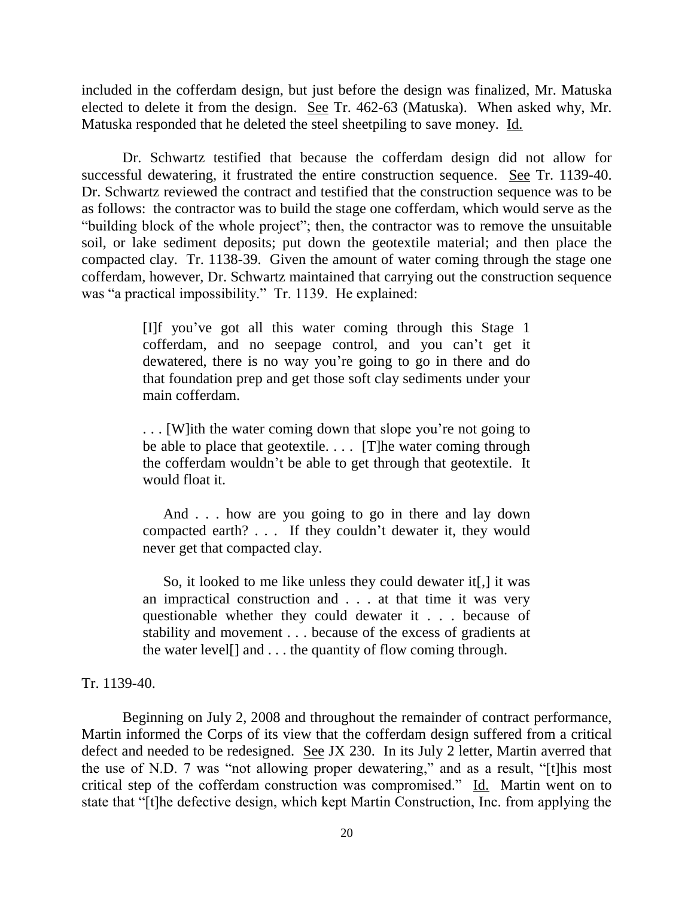included in the cofferdam design, but just before the design was finalized, Mr. Matuska elected to delete it from the design. See Tr. 462-63 (Matuska). When asked why, Mr. Matuska responded that he deleted the steel sheetpiling to save money. Id.

Dr. Schwartz testified that because the cofferdam design did not allow for successful dewatering, it frustrated the entire construction sequence. See Tr. 1139-40. Dr. Schwartz reviewed the contract and testified that the construction sequence was to be as follows: the contractor was to build the stage one cofferdam, which would serve as the "building block of the whole project"; then, the contractor was to remove the unsuitable soil, or lake sediment deposits; put down the geotextile material; and then place the compacted clay. Tr. 1138-39. Given the amount of water coming through the stage one cofferdam, however, Dr. Schwartz maintained that carrying out the construction sequence was "a practical impossibility." Tr. 1139. He explained:

> [I]f you've got all this water coming through this Stage 1 cofferdam, and no seepage control, and you can't get it dewatered, there is no way you're going to go in there and do that foundation prep and get those soft clay sediments under your main cofferdam.
>
> . . . [W]ith the water coming down that slope you're not going to be able to place that geotextile. . . . [T]he water coming through the cofferdam wouldn't be able to get through that geotextile. It would float it.
>
> And . . . how are you going to go in there and lay down compacted earth? . . . If they couldn't dewater it, they would never get that compacted clay.
>
> So, it looked to me like unless they could dewater it[,] it was an impractical construction and . . . at that time it was very questionable whether they could dewater it . . . because of stability and movement . . . because of the excess of gradients at the water level[] and . . . the quantity of flow coming through.

Tr. 1139-40.

Beginning on July 2, 2008 and throughout the remainder of contract performance, Martin informed the Corps of its view that the cofferdam design suffered from a critical defect and needed to be redesigned. See JX 230. In its July 2 letter, Martin averred that the use of N.D. 7 was "not allowing proper dewatering," and as a result, "[t]his most critical step of the cofferdam construction was compromised." Id. Martin went on to state that "[t]he defective design, which kept Martin Construction, Inc. from applying the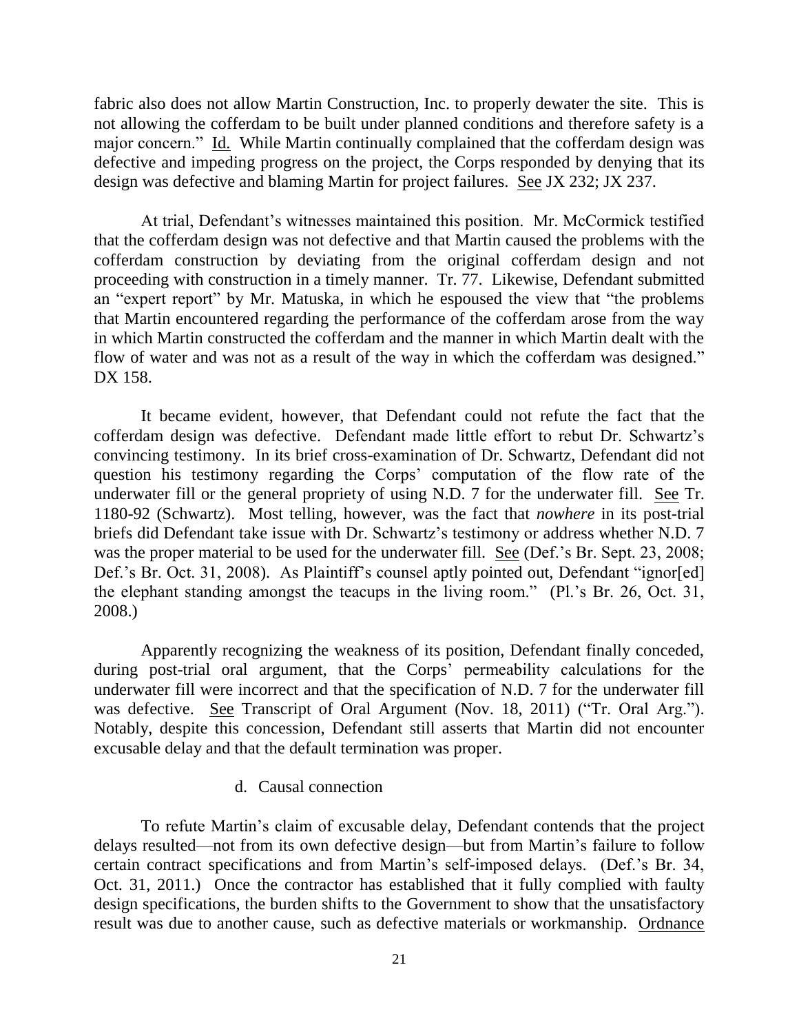fabric also does not allow Martin Construction, Inc. to properly dewater the site. This is not allowing the cofferdam to be built under planned conditions and therefore safety is a major concern." Id. While Martin continually complained that the cofferdam design was defective and impeding progress on the project, the Corps responded by denying that its design was defective and blaming Martin for project failures. See JX 232; JX 237.

At trial, Defendant's witnesses maintained this position. Mr. McCormick testified that the cofferdam design was not defective and that Martin caused the problems with the cofferdam construction by deviating from the original cofferdam design and not proceeding with construction in a timely manner. Tr. 77. Likewise, Defendant submitted an "expert report" by Mr. Matuska, in which he espoused the view that "the problems that Martin encountered regarding the performance of the cofferdam arose from the way in which Martin constructed the cofferdam and the manner in which Martin dealt with the flow of water and was not as a result of the way in which the cofferdam was designed." DX 158.

It became evident, however, that Defendant could not refute the fact that the cofferdam design was defective. Defendant made little effort to rebut Dr. Schwartz's convincing testimony. In its brief cross-examination of Dr. Schwartz, Defendant did not question his testimony regarding the Corps' computation of the flow rate of the underwater fill or the general propriety of using N.D. 7 for the underwater fill. See Tr. 1180-92 (Schwartz). Most telling, however, was the fact that *nowhere* in its post-trial briefs did Defendant take issue with Dr. Schwartz's testimony or address whether N.D. 7 was the proper material to be used for the underwater fill. See (Def.'s Br. Sept. 23, 2008; Def.'s Br. Oct. 31, 2008). As Plaintiff's counsel aptly pointed out, Defendant "ignor[ed] the elephant standing amongst the teacups in the living room." (Pl.'s Br. 26, Oct. 31, 2008.)

Apparently recognizing the weakness of its position, Defendant finally conceded, during post-trial oral argument, that the Corps' permeability calculations for the underwater fill were incorrect and that the specification of N.D. 7 for the underwater fill was defective. See Transcript of Oral Argument (Nov. 18, 2011) ("Tr. Oral Arg."). Notably, despite this concession, Defendant still asserts that Martin did not encounter excusable delay and that the default termination was proper.

d. Causal connection

To refute Martin's claim of excusable delay, Defendant contends that the project delays resulted—not from its own defective design—but from Martin's failure to follow certain contract specifications and from Martin's self-imposed delays. (Def.'s Br. 34, Oct. 31, 2011.) Once the contractor has established that it fully complied with faulty design specifications, the burden shifts to the Government to show that the unsatisfactory result was due to another cause, such as defective materials or workmanship. Ordnance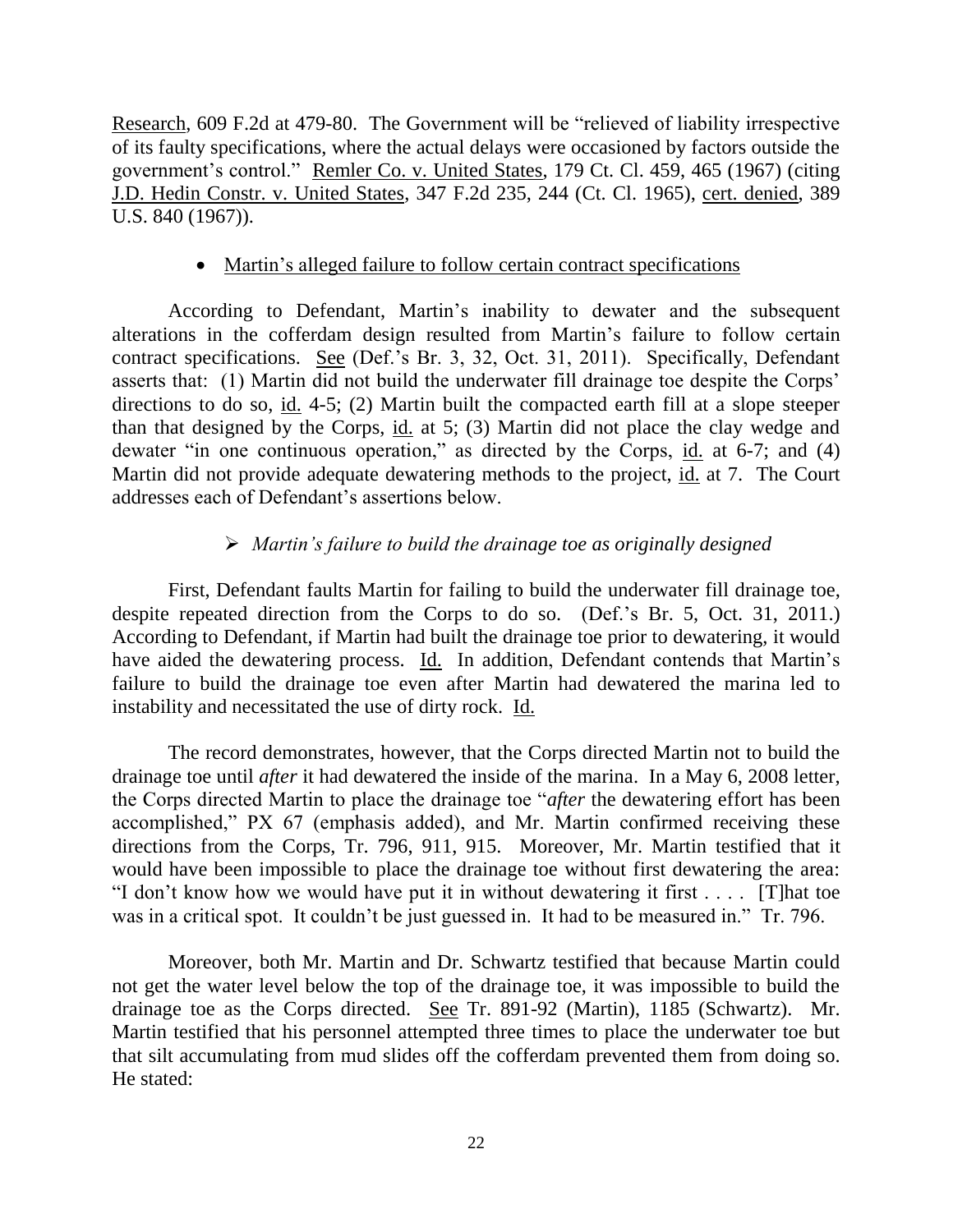Research, 609 F.2d at 479-80. The Government will be "relieved of liability irrespective of its faulty specifications, where the actual delays were occasioned by factors outside the government's control." Remler Co. v. United States, 179 Ct. Cl. 459, 465 (1967) (citing J.D. Hedin Constr. v. United States, 347 F.2d 235, 244 (Ct. Cl. 1965), cert. denied, 389 U.S. 840 (1967)).

- Martin's alleged failure to follow certain contract specifications

According to Defendant, Martin's inability to dewater and the subsequent alterations in the cofferdam design resulted from Martin's failure to follow certain contract specifications. See (Def.'s Br. 3, 32, Oct. 31, 2011). Specifically, Defendant asserts that: (1) Martin did not build the underwater fill drainage toe despite the Corps' directions to do so, id. 4-5; (2) Martin built the compacted earth fill at a slope steeper than that designed by the Corps, id. at 5; (3) Martin did not place the clay wedge and dewater "in one continuous operation," as directed by the Corps, id. at 6-7; and (4) Martin did not provide adequate dewatering methods to the project, id. at 7. The Court addresses each of Defendant's assertions below.

> *Martin's failure to build the drainage toe as originally designed*

First, Defendant faults Martin for failing to build the underwater fill drainage toe, despite repeated direction from the Corps to do so. (Def.'s Br. 5, Oct. 31, 2011.) According to Defendant, if Martin had built the drainage toe prior to dewatering, it would have aided the dewatering process. Id. In addition, Defendant contends that Martin's failure to build the drainage toe even after Martin had dewatered the marina led to instability and necessitated the use of dirty rock. Id.

The record demonstrates, however, that the Corps directed Martin not to build the drainage toe until *after* it had dewatered the inside of the marina. In a May 6, 2008 letter, the Corps directed Martin to place the drainage toe "*after* the dewatering effort has been accomplished," PX 67 (emphasis added), and Mr. Martin confirmed receiving these directions from the Corps, Tr. 796, 911, 915. Moreover, Mr. Martin testified that it would have been impossible to place the drainage toe without first dewatering the area: "I don't know how we would have put it in without dewatering it first . . . . [T]hat toe was in a critical spot. It couldn't be just guessed in. It had to be measured in." Tr. 796.

Moreover, both Mr. Martin and Dr. Schwartz testified that because Martin could not get the water level below the top of the drainage toe, it was impossible to build the drainage toe as the Corps directed. See Tr. 891-92 (Martin), 1185 (Schwartz). Mr. Martin testified that his personnel attempted three times to place the underwater toe but that silt accumulating from mud slides off the cofferdam prevented them from doing so. He stated: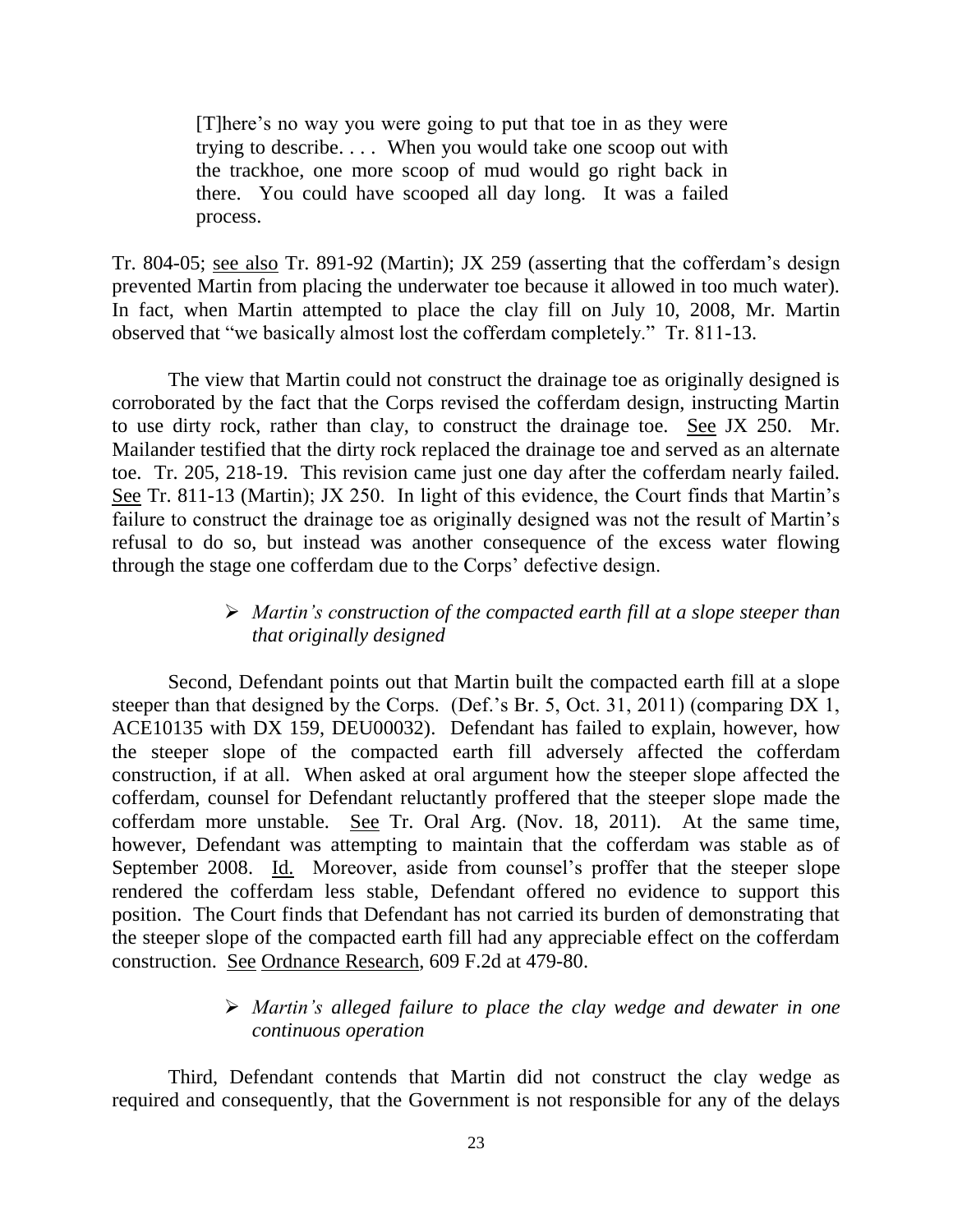> [T]here's no way you were going to put that toe in as they were trying to describe. . . . When you would take one scoop out with the trackhoe, one more scoop of mud would go right back in there. You could have scooped all day long. It was a failed process.

Tr. 804-05; see also Tr. 891-92 (Martin); JX 259 (asserting that the cofferdam's design prevented Martin from placing the underwater toe because it allowed in too much water). In fact, when Martin attempted to place the clay fill on July 10, 2008, Mr. Martin observed that "we basically almost lost the cofferdam completely." Tr. 811-13.

The view that Martin could not construct the drainage toe as originally designed is corroborated by the fact that the Corps revised the cofferdam design, instructing Martin to use dirty rock, rather than clay, to construct the drainage toe. See JX 250. Mr. Mailander testified that the dirty rock replaced the drainage toe and served as an alternate toe. Tr. 205, 218-19. This revision came just one day after the cofferdam nearly failed. See Tr. 811-13 (Martin); JX 250. In light of this evidence, the Court finds that Martin's failure to construct the drainage toe as originally designed was not the result of Martin's refusal to do so, but instead was another consequence of the excess water flowing through the stage one cofferdam due to the Corps' defective design.

- *Martin's construction of the compacted earth fill at a slope steeper than that originally designed*

Second, Defendant points out that Martin built the compacted earth fill at a slope steeper than that designed by the Corps. (Def.'s Br. 5, Oct. 31, 2011) (comparing DX 1, ACE10135 with DX 159, DEU00032). Defendant has failed to explain, however, how the steeper slope of the compacted earth fill adversely affected the cofferdam construction, if at all. When asked at oral argument how the steeper slope affected the cofferdam, counsel for Defendant reluctantly proffered that the steeper slope made the cofferdam more unstable. See Tr. Oral Arg. (Nov. 18, 2011). At the same time, however, Defendant was attempting to maintain that the cofferdam was stable as of September 2008. Id. Moreover, aside from counsel's proffer that the steeper slope rendered the cofferdam less stable, Defendant offered no evidence to support this position. The Court finds that Defendant has not carried its burden of demonstrating that the steeper slope of the compacted earth fill had any appreciable effect on the cofferdam construction. See Ordnance Research, 609 F.2d at 479-80.

- *Martin's alleged failure to place the clay wedge and dewater in one continuous operation*

Third, Defendant contends that Martin did not construct the clay wedge as required and consequently, that the Government is not responsible for any of the delays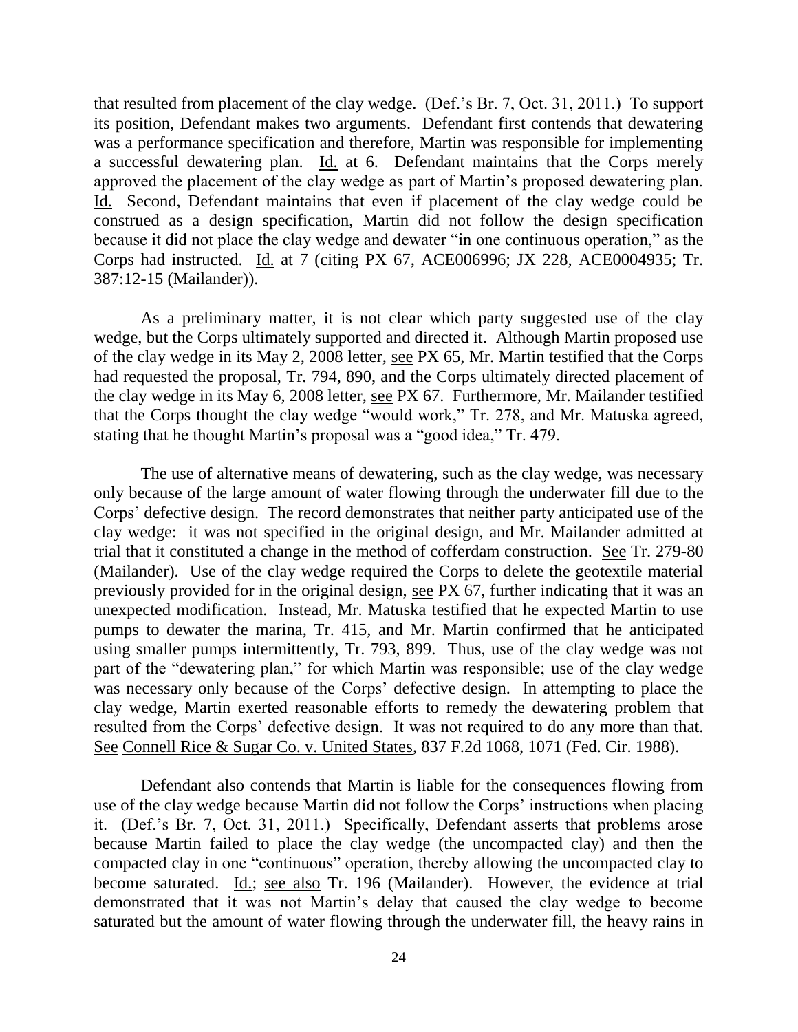that resulted from placement of the clay wedge. (Def.'s Br. 7, Oct. 31, 2011.) To support its position, Defendant makes two arguments. Defendant first contends that dewatering was a performance specification and therefore, Martin was responsible for implementing a successful dewatering plan. Id. at 6. Defendant maintains that the Corps merely approved the placement of the clay wedge as part of Martin's proposed dewatering plan. Id. Second, Defendant maintains that even if placement of the clay wedge could be construed as a design specification, Martin did not follow the design specification because it did not place the clay wedge and dewater "in one continuous operation," as the Corps had instructed. Id. at 7 (citing PX 67, ACE006996; JX 228, ACE0004935; Tr. 387:12-15 (Mailander)).

As a preliminary matter, it is not clear which party suggested use of the clay wedge, but the Corps ultimately supported and directed it. Although Martin proposed use of the clay wedge in its May 2, 2008 letter, see PX 65, Mr. Martin testified that the Corps had requested the proposal, Tr. 794, 890, and the Corps ultimately directed placement of the clay wedge in its May 6, 2008 letter, see PX 67. Furthermore, Mr. Mailander testified that the Corps thought the clay wedge "would work," Tr. 278, and Mr. Matuska agreed, stating that he thought Martin's proposal was a "good idea," Tr. 479.

The use of alternative means of dewatering, such as the clay wedge, was necessary only because of the large amount of water flowing through the underwater fill due to the Corps' defective design. The record demonstrates that neither party anticipated use of the clay wedge: it was not specified in the original design, and Mr. Mailander admitted at trial that it constituted a change in the method of cofferdam construction. See Tr. 279-80 (Mailander). Use of the clay wedge required the Corps to delete the geotextile material previously provided for in the original design, see PX 67, further indicating that it was an unexpected modification. Instead, Mr. Matuska testified that he expected Martin to use pumps to dewater the marina, Tr. 415, and Mr. Martin confirmed that he anticipated using smaller pumps intermittently, Tr. 793, 899. Thus, use of the clay wedge was not part of the "dewatering plan," for which Martin was responsible; use of the clay wedge was necessary only because of the Corps' defective design. In attempting to place the clay wedge, Martin exerted reasonable efforts to remedy the dewatering problem that resulted from the Corps' defective design. It was not required to do any more than that. See Connell Rice & Sugar Co. v. United States, 837 F.2d 1068, 1071 (Fed. Cir. 1988).

Defendant also contends that Martin is liable for the consequences flowing from use of the clay wedge because Martin did not follow the Corps' instructions when placing it. (Def.'s Br. 7, Oct. 31, 2011.) Specifically, Defendant asserts that problems arose because Martin failed to place the clay wedge (the uncompacted clay) and then the compacted clay in one "continuous" operation, thereby allowing the uncompacted clay to become saturated. Id.; see also Tr. 196 (Mailander). However, the evidence at trial demonstrated that it was not Martin's delay that caused the clay wedge to become saturated but the amount of water flowing through the underwater fill, the heavy rains in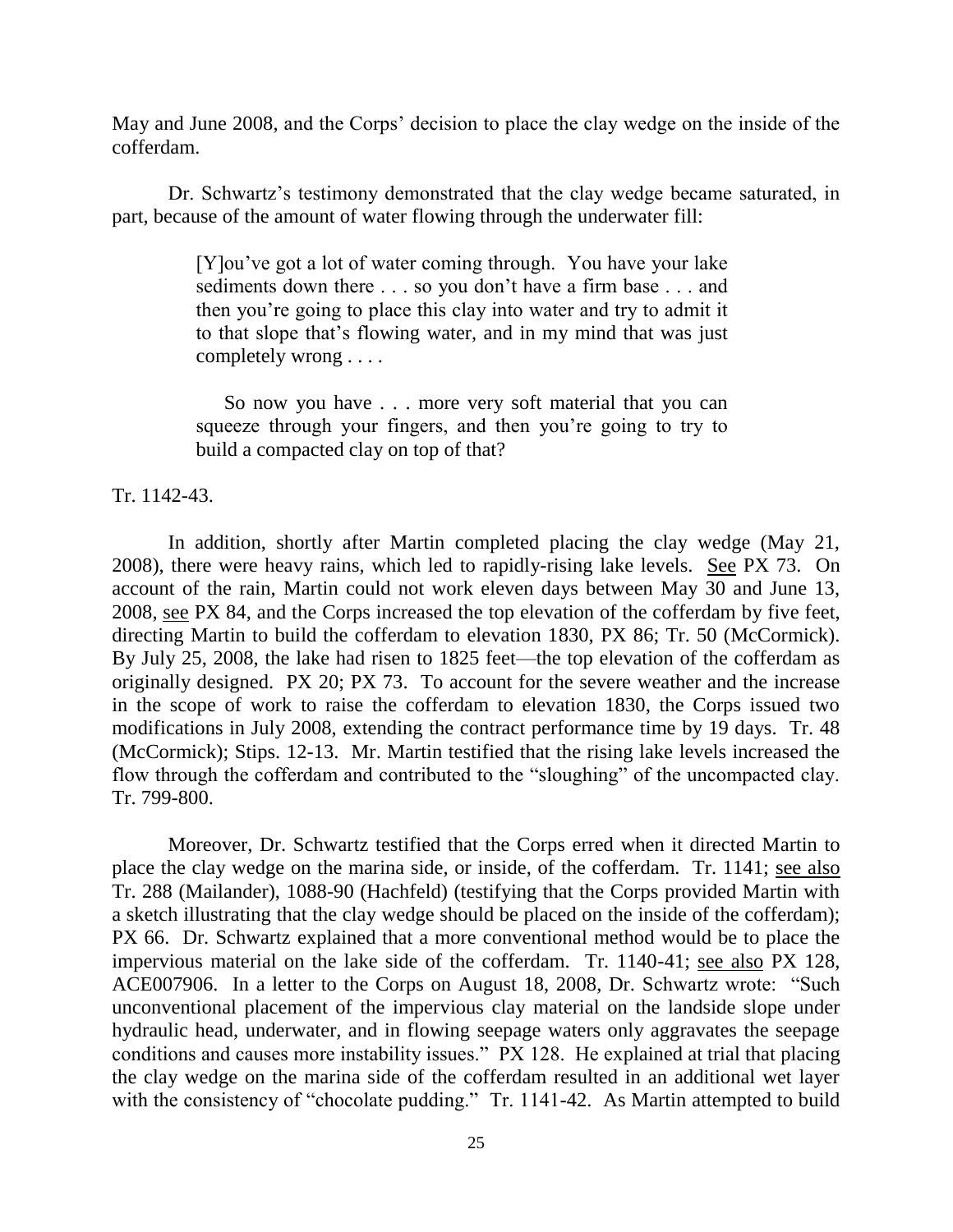May and June 2008, and the Corps' decision to place the clay wedge on the inside of the cofferdam.

Dr. Schwartz's testimony demonstrated that the clay wedge became saturated, in part, because of the amount of water flowing through the underwater fill:

> [Y]ou've got a lot of water coming through. You have your lake sediments down there . . . so you don't have a firm base . . . and then you're going to place this clay into water and try to admit it to that slope that's flowing water, and in my mind that was just completely wrong . . . .
>
> So now you have . . . more very soft material that you can squeeze through your fingers, and then you're going to try to build a compacted clay on top of that?

Tr. 1142-43.

In addition, shortly after Martin completed placing the clay wedge (May 21, 2008), there were heavy rains, which led to rapidly-rising lake levels. See PX 73. On account of the rain, Martin could not work eleven days between May 30 and June 13, 2008, see PX 84, and the Corps increased the top elevation of the cofferdam by five feet, directing Martin to build the cofferdam to elevation 1830, PX 86; Tr. 50 (McCormick). By July 25, 2008, the lake had risen to 1825 feet—the top elevation of the cofferdam as originally designed. PX 20; PX 73. To account for the severe weather and the increase in the scope of work to raise the cofferdam to elevation 1830, the Corps issued two modifications in July 2008, extending the contract performance time by 19 days. Tr. 48 (McCormick); Stips. 12-13. Mr. Martin testified that the rising lake levels increased the flow through the cofferdam and contributed to the "sloughing" of the uncompacted clay. Tr. 799-800.

Moreover, Dr. Schwartz testified that the Corps erred when it directed Martin to place the clay wedge on the marina side, or inside, of the cofferdam. Tr. 1141; see also Tr. 288 (Mailander), 1088-90 (Hachfeld) (testifying that the Corps provided Martin with a sketch illustrating that the clay wedge should be placed on the inside of the cofferdam); PX 66. Dr. Schwartz explained that a more conventional method would be to place the impervious material on the lake side of the cofferdam. Tr. 1140-41; see also PX 128, ACE007906. In a letter to the Corps on August 18, 2008, Dr. Schwartz wrote: "Such unconventional placement of the impervious clay material on the landside slope under hydraulic head, underwater, and in flowing seepage waters only aggravates the seepage conditions and causes more instability issues." PX 128. He explained at trial that placing the clay wedge on the marina side of the cofferdam resulted in an additional wet layer with the consistency of "chocolate pudding." Tr. 1141-42. As Martin attempted to build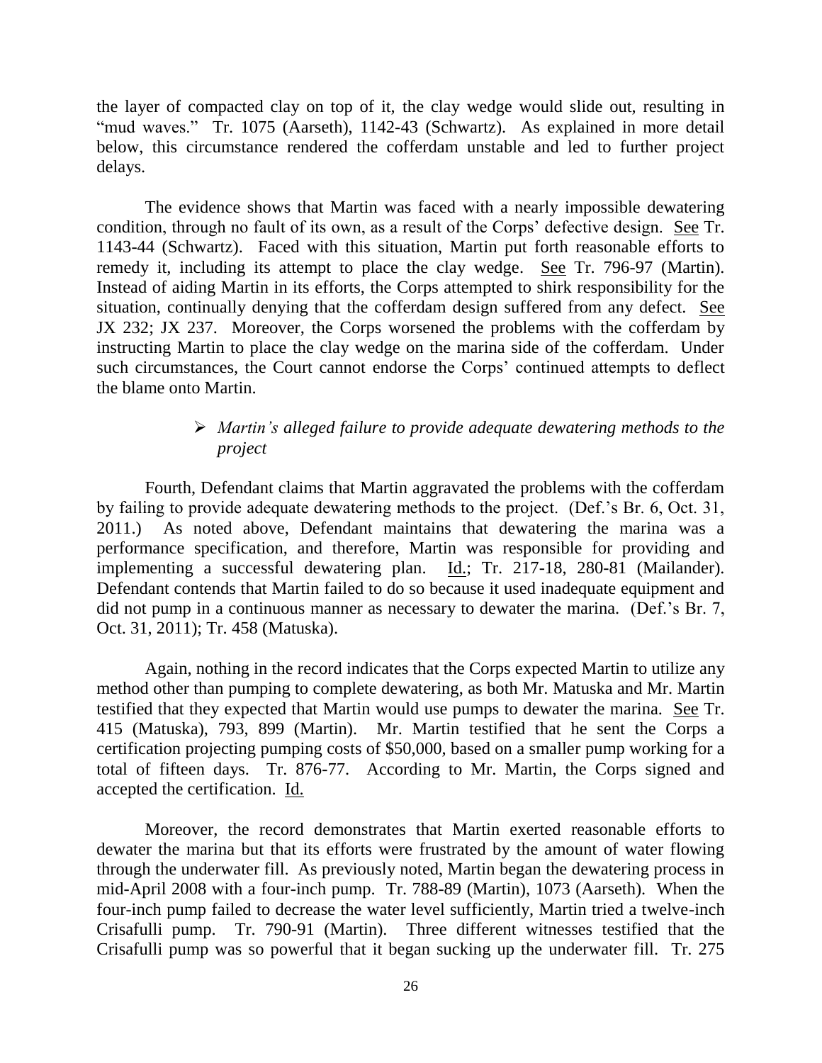the layer of compacted clay on top of it, the clay wedge would slide out, resulting in "mud waves." Tr. 1075 (Aarseth), 1142-43 (Schwartz). As explained in more detail below, this circumstance rendered the cofferdam unstable and led to further project delays.

The evidence shows that Martin was faced with a nearly impossible dewatering condition, through no fault of its own, as a result of the Corps' defective design. See Tr. 1143-44 (Schwartz). Faced with this situation, Martin put forth reasonable efforts to remedy it, including its attempt to place the clay wedge. See Tr. 796-97 (Martin). Instead of aiding Martin in its efforts, the Corps attempted to shirk responsibility for the situation, continually denying that the cofferdam design suffered from any defect. See JX 232; JX 237. Moreover, the Corps worsened the problems with the cofferdam by instructing Martin to place the clay wedge on the marina side of the cofferdam. Under such circumstances, the Court cannot endorse the Corps' continued attempts to deflect the blame onto Martin.

- *Martin's alleged failure to provide adequate dewatering methods to the project*

Fourth, Defendant claims that Martin aggravated the problems with the cofferdam by failing to provide adequate dewatering methods to the project. (Def.'s Br. 6, Oct. 31, 2011.) As noted above, Defendant maintains that dewatering the marina was a performance specification, and therefore, Martin was responsible for providing and implementing a successful dewatering plan. Id.; Tr. 217-18, 280-81 (Mailander). Defendant contends that Martin failed to do so because it used inadequate equipment and did not pump in a continuous manner as necessary to dewater the marina. (Def.'s Br. 7, Oct. 31, 2011); Tr. 458 (Matuska).

Again, nothing in the record indicates that the Corps expected Martin to utilize any method other than pumping to complete dewatering, as both Mr. Matuska and Mr. Martin testified that they expected that Martin would use pumps to dewater the marina. See Tr. 415 (Matuska), 793, 899 (Martin). Mr. Martin testified that he sent the Corps a certification projecting pumping costs of $50,000, based on a smaller pump working for a total of fifteen days. Tr. 876-77. According to Mr. Martin, the Corps signed and accepted the certification. Id.

Moreover, the record demonstrates that Martin exerted reasonable efforts to dewater the marina but that its efforts were frustrated by the amount of water flowing through the underwater fill. As previously noted, Martin began the dewatering process in mid-April 2008 with a four-inch pump. Tr. 788-89 (Martin), 1073 (Aarseth). When the four-inch pump failed to decrease the water level sufficiently, Martin tried a twelve-inch Crisafulli pump. Tr. 790-91 (Martin). Three different witnesses testified that the Crisafulli pump was so powerful that it began sucking up the underwater fill. Tr. 275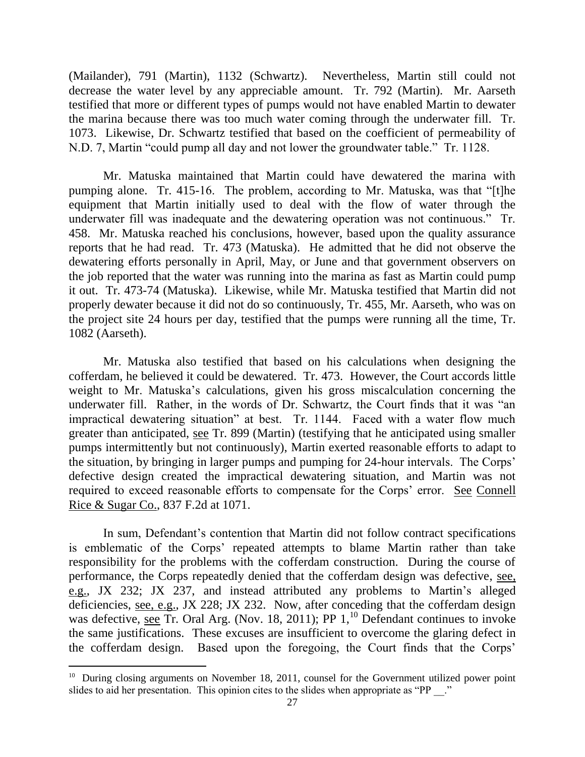(Mailander), 791 (Martin), 1132 (Schwartz). Nevertheless, Martin still could not decrease the water level by any appreciable amount. Tr. 792 (Martin). Mr. Aarseth testified that more or different types of pumps would not have enabled Martin to dewater the marina because there was too much water coming through the underwater fill. Tr. 1073. Likewise, Dr. Schwartz testified that based on the coefficient of permeability of N.D. 7, Martin "could pump all day and not lower the groundwater table." Tr. 1128.

Mr. Matuska maintained that Martin could have dewatered the marina with pumping alone. Tr. 415-16. The problem, according to Mr. Matuska, was that "[t]he equipment that Martin initially used to deal with the flow of water through the underwater fill was inadequate and the dewatering operation was not continuous." Tr. 458. Mr. Matuska reached his conclusions, however, based upon the quality assurance reports that he had read. Tr. 473 (Matuska). He admitted that he did not observe the dewatering efforts personally in April, May, or June and that government observers on the job reported that the water was running into the marina as fast as Martin could pump it out. Tr. 473-74 (Matuska). Likewise, while Mr. Matuska testified that Martin did not properly dewater because it did not do so continuously, Tr. 455, Mr. Aarseth, who was on the project site 24 hours per day, testified that the pumps were running all the time, Tr. 1082 (Aarseth).

Mr. Matuska also testified that based on his calculations when designing the cofferdam, he believed it could be dewatered. Tr. 473. However, the Court accords little weight to Mr. Matuska's calculations, given his gross miscalculation concerning the underwater fill. Rather, in the words of Dr. Schwartz, the Court finds that it was "an impractical dewatering situation" at best. Tr. 1144. Faced with a water flow much greater than anticipated, see Tr. 899 (Martin) (testifying that he anticipated using smaller pumps intermittently but not continuously), Martin exerted reasonable efforts to adapt to the situation, by bringing in larger pumps and pumping for 24-hour intervals. The Corps' defective design created the impractical dewatering situation, and Martin was not required to exceed reasonable efforts to compensate for the Corps' error. See Connell Rice & Sugar Co., 837 F.2d at 1071.

In sum, Defendant's contention that Martin did not follow contract specifications is emblematic of the Corps' repeated attempts to blame Martin rather than take responsibility for the problems with the cofferdam construction. During the course of performance, the Corps repeatedly denied that the cofferdam design was defective, see, e.g., JX 232; JX 237, and instead attributed any problems to Martin's alleged deficiencies, see, e.g., JX 228; JX 232. Now, after conceding that the cofferdam design was defective, see Tr. Oral Arg. (Nov. 18, 2011); PP 1,[10] Defendant continues to invoke the same justifications. These excuses are insufficient to overcome the glaring defect in the cofferdam design. Based upon the foregoing, the Court finds that the Corps'

---

[10] During closing arguments on November 18, 2011, counsel for the Government utilized power point slides to aid her presentation. This opinion cites to the slides when appropriate as "PP __."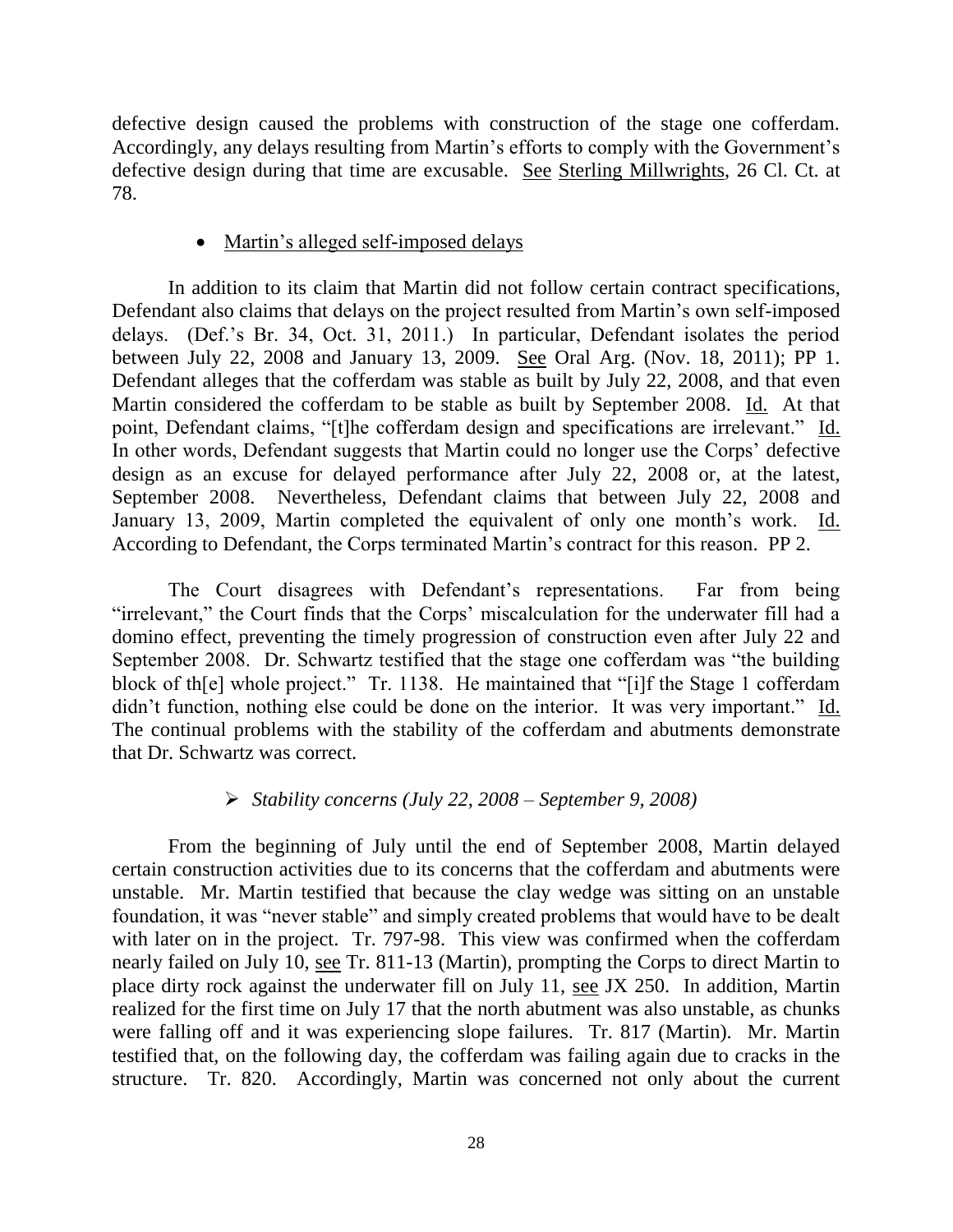defective design caused the problems with construction of the stage one cofferdam. Accordingly, any delays resulting from Martin's efforts to comply with the Government's defective design during that time are excusable. See Sterling Millwrights, 26 Cl. Ct. at 78.

- Martin's alleged self-imposed delays

In addition to its claim that Martin did not follow certain contract specifications, Defendant also claims that delays on the project resulted from Martin's own self-imposed delays. (Def.'s Br. 34, Oct. 31, 2011.) In particular, Defendant isolates the period between July 22, 2008 and January 13, 2009. See Oral Arg. (Nov. 18, 2011); PP 1. Defendant alleges that the cofferdam was stable as built by July 22, 2008, and that even Martin considered the cofferdam to be stable as built by September 2008. Id. At that point, Defendant claims, "[t]he cofferdam design and specifications are irrelevant." Id. In other words, Defendant suggests that Martin could no longer use the Corps' defective design as an excuse for delayed performance after July 22, 2008 or, at the latest, September 2008. Nevertheless, Defendant claims that between July 22, 2008 and January 13, 2009, Martin completed the equivalent of only one month's work. Id. According to Defendant, the Corps terminated Martin's contract for this reason. PP 2.

The Court disagrees with Defendant's representations. Far from being "irrelevant," the Court finds that the Corps' miscalculation for the underwater fill had a domino effect, preventing the timely progression of construction even after July 22 and September 2008. Dr. Schwartz testified that the stage one cofferdam was "the building block of th[e] whole project." Tr. 1138. He maintained that "[i]f the Stage 1 cofferdam didn't function, nothing else could be done on the interior. It was very important." Id. The continual problems with the stability of the cofferdam and abutments demonstrate that Dr. Schwartz was correct.

- *Stability concerns (July 22, 2008 – September 9, 2008)*

From the beginning of July until the end of September 2008, Martin delayed certain construction activities due to its concerns that the cofferdam and abutments were unstable. Mr. Martin testified that because the clay wedge was sitting on an unstable foundation, it was "never stable" and simply created problems that would have to be dealt with later on in the project. Tr. 797-98. This view was confirmed when the cofferdam nearly failed on July 10, see Tr. 811-13 (Martin), prompting the Corps to direct Martin to place dirty rock against the underwater fill on July 11, see JX 250. In addition, Martin realized for the first time on July 17 that the north abutment was also unstable, as chunks were falling off and it was experiencing slope failures. Tr. 817 (Martin). Mr. Martin testified that, on the following day, the cofferdam was failing again due to cracks in the structure. Tr. 820. Accordingly, Martin was concerned not only about the current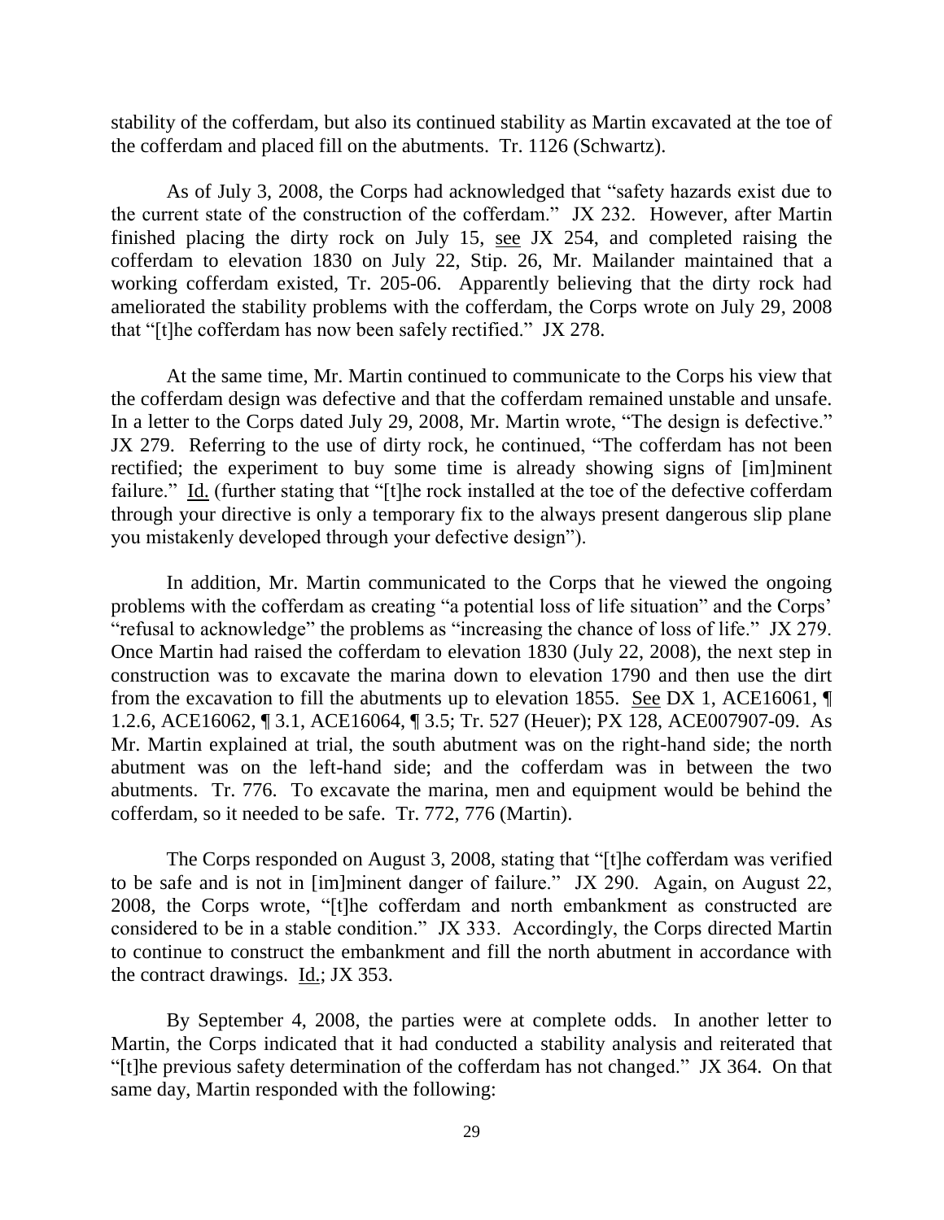stability of the cofferdam, but also its continued stability as Martin excavated at the toe of the cofferdam and placed fill on the abutments. Tr. 1126 (Schwartz).

As of July 3, 2008, the Corps had acknowledged that "safety hazards exist due to the current state of the construction of the cofferdam." JX 232. However, after Martin finished placing the dirty rock on July 15, see JX 254, and completed raising the cofferdam to elevation 1830 on July 22, Stip. 26, Mr. Mailander maintained that a working cofferdam existed, Tr. 205-06. Apparently believing that the dirty rock had ameliorated the stability problems with the cofferdam, the Corps wrote on July 29, 2008 that "[t]he cofferdam has now been safely rectified." JX 278.

At the same time, Mr. Martin continued to communicate to the Corps his view that the cofferdam design was defective and that the cofferdam remained unstable and unsafe. In a letter to the Corps dated July 29, 2008, Mr. Martin wrote, "The design is defective." JX 279. Referring to the use of dirty rock, he continued, "The cofferdam has not been rectified; the experiment to buy some time is already showing signs of [im]minent failure." Id. (further stating that "[t]he rock installed at the toe of the defective cofferdam through your directive is only a temporary fix to the always present dangerous slip plane you mistakenly developed through your defective design").

In addition, Mr. Martin communicated to the Corps that he viewed the ongoing problems with the cofferdam as creating "a potential loss of life situation" and the Corps' "refusal to acknowledge" the problems as "increasing the chance of loss of life." JX 279. Once Martin had raised the cofferdam to elevation 1830 (July 22, 2008), the next step in construction was to excavate the marina down to elevation 1790 and then use the dirt from the excavation to fill the abutments up to elevation 1855. See DX 1, ACE16061, ¶ 1.2.6, ACE16062, ¶ 3.1, ACE16064, ¶ 3.5; Tr. 527 (Heuer); PX 128, ACE007907-09. As Mr. Martin explained at trial, the south abutment was on the right-hand side; the north abutment was on the left-hand side; and the cofferdam was in between the two abutments. Tr. 776. To excavate the marina, men and equipment would be behind the cofferdam, so it needed to be safe. Tr. 772, 776 (Martin).

The Corps responded on August 3, 2008, stating that "[t]he cofferdam was verified to be safe and is not in [im]minent danger of failure." JX 290. Again, on August 22, 2008, the Corps wrote, "[t]he cofferdam and north embankment as constructed are considered to be in a stable condition." JX 333. Accordingly, the Corps directed Martin to continue to construct the embankment and fill the north abutment in accordance with the contract drawings. Id.; JX 353.

By September 4, 2008, the parties were at complete odds. In another letter to Martin, the Corps indicated that it had conducted a stability analysis and reiterated that "[t]he previous safety determination of the cofferdam has not changed." JX 364. On that same day, Martin responded with the following: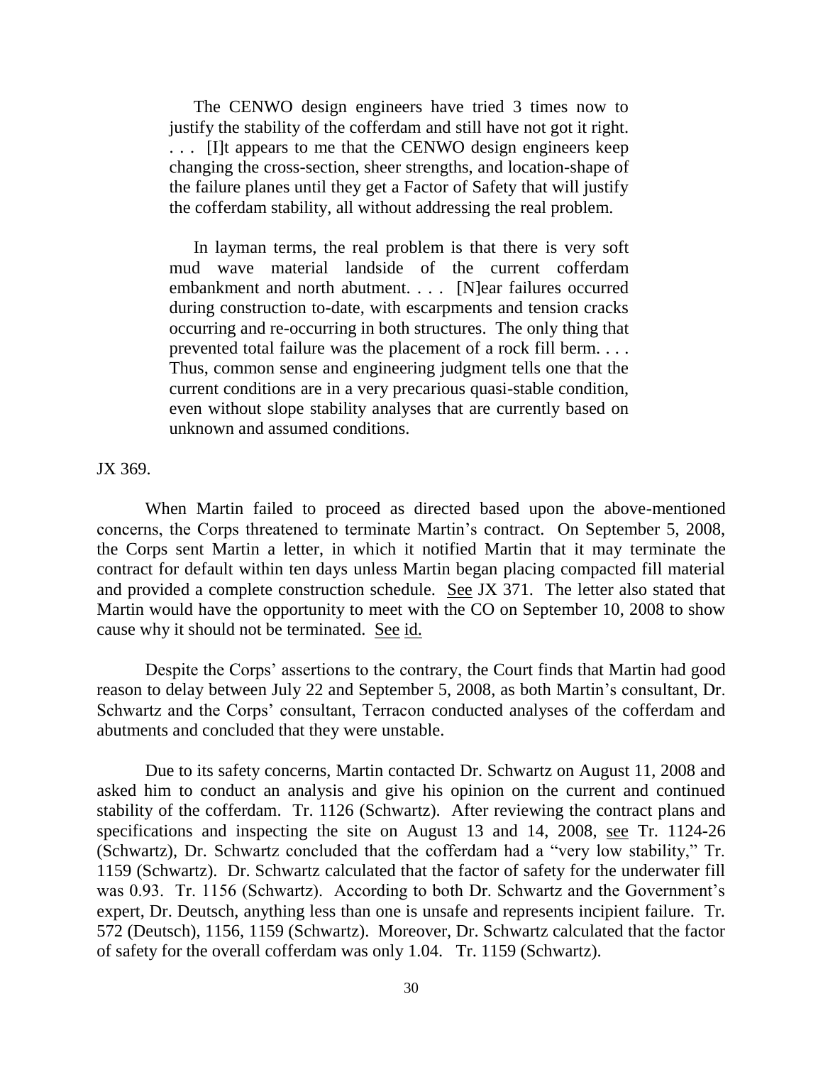> The CENWO design engineers have tried 3 times now to justify the stability of the cofferdam and still have not got it right. . . . [I]t appears to me that the CENWO design engineers keep changing the cross-section, sheer strengths, and location-shape of the failure planes until they get a Factor of Safety that will justify the cofferdam stability, all without addressing the real problem.
>
> In layman terms, the real problem is that there is very soft mud wave material landside of the current cofferdam embankment and north abutment. . . . [N]ear failures occurred during construction to-date, with escarpments and tension cracks occurring and re-occurring in both structures. The only thing that prevented total failure was the placement of a rock fill berm. . . . Thus, common sense and engineering judgment tells one that the current conditions are in a very precarious quasi-stable condition, even without slope stability analyses that are currently based on unknown and assumed conditions.

JX 369.

When Martin failed to proceed as directed based upon the above-mentioned concerns, the Corps threatened to terminate Martin's contract. On September 5, 2008, the Corps sent Martin a letter, in which it notified Martin that it may terminate the contract for default within ten days unless Martin began placing compacted fill material and provided a complete construction schedule. See JX 371. The letter also stated that Martin would have the opportunity to meet with the CO on September 10, 2008 to show cause why it should not be terminated. See id.

Despite the Corps' assertions to the contrary, the Court finds that Martin had good reason to delay between July 22 and September 5, 2008, as both Martin's consultant, Dr. Schwartz and the Corps' consultant, Terracon conducted analyses of the cofferdam and abutments and concluded that they were unstable.

Due to its safety concerns, Martin contacted Dr. Schwartz on August 11, 2008 and asked him to conduct an analysis and give his opinion on the current and continued stability of the cofferdam. Tr. 1126 (Schwartz). After reviewing the contract plans and specifications and inspecting the site on August 13 and 14, 2008, see Tr. 1124-26 (Schwartz), Dr. Schwartz concluded that the cofferdam had a "very low stability," Tr. 1159 (Schwartz). Dr. Schwartz calculated that the factor of safety for the underwater fill was 0.93. Tr. 1156 (Schwartz). According to both Dr. Schwartz and the Government's expert, Dr. Deutsch, anything less than one is unsafe and represents incipient failure. Tr. 572 (Deutsch), 1156, 1159 (Schwartz). Moreover, Dr. Schwartz calculated that the factor of safety for the overall cofferdam was only 1.04. Tr. 1159 (Schwartz).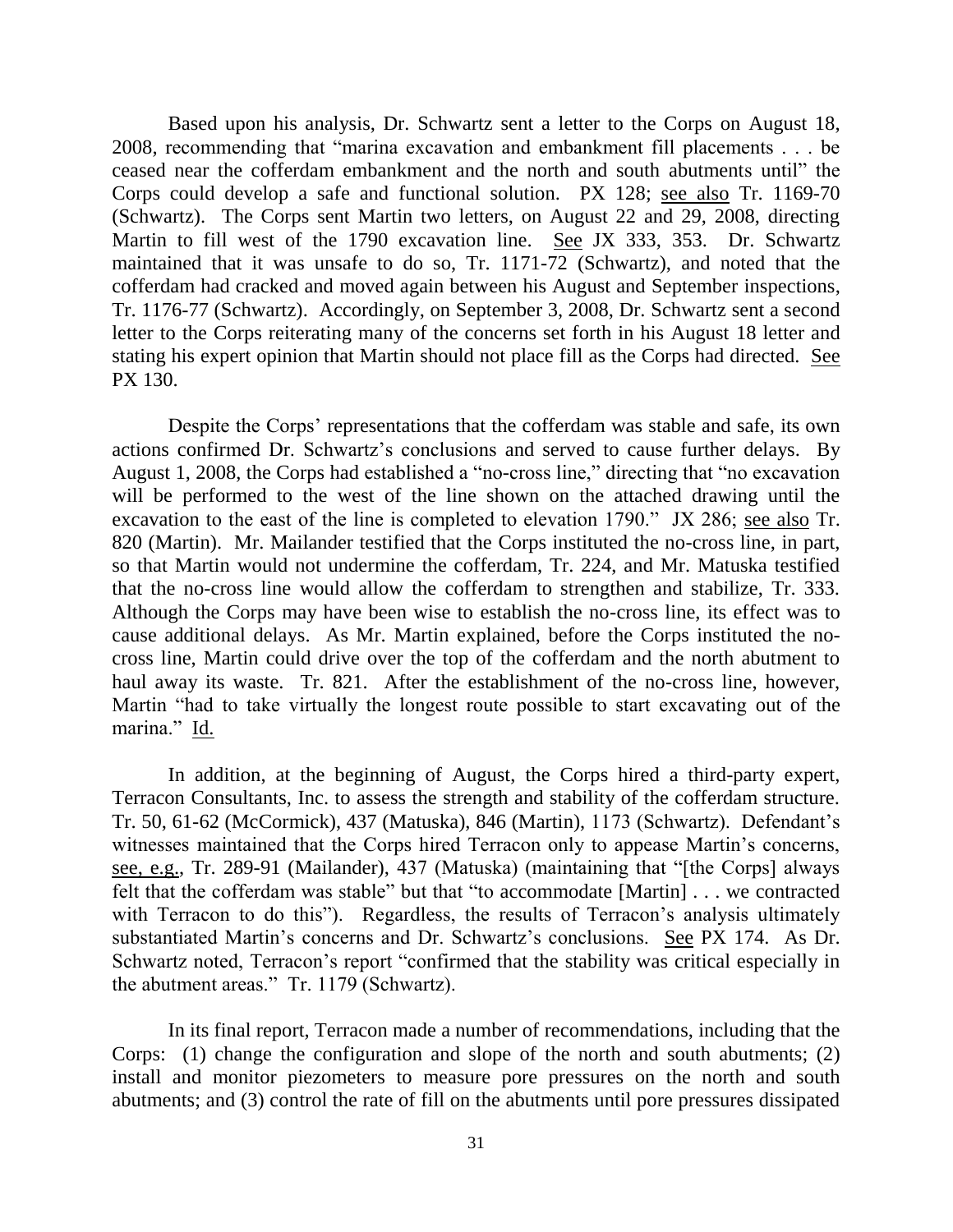Based upon his analysis, Dr. Schwartz sent a letter to the Corps on August 18, 2008, recommending that "marina excavation and embankment fill placements . . . be ceased near the cofferdam embankment and the north and south abutments until" the Corps could develop a safe and functional solution. PX 128; see also Tr. 1169-70 (Schwartz). The Corps sent Martin two letters, on August 22 and 29, 2008, directing Martin to fill west of the 1790 excavation line. See JX 333, 353. Dr. Schwartz maintained that it was unsafe to do so, Tr. 1171-72 (Schwartz), and noted that the cofferdam had cracked and moved again between his August and September inspections, Tr. 1176-77 (Schwartz). Accordingly, on September 3, 2008, Dr. Schwartz sent a second letter to the Corps reiterating many of the concerns set forth in his August 18 letter and stating his expert opinion that Martin should not place fill as the Corps had directed. See PX 130.

Despite the Corps' representations that the cofferdam was stable and safe, its own actions confirmed Dr. Schwartz's conclusions and served to cause further delays. By August 1, 2008, the Corps had established a "no-cross line," directing that "no excavation will be performed to the west of the line shown on the attached drawing until the excavation to the east of the line is completed to elevation 1790." JX 286; see also Tr. 820 (Martin). Mr. Mailander testified that the Corps instituted the no-cross line, in part, so that Martin would not undermine the cofferdam, Tr. 224, and Mr. Matuska testified that the no-cross line would allow the cofferdam to strengthen and stabilize, Tr. 333. Although the Corps may have been wise to establish the no-cross line, its effect was to cause additional delays. As Mr. Martin explained, before the Corps instituted the no-cross line, Martin could drive over the top of the cofferdam and the north abutment to haul away its waste. Tr. 821. After the establishment of the no-cross line, however, Martin "had to take virtually the longest route possible to start excavating out of the marina." Id.

In addition, at the beginning of August, the Corps hired a third-party expert, Terracon Consultants, Inc. to assess the strength and stability of the cofferdam structure. Tr. 50, 61-62 (McCormick), 437 (Matuska), 846 (Martin), 1173 (Schwartz). Defendant's witnesses maintained that the Corps hired Terracon only to appease Martin's concerns, see, e.g., Tr. 289-91 (Mailander), 437 (Matuska) (maintaining that "[the Corps] always felt that the cofferdam was stable" but that "to accommodate [Martin] . . . we contracted with Terracon to do this"). Regardless, the results of Terracon's analysis ultimately substantiated Martin's concerns and Dr. Schwartz's conclusions. See PX 174. As Dr. Schwartz noted, Terracon's report "confirmed that the stability was critical especially in the abutment areas." Tr. 1179 (Schwartz).

In its final report, Terracon made a number of recommendations, including that the Corps: (1) change the configuration and slope of the north and south abutments; (2) install and monitor piezometers to measure pore pressures on the north and south abutments; and (3) control the rate of fill on the abutments until pore pressures dissipated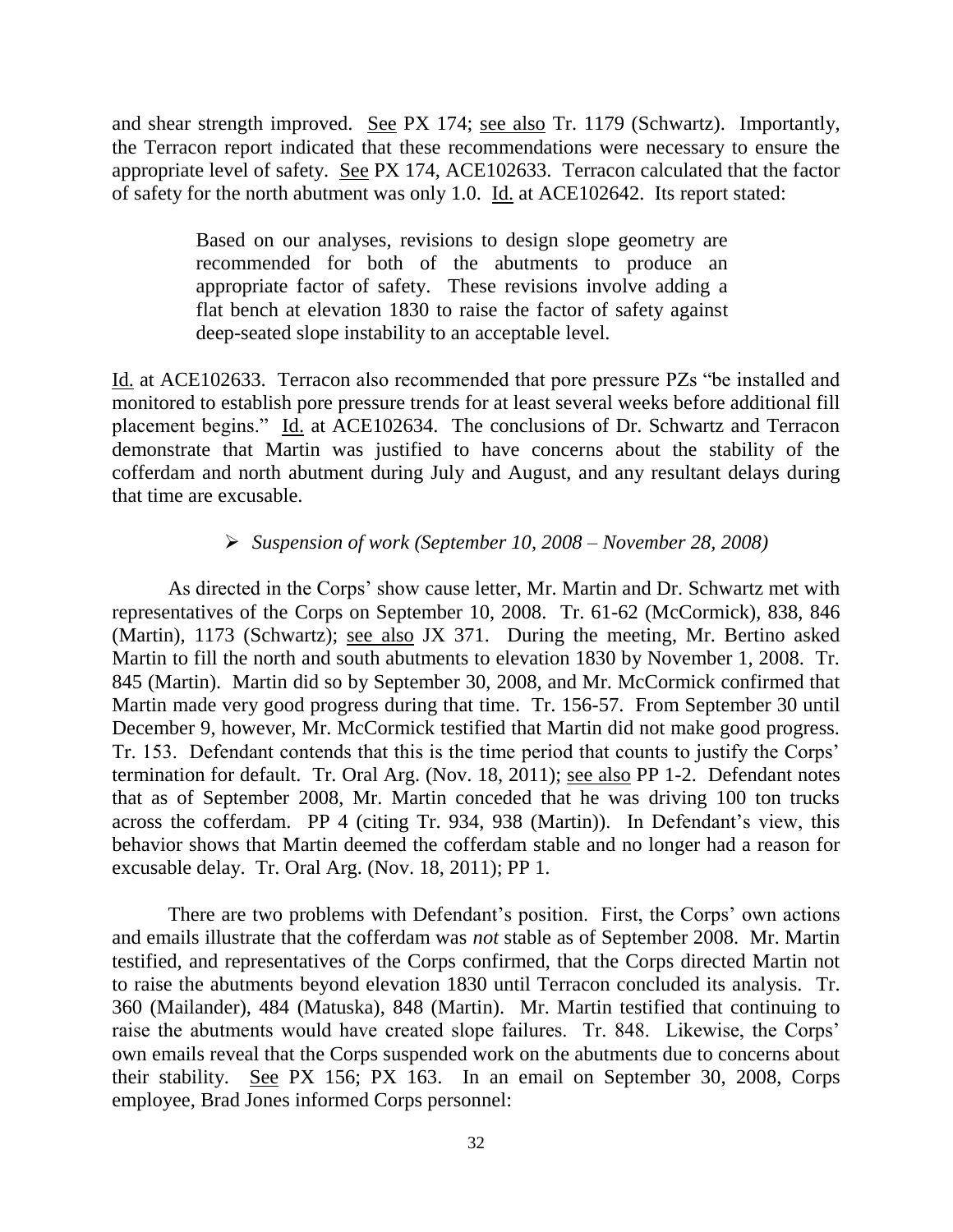and shear strength improved. See PX 174; see also Tr. 1179 (Schwartz). Importantly, the Terracon report indicated that these recommendations were necessary to ensure the appropriate level of safety. See PX 174, ACE102633. Terracon calculated that the factor of safety for the north abutment was only 1.0. Id. at ACE102642. Its report stated:

> Based on our analyses, revisions to design slope geometry are recommended for both of the abutments to produce an appropriate factor of safety. These revisions involve adding a flat bench at elevation 1830 to raise the factor of safety against deep-seated slope instability to an acceptable level.

Id. at ACE102633. Terracon also recommended that pore pressure PZs "be installed and monitored to establish pore pressure trends for at least several weeks before additional fill placement begins." Id. at ACE102634. The conclusions of Dr. Schwartz and Terracon demonstrate that Martin was justified to have concerns about the stability of the cofferdam and north abutment during July and August, and any resultant delays during that time are excusable.

- *Suspension of work (September 10, 2008 – November 28, 2008)*

As directed in the Corps' show cause letter, Mr. Martin and Dr. Schwartz met with representatives of the Corps on September 10, 2008. Tr. 61-62 (McCormick), 838, 846 (Martin), 1173 (Schwartz); see also JX 371. During the meeting, Mr. Bertino asked Martin to fill the north and south abutments to elevation 1830 by November 1, 2008. Tr. 845 (Martin). Martin did so by September 30, 2008, and Mr. McCormick confirmed that Martin made very good progress during that time. Tr. 156-57. From September 30 until December 9, however, Mr. McCormick testified that Martin did not make good progress. Tr. 153. Defendant contends that this is the time period that counts to justify the Corps' termination for default. Tr. Oral Arg. (Nov. 18, 2011); see also PP 1-2. Defendant notes that as of September 2008, Mr. Martin conceded that he was driving 100 ton trucks across the cofferdam. PP 4 (citing Tr. 934, 938 (Martin)). In Defendant's view, this behavior shows that Martin deemed the cofferdam stable and no longer had a reason for excusable delay. Tr. Oral Arg. (Nov. 18, 2011); PP 1.

There are two problems with Defendant's position. First, the Corps' own actions and emails illustrate that the cofferdam was *not* stable as of September 2008. Mr. Martin testified, and representatives of the Corps confirmed, that the Corps directed Martin not to raise the abutments beyond elevation 1830 until Terracon concluded its analysis. Tr. 360 (Mailander), 484 (Matuska), 848 (Martin). Mr. Martin testified that continuing to raise the abutments would have created slope failures. Tr. 848. Likewise, the Corps' own emails reveal that the Corps suspended work on the abutments due to concerns about their stability. See PX 156; PX 163. In an email on September 30, 2008, Corps employee, Brad Jones informed Corps personnel: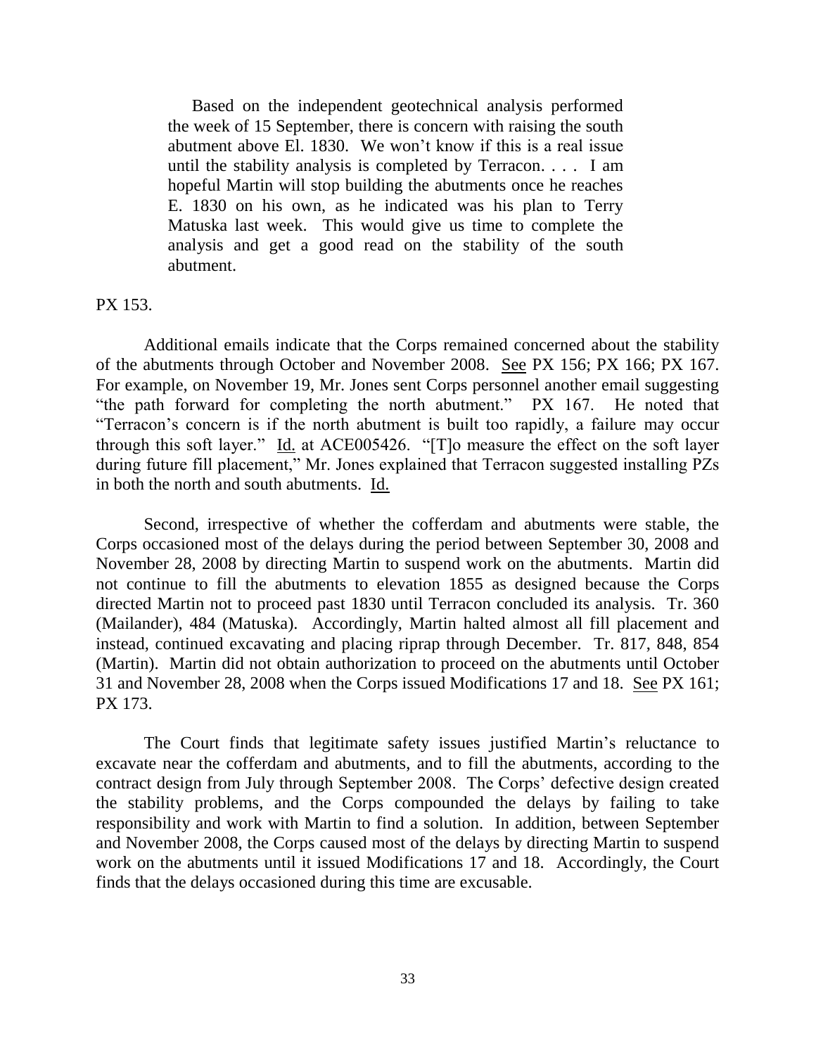> Based on the independent geotechnical analysis performed the week of 15 September, there is concern with raising the south abutment above El. 1830. We won't know if this is a real issue until the stability analysis is completed by Terracon. . . . I am hopeful Martin will stop building the abutments once he reaches E. 1830 on his own, as he indicated was his plan to Terry Matuska last week. This would give us time to complete the analysis and get a good read on the stability of the south abutment.

PX 153.

Additional emails indicate that the Corps remained concerned about the stability of the abutments through October and November 2008. See PX 156; PX 166; PX 167. For example, on November 19, Mr. Jones sent Corps personnel another email suggesting "the path forward for completing the north abutment." PX 167. He noted that "Terracon's concern is if the north abutment is built too rapidly, a failure may occur through this soft layer." Id. at ACE005426. "[T]o measure the effect on the soft layer during future fill placement," Mr. Jones explained that Terracon suggested installing PZs in both the north and south abutments. Id.

Second, irrespective of whether the cofferdam and abutments were stable, the Corps occasioned most of the delays during the period between September 30, 2008 and November 28, 2008 by directing Martin to suspend work on the abutments. Martin did not continue to fill the abutments to elevation 1855 as designed because the Corps directed Martin not to proceed past 1830 until Terracon concluded its analysis. Tr. 360 (Mailander), 484 (Matuska). Accordingly, Martin halted almost all fill placement and instead, continued excavating and placing riprap through December. Tr. 817, 848, 854 (Martin). Martin did not obtain authorization to proceed on the abutments until October 31 and November 28, 2008 when the Corps issued Modifications 17 and 18. See PX 161; PX 173.

The Court finds that legitimate safety issues justified Martin's reluctance to excavate near the cofferdam and abutments, and to fill the abutments, according to the contract design from July through September 2008. The Corps' defective design created the stability problems, and the Corps compounded the delays by failing to take responsibility and work with Martin to find a solution. In addition, between September and November 2008, the Corps caused most of the delays by directing Martin to suspend work on the abutments until it issued Modifications 17 and 18. Accordingly, the Court finds that the delays occasioned during this time are excusable.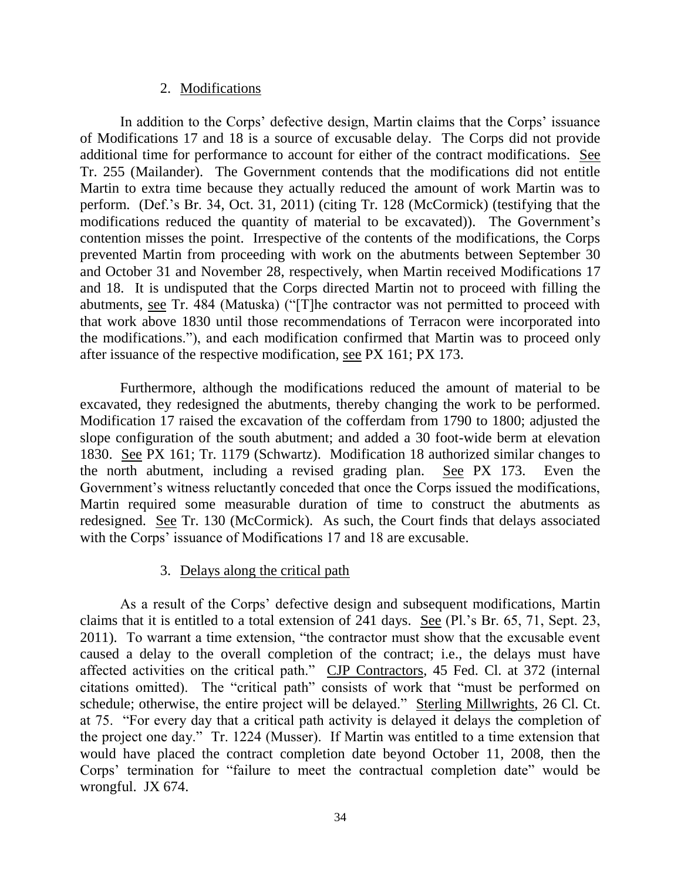### 2. Modifications

In addition to the Corps' defective design, Martin claims that the Corps' issuance of Modifications 17 and 18 is a source of excusable delay. The Corps did not provide additional time for performance to account for either of the contract modifications. See Tr. 255 (Mailander). The Government contends that the modifications did not entitle Martin to extra time because they actually reduced the amount of work Martin was to perform. (Def.'s Br. 34, Oct. 31, 2011) (citing Tr. 128 (McCormick) (testifying that the modifications reduced the quantity of material to be excavated)). The Government's contention misses the point. Irrespective of the contents of the modifications, the Corps prevented Martin from proceeding with work on the abutments between September 30 and October 31 and November 28, respectively, when Martin received Modifications 17 and 18. It is undisputed that the Corps directed Martin not to proceed with filling the abutments, see Tr. 484 (Matuska) ("[T]he contractor was not permitted to proceed with that work above 1830 until those recommendations of Terracon were incorporated into the modifications."), and each modification confirmed that Martin was to proceed only after issuance of the respective modification, see PX 161; PX 173.

Furthermore, although the modifications reduced the amount of material to be excavated, they redesigned the abutments, thereby changing the work to be performed. Modification 17 raised the excavation of the cofferdam from 1790 to 1800; adjusted the slope configuration of the south abutment; and added a 30 foot-wide berm at elevation 1830. See PX 161; Tr. 1179 (Schwartz). Modification 18 authorized similar changes to the north abutment, including a revised grading plan. See PX 173. Even the Government's witness reluctantly conceded that once the Corps issued the modifications, Martin required some measurable duration of time to construct the abutments as redesigned. See Tr. 130 (McCormick). As such, the Court finds that delays associated with the Corps' issuance of Modifications 17 and 18 are excusable.

### 3. Delays along the critical path

As a result of the Corps' defective design and subsequent modifications, Martin claims that it is entitled to a total extension of 241 days. See (Pl.'s Br. 65, 71, Sept. 23, 2011). To warrant a time extension, "the contractor must show that the excusable event caused a delay to the overall completion of the contract; i.e., the delays must have affected activities on the critical path." CJP Contractors, 45 Fed. Cl. at 372 (internal citations omitted). The "critical path" consists of work that "must be performed on schedule; otherwise, the entire project will be delayed." Sterling Millwrights, 26 Cl. Ct. at 75. "For every day that a critical path activity is delayed it delays the completion of the project one day." Tr. 1224 (Musser). If Martin was entitled to a time extension that would have placed the contract completion date beyond October 11, 2008, then the Corps' termination for "failure to meet the contractual completion date" would be wrongful. JX 674.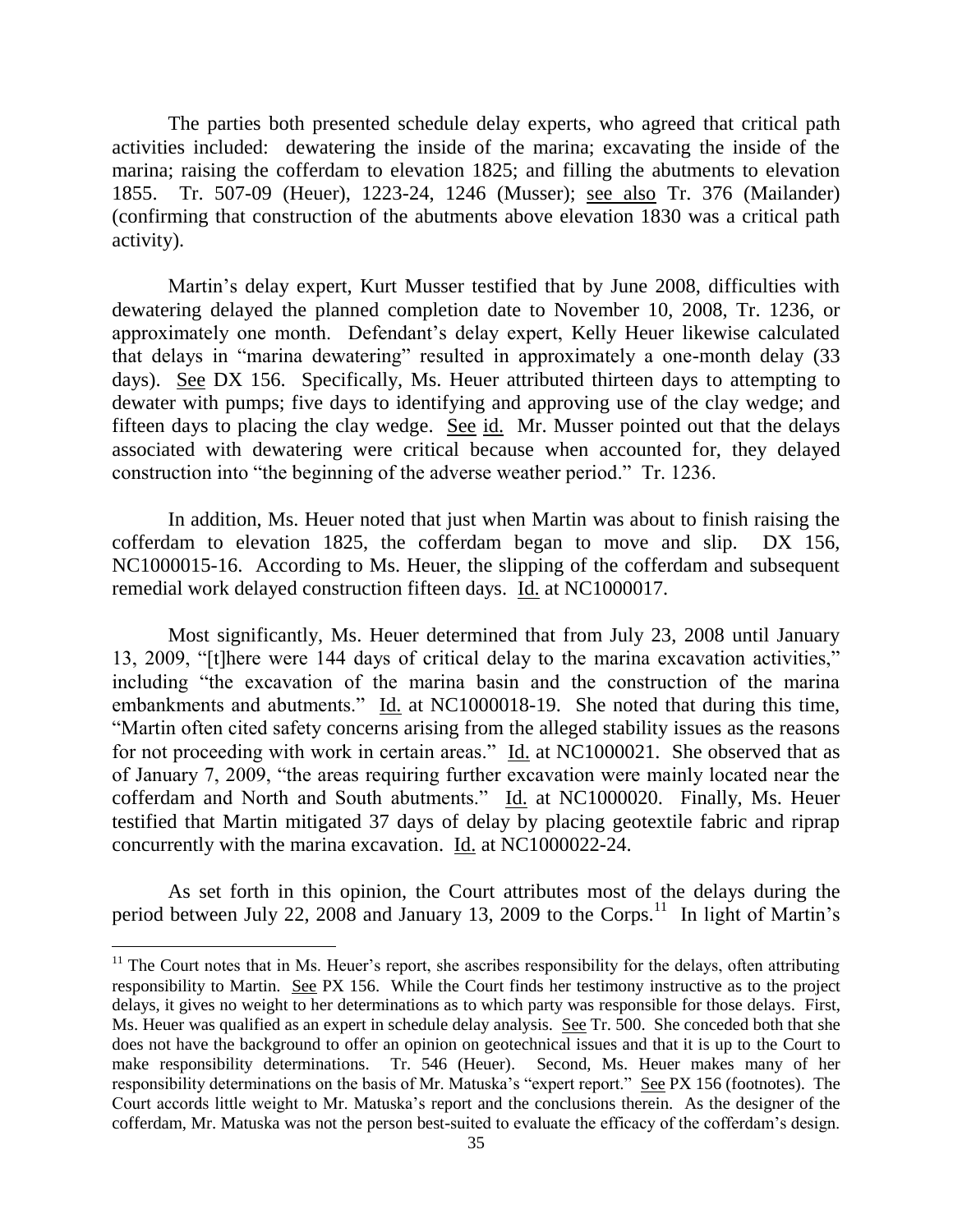The parties both presented schedule delay experts, who agreed that critical path activities included: dewatering the inside of the marina; excavating the inside of the marina; raising the cofferdam to elevation 1825; and filling the abutments to elevation 1855. Tr. 507-09 (Heuer), 1223-24, 1246 (Musser); see also Tr. 376 (Mailander) (confirming that construction of the abutments above elevation 1830 was a critical path activity).

Martin's delay expert, Kurt Musser testified that by June 2008, difficulties with dewatering delayed the planned completion date to November 10, 2008, Tr. 1236, or approximately one month. Defendant's delay expert, Kelly Heuer likewise calculated that delays in "marina dewatering" resulted in approximately a one-month delay (33 days). See DX 156. Specifically, Ms. Heuer attributed thirteen days to attempting to dewater with pumps; five days to identifying and approving use of the clay wedge; and fifteen days to placing the clay wedge. See id. Mr. Musser pointed out that the delays associated with dewatering were critical because when accounted for, they delayed construction into "the beginning of the adverse weather period." Tr. 1236.

In addition, Ms. Heuer noted that just when Martin was about to finish raising the cofferdam to elevation 1825, the cofferdam began to move and slip. DX 156, NC1000015-16. According to Ms. Heuer, the slipping of the cofferdam and subsequent remedial work delayed construction fifteen days. Id. at NC1000017.

Most significantly, Ms. Heuer determined that from July 23, 2008 until January 13, 2009, "[t]here were 144 days of critical delay to the marina excavation activities," including "the excavation of the marina basin and the construction of the marina embankments and abutments." Id. at NC1000018-19. She noted that during this time, "Martin often cited safety concerns arising from the alleged stability issues as the reasons for not proceeding with work in certain areas." Id. at NC1000021. She observed that as of January 7, 2009, "the areas requiring further excavation were mainly located near the cofferdam and North and South abutments." Id. at NC1000020. Finally, Ms. Heuer testified that Martin mitigated 37 days of delay by placing geotextile fabric and riprap concurrently with the marina excavation. Id. at NC1000022-24.

As set forth in this opinion, the Court attributes most of the delays during the period between July 22, 2008 and January 13, 2009 to the Corps.[11] In light of Martin's

---

[11] The Court notes that in Ms. Heuer's report, she ascribes responsibility for the delays, often attributing responsibility to Martin. See PX 156. While the Court finds her testimony instructive as to the project delays, it gives no weight to her determinations as to which party was responsible for those delays. First, Ms. Heuer was qualified as an expert in schedule delay analysis. See Tr. 500. She conceded both that she does not have the background to offer an opinion on geotechnical issues and that it is up to the Court to make responsibility determinations. Tr. 546 (Heuer). Second, Ms. Heuer makes many of her responsibility determinations on the basis of Mr. Matuska's "expert report." See PX 156 (footnotes). The Court accords little weight to Mr. Matuska's report and the conclusions therein. As the designer of the cofferdam, Mr. Matuska was not the person best-suited to evaluate the efficacy of the cofferdam's design.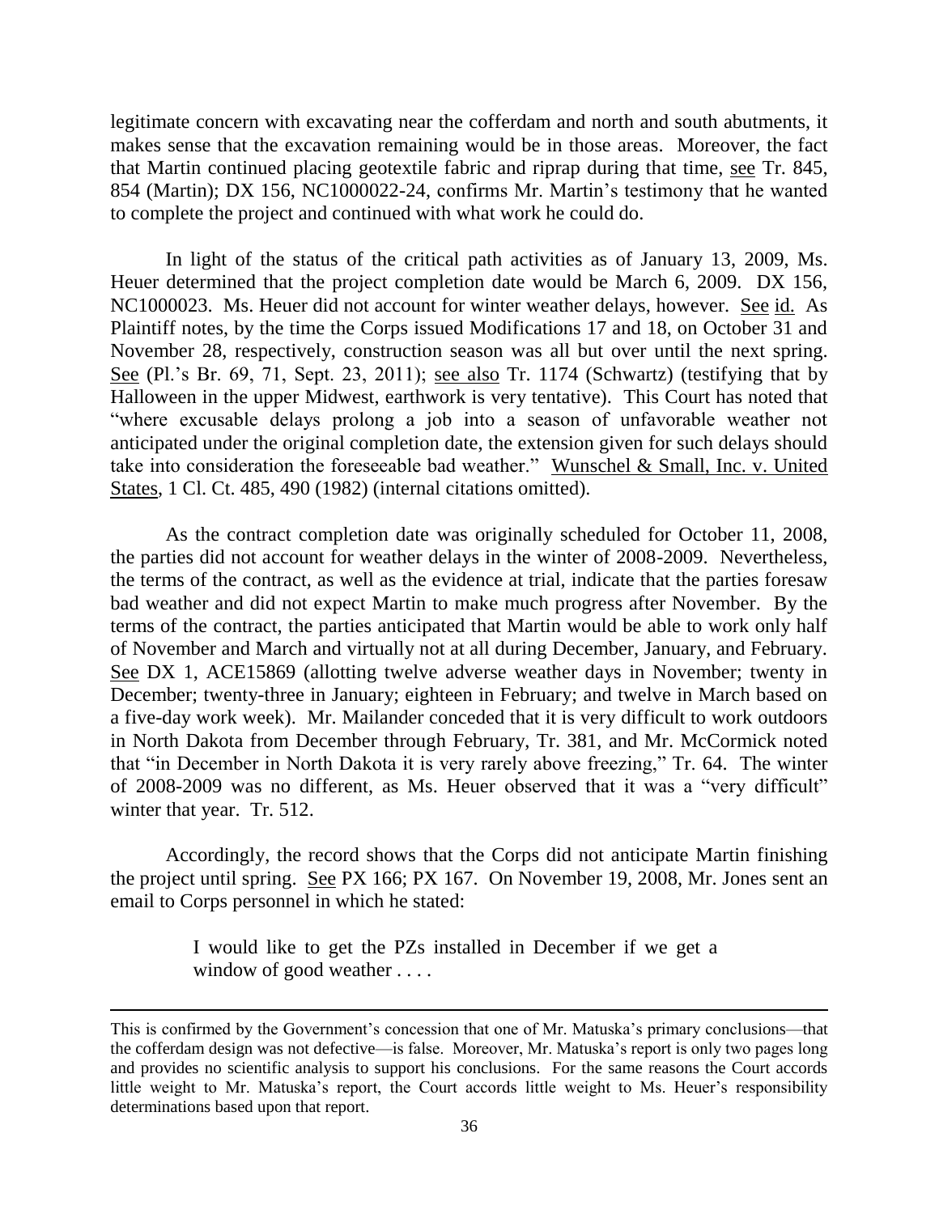legitimate concern with excavating near the cofferdam and north and south abutments, it makes sense that the excavation remaining would be in those areas. Moreover, the fact that Martin continued placing geotextile fabric and riprap during that time, see Tr. 845, 854 (Martin); DX 156, NC1000022-24, confirms Mr. Martin's testimony that he wanted to complete the project and continued with what work he could do.

In light of the status of the critical path activities as of January 13, 2009, Ms. Heuer determined that the project completion date would be March 6, 2009. DX 156, NC1000023. Ms. Heuer did not account for winter weather delays, however. See id. As Plaintiff notes, by the time the Corps issued Modifications 17 and 18, on October 31 and November 28, respectively, construction season was all but over until the next spring. See (Pl.'s Br. 69, 71, Sept. 23, 2011); see also Tr. 1174 (Schwartz) (testifying that by Halloween in the upper Midwest, earthwork is very tentative). This Court has noted that "where excusable delays prolong a job into a season of unfavorable weather not anticipated under the original completion date, the extension given for such delays should take into consideration the foreseeable bad weather." Wunschel & Small, Inc. v. United States, 1 Cl. Ct. 485, 490 (1982) (internal citations omitted).

As the contract completion date was originally scheduled for October 11, 2008, the parties did not account for weather delays in the winter of 2008-2009. Nevertheless, the terms of the contract, as well as the evidence at trial, indicate that the parties foresaw bad weather and did not expect Martin to make much progress after November. By the terms of the contract, the parties anticipated that Martin would be able to work only half of November and March and virtually not at all during December, January, and February. See DX 1, ACE15869 (allotting twelve adverse weather days in November; twenty in December; twenty-three in January; eighteen in February; and twelve in March based on a five-day work week). Mr. Mailander conceded that it is very difficult to work outdoors in North Dakota from December through February, Tr. 381, and Mr. McCormick noted that "in December in North Dakota it is very rarely above freezing," Tr. 64. The winter of 2008-2009 was no different, as Ms. Heuer observed that it was a "very difficult" winter that year. Tr. 512.

Accordingly, the record shows that the Corps did not anticipate Martin finishing the project until spring. See PX 166; PX 167. On November 19, 2008, Mr. Jones sent an email to Corps personnel in which he stated:

> I would like to get the PZs installed in December if we get a window of good weather . . . .

---

This is confirmed by the Government's concession that one of Mr. Matuska's primary conclusions—that the cofferdam design was not defective—is false. Moreover, Mr. Matuska's report is only two pages long and provides no scientific analysis to support his conclusions. For the same reasons the Court accords little weight to Mr. Matuska's report, the Court accords little weight to Ms. Heuer's responsibility determinations based upon that report.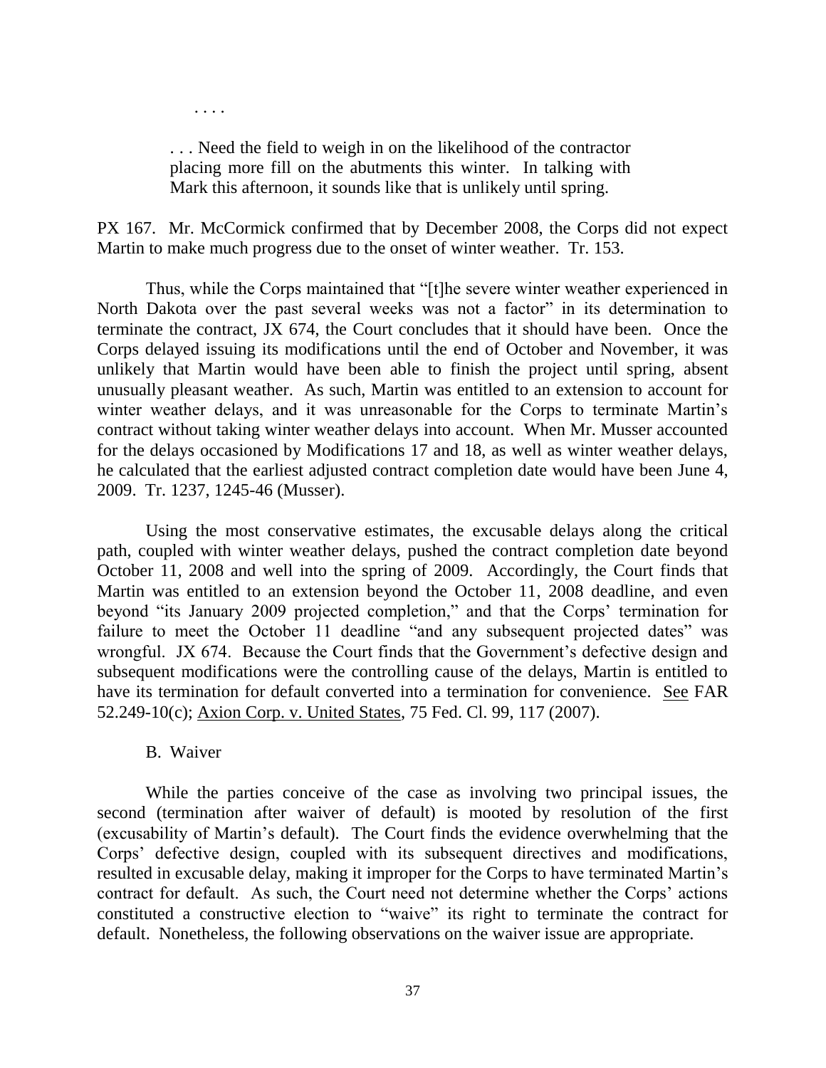> . . . .
>
> . . . Need the field to weigh in on the likelihood of the contractor placing more fill on the abutments this winter. In talking with Mark this afternoon, it sounds like that is unlikely until spring.

PX 167. Mr. McCormick confirmed that by December 2008, the Corps did not expect Martin to make much progress due to the onset of winter weather. Tr. 153.

Thus, while the Corps maintained that "[t]he severe winter weather experienced in North Dakota over the past several weeks was not a factor" in its determination to terminate the contract, JX 674, the Court concludes that it should have been. Once the Corps delayed issuing its modifications until the end of October and November, it was unlikely that Martin would have been able to finish the project until spring, absent unusually pleasant weather. As such, Martin was entitled to an extension to account for winter weather delays, and it was unreasonable for the Corps to terminate Martin's contract without taking winter weather delays into account. When Mr. Musser accounted for the delays occasioned by Modifications 17 and 18, as well as winter weather delays, he calculated that the earliest adjusted contract completion date would have been June 4, 2009. Tr. 1237, 1245-46 (Musser).

Using the most conservative estimates, the excusable delays along the critical path, coupled with winter weather delays, pushed the contract completion date beyond October 11, 2008 and well into the spring of 2009. Accordingly, the Court finds that Martin was entitled to an extension beyond the October 11, 2008 deadline, and even beyond "its January 2009 projected completion," and that the Corps' termination for failure to meet the October 11 deadline "and any subsequent projected dates" was wrongful. JX 674. Because the Court finds that the Government's defective design and subsequent modifications were the controlling cause of the delays, Martin is entitled to have its termination for default converted into a termination for convenience. See FAR 52.249-10(c); Axion Corp. v. United States, 75 Fed. Cl. 99, 117 (2007).

B. Waiver

While the parties conceive of the case as involving two principal issues, the second (termination after waiver of default) is mooted by resolution of the first (excusability of Martin's default). The Court finds the evidence overwhelming that the Corps' defective design, coupled with its subsequent directives and modifications, resulted in excusable delay, making it improper for the Corps to have terminated Martin's contract for default. As such, the Court need not determine whether the Corps' actions constituted a constructive election to "waive" its right to terminate the contract for default. Nonetheless, the following observations on the waiver issue are appropriate.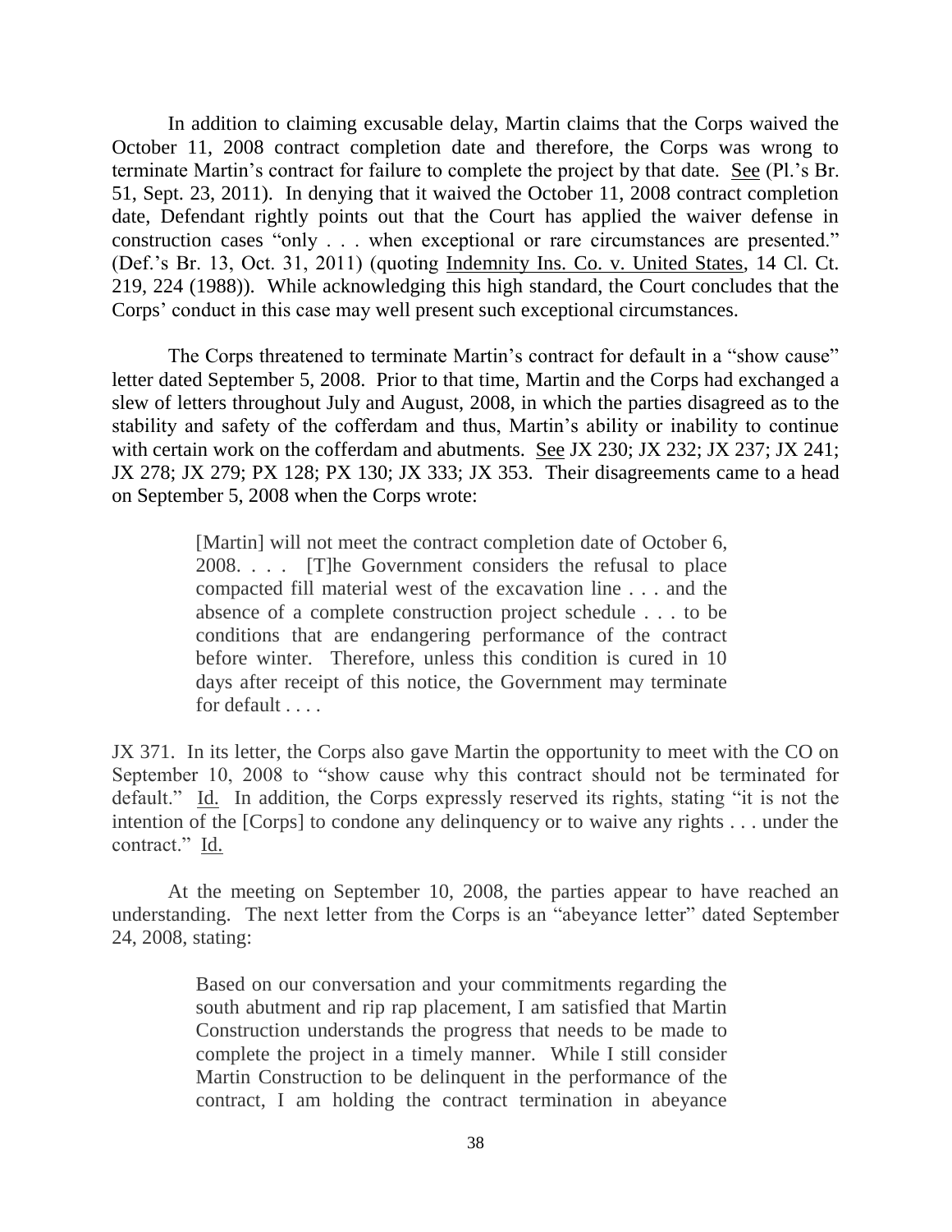In addition to claiming excusable delay, Martin claims that the Corps waived the October 11, 2008 contract completion date and therefore, the Corps was wrong to terminate Martin's contract for failure to complete the project by that date. See (Pl.'s Br. 51, Sept. 23, 2011). In denying that it waived the October 11, 2008 contract completion date, Defendant rightly points out that the Court has applied the waiver defense in construction cases "only . . . when exceptional or rare circumstances are presented." (Def.'s Br. 13, Oct. 31, 2011) (quoting Indemnity Ins. Co. v. United States, 14 Cl. Ct. 219, 224 (1988)). While acknowledging this high standard, the Court concludes that the Corps' conduct in this case may well present such exceptional circumstances.

The Corps threatened to terminate Martin's contract for default in a "show cause" letter dated September 5, 2008. Prior to that time, Martin and the Corps had exchanged a slew of letters throughout July and August, 2008, in which the parties disagreed as to the stability and safety of the cofferdam and thus, Martin's ability or inability to continue with certain work on the cofferdam and abutments. See JX 230; JX 232; JX 237; JX 241; JX 278; JX 279; PX 128; PX 130; JX 333; JX 353. Their disagreements came to a head on September 5, 2008 when the Corps wrote:

> [Martin] will not meet the contract completion date of October 6, 2008. . . . [T]he Government considers the refusal to place compacted fill material west of the excavation line . . . and the absence of a complete construction project schedule . . . to be conditions that are endangering performance of the contract before winter. Therefore, unless this condition is cured in 10 days after receipt of this notice, the Government may terminate for default . . . .

JX 371. In its letter, the Corps also gave Martin the opportunity to meet with the CO on September 10, 2008 to "show cause why this contract should not be terminated for default." Id. In addition, the Corps expressly reserved its rights, stating "it is not the intention of the [Corps] to condone any delinquency or to waive any rights . . . under the contract." Id.

At the meeting on September 10, 2008, the parties appear to have reached an understanding. The next letter from the Corps is an "abeyance letter" dated September 24, 2008, stating:

> Based on our conversation and your commitments regarding the south abutment and rip rap placement, I am satisfied that Martin Construction understands the progress that needs to be made to complete the project in a timely manner. While I still consider Martin Construction to be delinquent in the performance of the contract, I am holding the contract termination in abeyance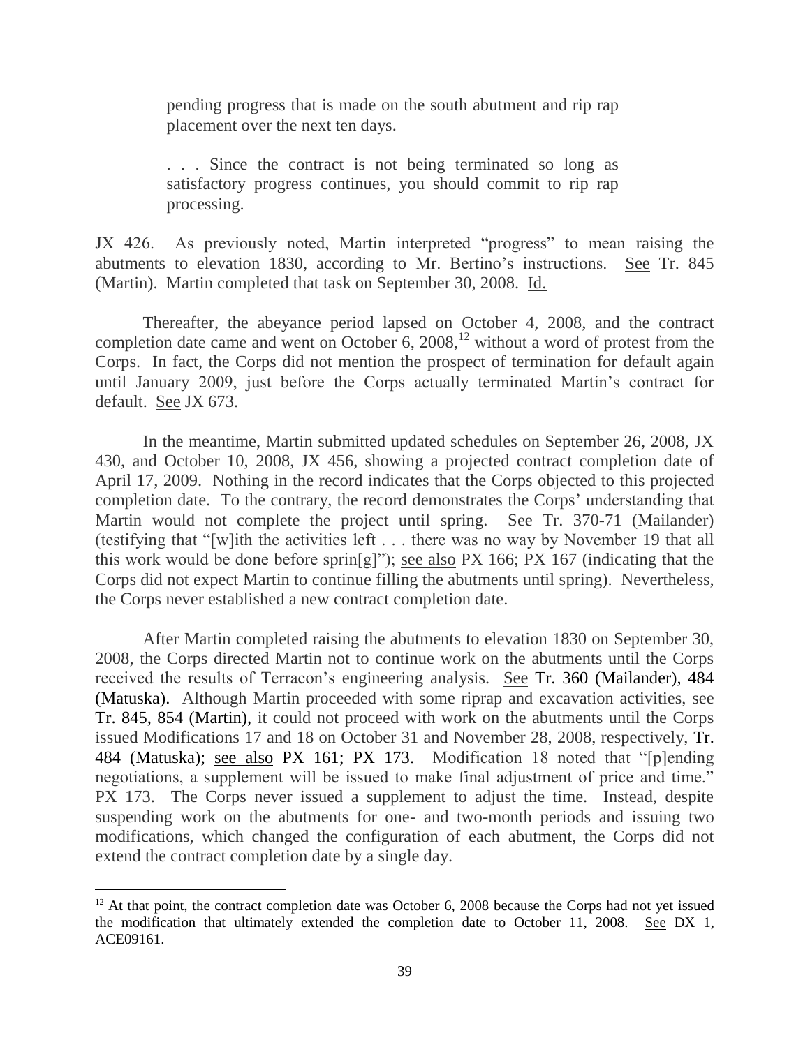> pending progress that is made on the south abutment and rip rap placement over the next ten days.
>
> . . . Since the contract is not being terminated so long as satisfactory progress continues, you should commit to rip rap processing.

JX 426. As previously noted, Martin interpreted "progress" to mean raising the abutments to elevation 1830, according to Mr. Bertino's instructions. See Tr. 845 (Martin). Martin completed that task on September 30, 2008. Id.

Thereafter, the abeyance period lapsed on October 4, 2008, and the contract completion date came and went on October 6, 2008,[12] without a word of protest from the Corps. In fact, the Corps did not mention the prospect of termination for default again until January 2009, just before the Corps actually terminated Martin's contract for default. See JX 673.

In the meantime, Martin submitted updated schedules on September 26, 2008, JX 430, and October 10, 2008, JX 456, showing a projected contract completion date of April 17, 2009. Nothing in the record indicates that the Corps objected to this projected completion date. To the contrary, the record demonstrates the Corps' understanding that Martin would not complete the project until spring. See Tr. 370-71 (Mailander) (testifying that "[w]ith the activities left . . . there was no way by November 19 that all this work would be done before sprin[g]"); see also PX 166; PX 167 (indicating that the Corps did not expect Martin to continue filling the abutments until spring). Nevertheless, the Corps never established a new contract completion date.

After Martin completed raising the abutments to elevation 1830 on September 30, 2008, the Corps directed Martin not to continue work on the abutments until the Corps received the results of Terracon's engineering analysis. See Tr. 360 (Mailander), 484 (Matuska). Although Martin proceeded with some riprap and excavation activities, see Tr. 845, 854 (Martin), it could not proceed with work on the abutments until the Corps issued Modifications 17 and 18 on October 31 and November 28, 2008, respectively, Tr. 484 (Matuska); see also PX 161; PX 173. Modification 18 noted that "[p]ending negotiations, a supplement will be issued to make final adjustment of price and time." PX 173. The Corps never issued a supplement to adjust the time. Instead, despite suspending work on the abutments for one- and two-month periods and issuing two modifications, which changed the configuration of each abutment, the Corps did not extend the contract completion date by a single day.

---

[12] At that point, the contract completion date was October 6, 2008 because the Corps had not yet issued the modification that ultimately extended the completion date to October 11, 2008. See DX 1, ACE09161.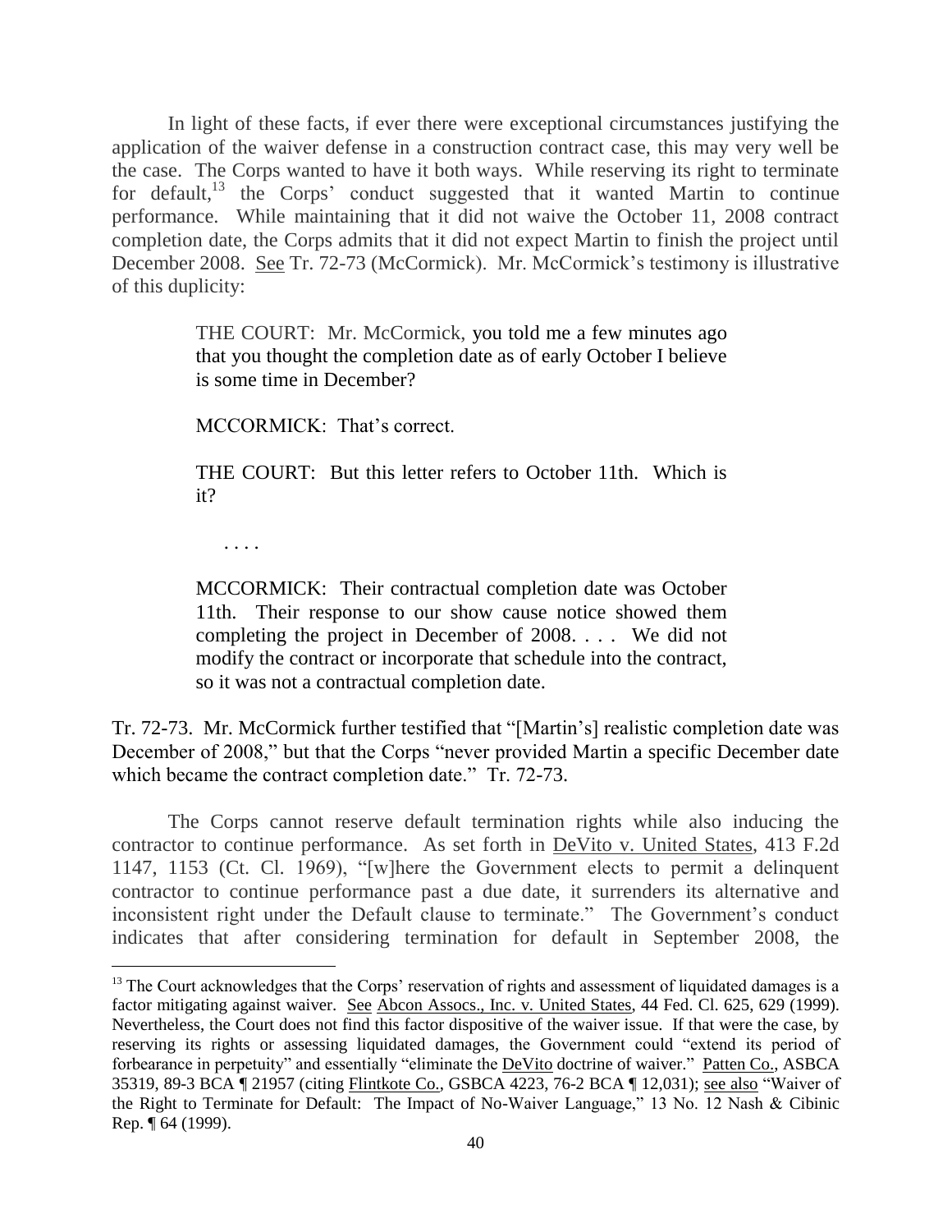In light of these facts, if ever there were exceptional circumstances justifying the application of the waiver defense in a construction contract case, this may very well be the case. The Corps wanted to have it both ways. While reserving its right to terminate for default,[13] the Corps' conduct suggested that it wanted Martin to continue performance. While maintaining that it did not waive the October 11, 2008 contract completion date, the Corps admits that it did not expect Martin to finish the project until December 2008. See Tr. 72-73 (McCormick). Mr. McCormick's testimony is illustrative of this duplicity:

> THE COURT: Mr. McCormick, you told me a few minutes ago that you thought the completion date as of early October I believe is some time in December?
>
> MCCORMICK: That's correct.
>
> THE COURT: But this letter refers to October 11th. Which is it?
>
> . . . .
>
> MCCORMICK: Their contractual completion date was October 11th. Their response to our show cause notice showed them completing the project in December of 2008. . . . We did not modify the contract or incorporate that schedule into the contract, so it was not a contractual completion date.

Tr. 72-73. Mr. McCormick further testified that "[Martin's] realistic completion date was December of 2008," but that the Corps "never provided Martin a specific December date which became the contract completion date." Tr. 72-73.

The Corps cannot reserve default termination rights while also inducing the contractor to continue performance. As set forth in DeVito v. United States, 413 F.2d 1147, 1153 (Ct. Cl. 1969), "[w]here the Government elects to permit a delinquent contractor to continue performance past a due date, it surrenders its alternative and inconsistent right under the Default clause to terminate." The Government's conduct indicates that after considering termination for default in September 2008, the

---

[13] The Court acknowledges that the Corps' reservation of rights and assessment of liquidated damages is a factor mitigating against waiver. See Abcon Assocs., Inc. v. United States, 44 Fed. Cl. 625, 629 (1999). Nevertheless, the Court does not find this factor dispositive of the waiver issue. If that were the case, by reserving its rights or assessing liquidated damages, the Government could "extend its period of forbearance in perpetuity" and essentially "eliminate the DeVito doctrine of waiver." Patten Co., ASBCA 35319, 89-3 BCA ¶ 21957 (citing Flintkote Co., GSBCA 4223, 76-2 BCA ¶ 12,031); see also "Waiver of the Right to Terminate for Default: The Impact of No-Waiver Language," 13 No. 12 Nash & Cibinic Rep. ¶ 64 (1999).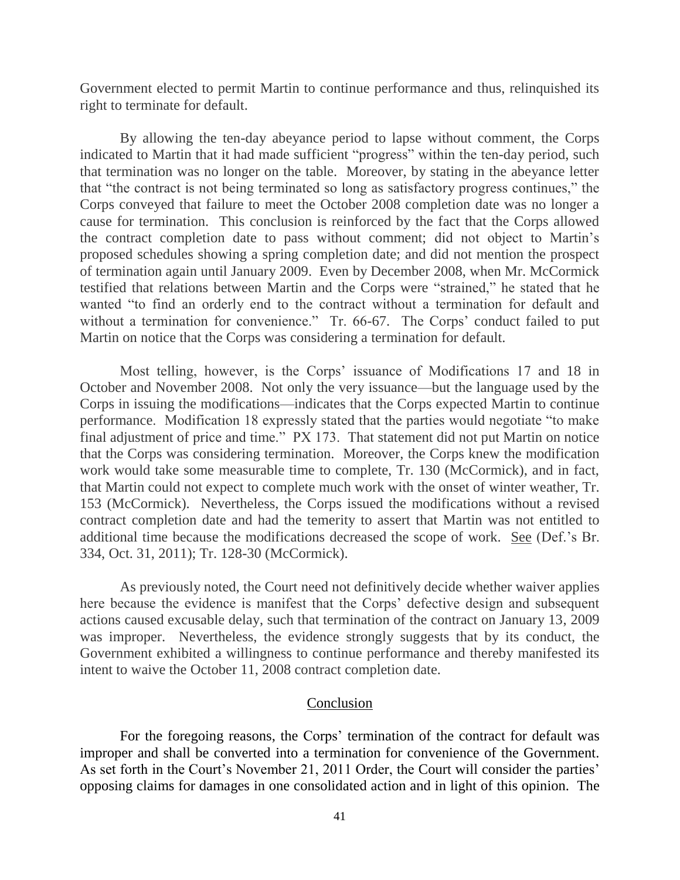Government elected to permit Martin to continue performance and thus, relinquished its right to terminate for default.

By allowing the ten-day abeyance period to lapse without comment, the Corps indicated to Martin that it had made sufficient "progress" within the ten-day period, such that termination was no longer on the table. Moreover, by stating in the abeyance letter that "the contract is not being terminated so long as satisfactory progress continues," the Corps conveyed that failure to meet the October 2008 completion date was no longer a cause for termination. This conclusion is reinforced by the fact that the Corps allowed the contract completion date to pass without comment; did not object to Martin's proposed schedules showing a spring completion date; and did not mention the prospect of termination again until January 2009. Even by December 2008, when Mr. McCormick testified that relations between Martin and the Corps were "strained," he stated that he wanted "to find an orderly end to the contract without a termination for default and without a termination for convenience." Tr. 66-67. The Corps' conduct failed to put Martin on notice that the Corps was considering a termination for default.

Most telling, however, is the Corps' issuance of Modifications 17 and 18 in October and November 2008. Not only the very issuance—but the language used by the Corps in issuing the modifications—indicates that the Corps expected Martin to continue performance. Modification 18 expressly stated that the parties would negotiate "to make final adjustment of price and time." PX 173. That statement did not put Martin on notice that the Corps was considering termination. Moreover, the Corps knew the modification work would take some measurable time to complete, Tr. 130 (McCormick), and in fact, that Martin could not expect to complete much work with the onset of winter weather, Tr. 153 (McCormick). Nevertheless, the Corps issued the modifications without a revised contract completion date and had the temerity to assert that Martin was not entitled to additional time because the modifications decreased the scope of work. See (Def.'s Br. 334, Oct. 31, 2011); Tr. 128-30 (McCormick).

As previously noted, the Court need not definitively decide whether waiver applies here because the evidence is manifest that the Corps' defective design and subsequent actions caused excusable delay, such that termination of the contract on January 13, 2009 was improper. Nevertheless, the evidence strongly suggests that by its conduct, the Government exhibited a willingness to continue performance and thereby manifested its intent to waive the October 11, 2008 contract completion date.

## Conclusion

For the foregoing reasons, the Corps' termination of the contract for default was improper and shall be converted into a termination for convenience of the Government. As set forth in the Court's November 21, 2011 Order, the Court will consider the parties' opposing claims for damages in one consolidated action and in light of this opinion. The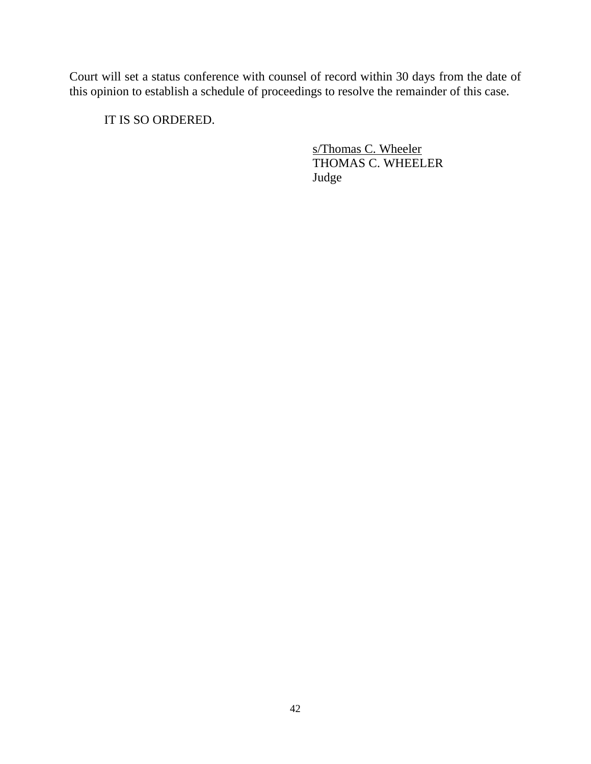Court will set a status conference with counsel of record within 30 days from the date of this opinion to establish a schedule of proceedings to resolve the remainder of this case.

IT IS SO ORDERED.

s/Thomas C. Wheeler
THOMAS C. WHEELER
Judge